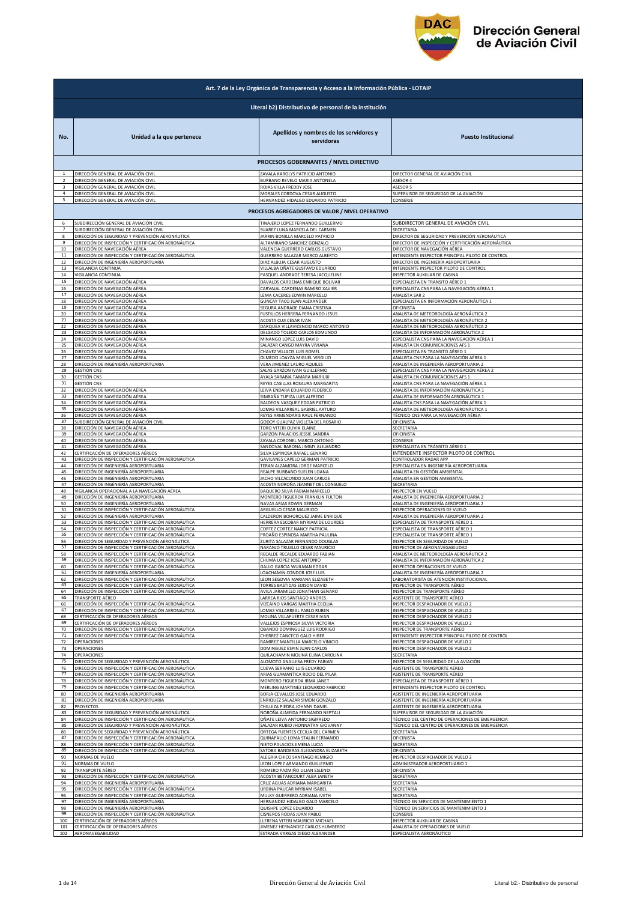# Dirección General de Aviación Civil

| Art. 7 de la Ley Orgánica de Transparencia y Acceso a la Información Pública - LOTAIP | | | |
|---|---|---|---|
| Literal b2) Distributivo de personal de la institución | | | |
| **No.** | **Unidad a la que pertenece** | **Apellidos y nombres de los servidores y servidoras** | **Puesto Institucional** |
| **PROCESOS GOBERNANTES / NIVEL DIRECTIVO** | | | |
| 1 | DIRECCIÓN GENERAL DE AVIACIÓN CIVIL | ZAVALA KAROLYS PATRICIO ANTONIO | DIRECTOR GENERAL DE AVIACIÓN CIVIL |
| 2 | DIRECCIÓN GENERAL DE AVIACIÓN CIVIL | BURBANO REVELO MARIA ANTONELA | ASESOR 4 |
| 3 | DIRECCIÓN GENERAL DE AVIACIÓN CIVIL | ROJAS VILLA FREDDY JOSE | ASESOR 5 |
| 4 | DIRECCIÓN GENERAL DE AVIACIÓN CIVIL | MORALES CORDOVA CESAR AUGUSTO | SUPERVISOR DE SEGURIDAD DE LA AVIACIÓN |
| 5 | DIRECCIÓN GENERAL DE AVIACIÓN CIVIL | HERNANDEZ HIDALGO EDUARDO PATRICIO | CONSERJE |
| **PROCESOS AGREGADORES DE VALOR / NIVEL OPERATIVO** | | | |
| 6 | SUBDIRECCIÓN GENERAL DE AVIACIÓN CIVIL | TINAJERO LOPEZ FERNANDO GUILLERMO | SUBDIRECTOR GENERAL DE AVIACIÓN CIVIL |
| 7 | SUBDIRECCIÓN GENERAL DE AVIACIÓN CIVIL | SUAREZ LUNA MARCELA DEL CARMEN | SECRETARIA |
| 8 | DIRECCIÓN DE SEGURIDAD Y PREVENCIÓN AERONÁUTICA | JARRIN BONILLA MARCELO PATRICIO | DIRECTOR DE SEGURIDAD Y PREVENCIÓN AERONÁUTICA |
| 9 | DIRECCIÓN DE INSPECCIÓN Y CERTIFICACIÓN AERONÁUTICA | ALTAMIRANO SANCHEZ GONZALO | DIRECTOR DE INSPECCIÓN Y CERTIFICACIÓN AERONÁUTICA |
| 10 | DIRECCIÓN DE NAVEGACIÓN AÉREA | VALENCIA GUERRERO CARLOS GUSTAVO | DIRECTOR DE NAVEGACIÓN AÉREA |
| 11 | DIRECCIÓN DE INSPECCIÓN Y CERTIFICACIÓN AERONÁUTICA | GUERRERO SALAZAR MARCO ALBERTO | INTENDENTE INSPECTOR PRINCIPAL PILOTO DE CONTROL |
| 12 | DIRECCIÓN DE INGENIERÍA AEROPORTUARIA | DIAZ ALBUJA CESAR AUGUSTO | DIRECTOR DE INGENIERÍA AEROPORTUARIA |
| 13 | VIGILANCIA CONTINUA | VILLALBA OÑATE GUSTAVO EDUARDO | INTENDENTE INSPECTOR PILOTO DE CONTROL |
| 14 | VIGILANCIA CONTINUA | PASQUEL ANDRADE TERESA JACQUELINE | INSPECTOR AUXILIAR DE CABINA |
| 15 | DIRECCIÓN DE NAVEGACIÓN AÉREA | DAVALOS CARDENAS ENRIQUE BOLIVAR | ESPECIALISTA EN TRANSITO AÉREO 1 |
| 16 | DIRECCIÓN DE NAVEGACIÓN AÉREA | CARVAJAL CARDENAS RAMIRO XAVIER | ESPECIALISTA CNS PARA LA NAVEGACIÓN AÉREA 1 |
| 17 | DIRECCIÓN DE NAVEGACIÓN AÉREA | LEMA CACERES EDWIN MARCELO | ANALISTA SAR 2 |
| 18 | DIRECCIÓN DE NAVEGACIÓN AÉREA | GUNCAY TACO JUAN ALEXANDER | ESPECIALISTA EN INFORMACIÓN AERONÁUTICA 1 |
| 19 | DIRECCIÓN DE NAVEGACIÓN AÉREA | SEGURA ANDRADE DIANA CRISTINA | OFICINISTA |
| 20 | DIRECCIÓN DE NAVEGACIÓN AÉREA | FUSTILLOS HERRERA FERNANDO JESUS | ANALISTA DE METEOROLOGÍA AERONÁUTICA 2 |
| 21 | DIRECCIÓN DE NAVEGACIÓN AÉREA | ACOSTA CUJI CESAR IVAN | ANALISTA DE METEOROLOGÍA AERONÁUTICA 2 |
| 22 | DIRECCIÓN DE NAVEGACIÓN AÉREA | DARQUEA VILLAVICENCIO MARCO ANTONIO | ANALISTA DE METEOROLOGÍA AERONÁUTICA 2 |
| 23 | DIRECCIÓN DE NAVEGACIÓN AÉREA | DELGADO TOLEDO CARLOS EDMUNDO | ANALISTA DE INFORMACIÓN AERONÁUTICA 2 |
| 24 | DIRECCIÓN DE NAVEGACIÓN AÉREA | MINANGO LOPEZ LUIS DAVID | ESPECIALISTA CNS PARA LA NAVEGACIÓN AÉREA 1 |
| 25 | DIRECCIÓN DE NAVEGACIÓN AÉREA | SALAZAR CANGO MAYRA VIVIANA | ANALISTA EN COMUNICACIONES AFS 1 |
| 26 | DIRECCIÓN DE NAVEGACIÓN AÉREA | CHAVEZ VILLACIS LUIS ROMEL | ESPECIALISTA EN TRANSITO AÉREO 1 |
| 27 | DIRECCIÓN DE NAVEGACIÓN AÉREA | OLMEDO LOAYZA MIGUEL VIRGILIO | ANALISTA CNS PARA LA NAVEGACIÓN AÉREA 1 |
| 28 | DIRECCIÓN DE INGENIERÍA AEROPORTUARIA | VERA JIMENEZ LAURO AQUILES | ANALISTA DE INGENIERÍA AEROPORTUARIA 2 |
| 29 | GESTIÓN CNS | SALAS GARZON IVAN GUILLERMO | ESPECIALISTA CNS PARA LA NAVEGACIÓN AÉREA 2 |
| 30 | GESTIÓN CNS | AYALA SARABIA TAMARA MARIUXI | ANALISTA EN COMUNICACIONES AFS 1 |
| 31 | GESTIÓN CNS | REYES CASILLAS ROSAURA MARGARITA | ANALISTA CNS PARA LA NAVEGACIÓN AÉREA 1 |
| 32 | DIRECCIÓN DE NAVEGACIÓN AÉREA | LEIVA ENDARA EDUARDO FEDERICO | ANALISTA DE INFORMACIÓN AERONÁUTICA 1 |
| 33 | DIRECCIÓN DE NAVEGACIÓN AÉREA | SIMBAÑA TUPIZA LUIS ALFREDO | ANALISTA DE INFORMACIÓN AERONÁUTICA 1 |
| 34 | DIRECCIÓN DE NAVEGACIÓN AÉREA | BALDEON VASQUEZ EDGAR PATRICIO | ANALISTA CNS PARA LA NAVEGACIÓN AÉREA 1 |
| 35 | DIRECCIÓN DE NAVEGACIÓN AÉREA | LOMAS VILLARREAL GABRIEL ARTURO | ANALISTA DE METEOROLOGÍA AERONÁUTICA 1 |
| 36 | DIRECCIÓN DE NAVEGACIÓN AÉREA | REYES ARMENDARIS RAUL FERNANDO | TÉCNICO CNS PARA LA NAVEGACIÓN AÉREA |
| 37 | SUBDIRECCIÓN GENERAL DE AVIACIÓN CIVIL | GODOY GUALPAZ VIOLETA DEL ROSARIO | OFICINISTA |
| 38 | DIRECCIÓN DE NAVEGACIÓN AÉREA | TORO VITERI OLIVIA ELAINE | SECRETARIA |
| 39 | DIRECCIÓN DE NAVEGACIÓN AÉREA | GARZON PALACIOS JESSIE SANDRA | OFICINISTA |
| 40 | DIRECCIÓN DE NAVEGACIÓN AÉREA | ZAVALA CORONEL MARCO ANTONIO | CONSERJE |
| 41 | DIRECCIÓN DE NAVEGACIÓN AÉREA | SANDOVAL BARONA JIMMY ALEJANDRO | ESPECIALISTA EN TRÁNSITO AÉREO 1 |
| 42 | CERTIFICACIÓN DE OPERADORES AÉREOS | SILVA ESPINOSA RAFAEL GENARO | INTENDENTE INSPECTOR PILOTO DE CONTROL |
| 43 | DIRECCIÓN DE INSPECCIÓN Y CERTIFICACIÓN AERONÁUTICA | GAVILANES CAPELO GERMAN PATRICIO | CONTROLADOR RADAR APP |
| 44 | DIRECCIÓN DE INGENIERÍA AEROPORTUARIA | TERAN ALZAMORA JORGE MARCELO | ESPECIALISTA EN INGENIERÍA AEROPORTUARIA |
| 45 | DIRECCIÓN DE INGENIERÍA AEROPORTUARIA | REALPE BURBANO SUELEN LOANA | ANALISTA EN GESTIÓN AMBIENTAL |
| 46 | DIRECCIÓN DE INGENIERÍA AEROPORTUARIA | JACHO VILCACUNDO JUAN CARLOS | ANALISTA EN GESTIÓN AMBIENTAL |
| 47 | DIRECCIÓN DE INGENIERÍA AEROPORTUARIA | ACOSTA NOROÑA JEANNET DEL CONSUELO | SECRETARIA |
| 48 | VIGILANCIA OPERACIONAL A LA NAVEGACIÓN AÉREA | BAQUERO SILVA FABIAN MARCELO | INSPECTOR EN VUELO |
| 49 | DIRECCIÓN DE INGENIERÍA AEROPORTUARIA | MONTERO FIGUEROA FRANKLIN FULTON | ANALISTA DE INGENIERÍA AEROPORTUARIA 2 |
| 50 | DIRECCIÓN DE INGENIERÍA AEROPORTUARIA | NAVAS ARIAS EDWIN GERMAN | ANALISTA DE INGENIERÍA AEROPORTUARIA 2 |
| 51 | DIRECCIÓN DE INSPECCIÓN Y CERTIFICACIÓN AERONÁUTICA | ARGUELLO CESAR MAURICIO | INSPECTOR OPERACIONES DE VUELO |
| 52 | DIRECCIÓN DE INGENIERÍA AEROPORTUARIA | CALDERON BOHORQUEZ JAIME ENRIQUE | ANALISTA DE INGENIERÍA AEROPORTUARIA 2 |
| 53 | DIRECCIÓN DE INSPECCIÓN Y CERTIFICACIÓN AERONÁUTICA | HERRERA ESCOBAR MYRIAM DE LOURDES | ESPECIALISTA DE TRANSPORTE AÉREO 1 |
| 54 | DIRECCIÓN DE INSPECCIÓN Y CERTIFICACIÓN AERONÁUTICA | CORTEZ CORTEZ NANCY PATRICIA | ESPECIALISTA DE TRANSPORTE AÉREO 1 |
| 55 | DIRECCIÓN DE INSPECCIÓN Y CERTIFICACIÓN AERONÁUTICA | PROAÑO ESPINOSA MARTHA PAULINA | ESPECIALISTA DE TRANSPORTE AÉREO 1 |
| 56 | DIRECCIÓN DE SEGURIDAD Y PREVENCIÓN AERONÁUTICA | ZURITA SALAZAR FERNANDO DOUGLAS | INSPECTOR EN SEGURIDAD DE VUELO |
| 57 | DIRECCIÓN DE INSPECCIÓN Y CERTIFICACIÓN AERONÁUTICA | NARANJO TRUJILLO CESAR MAURICIO | INSPECTOR DE AERONAVEGABILIDAD |
| 58 | DIRECCIÓN DE INSPECCIÓN Y CERTIFICACIÓN AERONÁUTICA | RECALDE RECALDE EDUARDO FABIAN | ANALISTA DE METEOROLOGÍA AERONÁUTICA 2 |
| 59 | DIRECCIÓN DE INSPECCIÓN Y CERTIFICACIÓN AERONÁUTICA | CHUMA LOPEZ JOSE ANTONIO | ANALISTA DE INFORMACIÓN AERONÁUTICA 2 |
| 60 | DIRECCIÓN DE INSPECCIÓN Y CERTIFICACIÓN AERONÁUTICA | GALLO GARCIA WUILMAN EDGAR | INSPECTOR OPERACIONES DE VUELO |
| 61 | DIRECCIÓN DE INGENIERÍA AEROPORTUARIA | LOACHAMIN CONDOR JOSE LUIS | ANALISTA DE INGENIERÍA AEROPORTUARIA 2 |
| 62 | DIRECCIÓN DE INSPECCIÓN Y CERTIFICACIÓN AERONÁUTICA | LEON SEGOVIA MARIANA ELIZABETH | LABORATORISTA DE ATENCIÓN INSTITUCIONAL |
| 63 | DIRECCIÓN DE INSPECCIÓN Y CERTIFICACIÓN AERONÁUTICA | TORRES BASTIDAS EDISON DAVID | INSPECTOR DE TRANSPORTE AÉREO |
| 64 | DIRECCIÓN DE INSPECCIÓN Y CERTIFICACIÓN AERONÁUTICA | AVILA JARAMILLO JONATHAN GENARO | INSPECTOR DE TRANSPORTE AÉREO |
| 65 | TRANSPORTE AÉREO | LARREA RIOS SANTIAGO ANDRES | ASISTENTE DE TRANSPORTE AÉREO |
| 66 | DIRECCIÓN DE INSPECCIÓN Y CERTIFICACIÓN AERONÁUTICA | VIZCAINO VARGAS MARTHA CECILIA | INSPECTOR DESPACHADOR DE VUELO 2 |
| 67 | DIRECCIÓN DE INSPECCIÓN Y CERTIFICACIÓN AERONÁUTICA | LOMAS VILLARREAL PABLO RUBEN | INSPECTOR DESPACHADOR DE VUELO 2 |
| 68 | CERTIFICACIÓN DE OPERADORES AÉREOS | MOLINA VILLAFUERTE CESAR IVAN | INSPECTOR DESPACHADOR DE VUELO 2 |
| 69 | CERTIFICACIÓN DE OPERADORES AÉREOS | VALLEJOS ESPINOSA SILVIA VICTORIA | INSPECTOR DESPACHADOR DE VUELO 2 |
| 70 | DIRECCIÓN DE INSPECCIÓN Y CERTIFICACIÓN AERONÁUTICA | OBANDO DOMINGUEZ LUIS RODRIGO | INSPECTOR DE TRANSPORTE AÉREO |
| 71 | DIRECCIÓN DE INSPECCIÓN Y CERTIFICACIÓN AERONÁUTICA | CHERREZ CANCECO GALO HIBER | INTENDENTE INSPECTOR PRINCIPAL PILOTO DE CONTROL |
| 72 | OPERACIONES | RAMIREZ MANTILLA MARCELO VINICIO | INSPECTOR DESPACHADOR DE VUELO 2 |
| 73 | OPERACIONES | DOMINGUEZ ESPIN JUAN CARLOS | INSPECTOR DESPACHADOR DE VUELO 2 |
| 74 | OPERACIONES | QUILACHAMIN MOLINA ELINA CAROLINA | SECRETARIA |
| 75 | DIRECCIÓN DE SEGURIDAD Y PREVENCIÓN AERONÁUTICA | ALOMOTO ANALUISA FREDY FABIAN | INSPECTOR DE SEGURIDAD DE LA AVIACIÓN |
| 76 | DIRECCIÓN DE INSPECCIÓN Y CERTIFICACIÓN AERONÁUTICA | CUEVA SERRANO LUIS EDUARDO | ASISTENTE DE TRANSPORTE AÉREO |
| 77 | DIRECCIÓN DE INSPECCIÓN Y CERTIFICACIÓN AERONÁUTICA | ARIAS GUAMANTICA ROCIO DEL PILAR | ASISTENTE DE TRANSPORTE AÉREO |
| 78 | DIRECCIÓN DE INSPECCIÓN Y CERTIFICACIÓN AERONÁUTICA | MONTERO FIGUEROA IRMA JANET | ESPECIALISTA DE TRANSPORTE AÉREO 1 |
| 79 | DIRECCIÓN DE INSPECCIÓN Y CERTIFICACIÓN AERONÁUTICA | MERLING MARTINEZ LEONARDO FABRICIO | INTENDENTE INSPECTOR PILOTO DE CONTROL |
| 80 | DIRECCIÓN DE INGENIERÍA AEROPORTUARIA | BORJA CEVALLOS JOSE EDUARDO | ASISTENTE DE INGENIERÍA AEROPORTUARIA |
| 81 | DIRECCIÓN DE INGENIERÍA AEROPORTUARIA | ENRIQUEZ SALAZAR SIMON GONZALO | ASISTENTE DE INGENIERÍA AEROPORTUARIA |
| 82 | PROYECTOS | CHILUIZA PIEDRA JOHNNY DANIEL | ASISTENTE DE INGENIERÍA AEROPORTUARIA |
| 83 | DIRECCIÓN DE SEGURIDAD Y PREVENCIÓN AERONÁUTICA | NOROÑA ALMEIDA FERNANDO NEPTALI | SUPERVISOR DE SEGURIDAD DE LA AVIACIÓN |
| 84 | DIRECCIÓN DE INSPECCIÓN Y CERTIFICACIÓN AERONÁUTICA | OÑATE LEIVA ANTONIO SIGIFREDO | TÉCNICO DEL CENTRO DE OPERACIONES DE EMERGENCIA |
| 85 | DIRECCIÓN DE SEGURIDAD Y PREVENCIÓN AERONÁUTICA | SALAZAR RUBIO JHONNATAN GIOVANNY | TÉCNICO DEL CENTRO DE OPERACIONES DE EMERGENCIA |
| 86 | DIRECCIÓN DE SEGURIDAD Y PREVENCIÓN AERONÁUTICA | ORTEGA FUENTES CECILIA DEL CARMEN | SECRETARIA |
| 87 | DIRECCIÓN DE INSPECCIÓN Y CERTIFICACIÓN AERONÁUTICA | QUINAPALLO LOMA STALIN FERNANDO | OFICINISTA |
| 88 | DIRECCIÓN DE INSPECCIÓN Y CERTIFICACIÓN AERONÁUTICA | NIETO PALACIOS JIMENA LUCIA | SECRETARIA |
| 89 | DIRECCIÓN DE INSPECCIÓN Y CERTIFICACIÓN AERONÁUTICA | SATOBA BANDERAS ALEXANDRA ELIZABETH | OFICINISTA |
| 90 | NORMAS DE VUELO | ALEGRIA CHICO SANTIAGO REMIGIO | INSPECTOR DESPACHADOR DE VUELO 2 |
| 91 | NORMAS DE VUELO | LEON LOPEZ ARMANDO GUILLERMO | ADMINISTRADOR AEROPORTUARIO 1 |
| 92 | TRANSPORTE AÉREO | ROMERO PAZMIÑO LILIAN ESLENDI | OFICINISTA |
| 93 | DIRECCIÓN DE INSPECCIÓN Y CERTIFICACIÓN AERONÁUTICA | ACOSTA BETANCOURT ALBA JANETH | SECRETARIA |
| 94 | DIRECCIÓN DE INGENIERÍA AEROPORTUARIA | CRUZ AGUAS ADRIANA MARGARITA | SECRETARIA |
| 95 | DIRECCIÓN DE INSPECCIÓN Y CERTIFICACIÓN AERONÁUTICA | URBINA PAUCAR MYRIAM ISABEL | SECRETARIA |
| 96 | DIRECCIÓN DE INSPECCIÓN Y CERTIFICACIÓN AERONÁUTICA | MULKY GUERRERO ADRIANA IVETH | SECRETARIA |
| 97 | DIRECCIÓN DE INGENIERÍA AEROPORTUARIA | HERNANDEZ HIDALGO GALO MARCELO | TÉCNICO EN SERVICIOS DE MANTENIMIENTO 1 |
| 98 | DIRECCIÓN DE INGENIERÍA AEROPORTUARIA | QUISHPE LOPEZ EDUARDO | TÉCNICO EN SERVICIOS DE MANTENIMIENTO 1 |
| 99 | DIRECCIÓN DE INSPECCIÓN Y CERTIFICACIÓN AERONÁUTICA | CISNEROS RODAS JUAN PABLO | CONSERJE |
| 100 | CERTIFICACIÓN DE OPERADORES AÉREOS | LLERENA VITERI MAURICIO MICHAEL | INSPECTOR AUXILIAR DE CABINA |
| 101 | CERTIFICACIÓN DE OPERADORES AÉREOS | JIMENEZ HERNANDEZ CARLOS HUMBERTO | ANALISTA DE OPERACIONES DE VUELO |
| 102 | AERONAVEGABILIDAD | ESTRADA VARGAS DIEGO ALEXANDER | ESPECIALISTA AERONÁUTICO |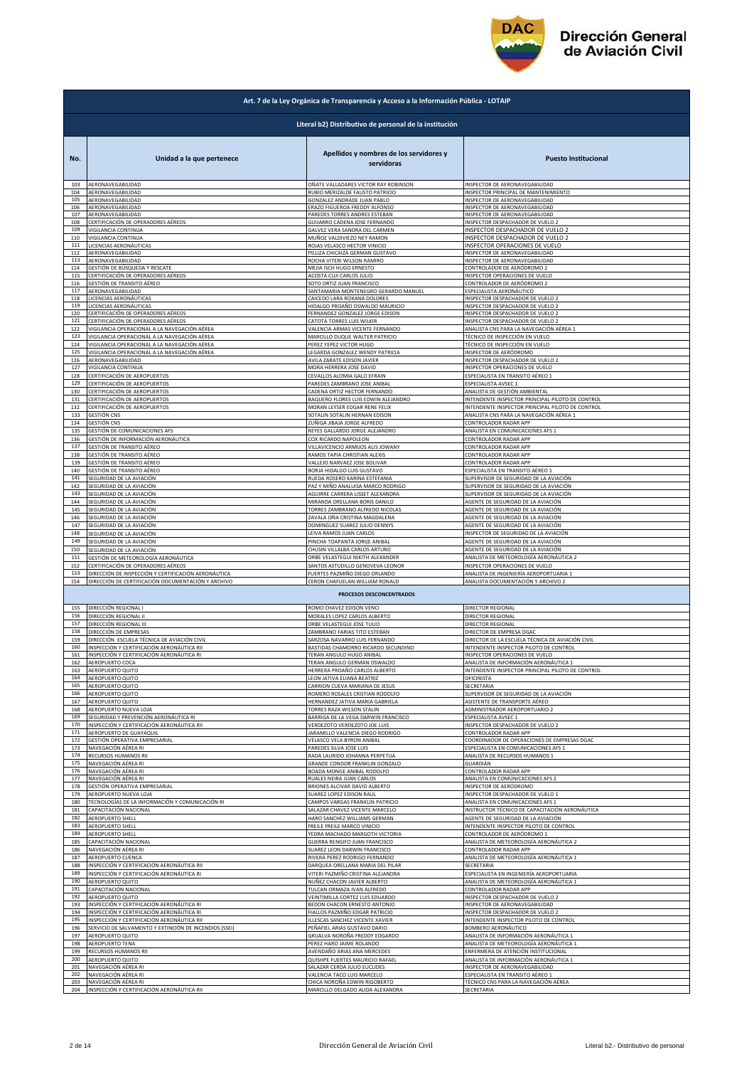# Dirección General de Aviación Civil

## Art. 7 de la Ley Orgánica de Transparencia y Acceso a la Información Pública - LOTAIP

### Literal b2) Distributivo de personal de la institución

| No. | Unidad a la que pertenece | Apellidos y nombres de los servidores y servidoras | Puesto Institucional |
|---|---|---|---|
| 103 | AERONAVEGABILIDAD | OÑATE VALLADARES VICTOR RAY ROBINSON | INSPECTOR DE AERONAVEGABILIDAD |
| 104 | AERONAVEGABILIDAD | RUBIO MERIZALDE FAUSTO PATRICIO | INSPECTOR PRINCIPAL DE MANTENIMIENTO |
| 105 | AERONAVEGABILIDAD | GONZALEZ ANDRADE JUAN PABLO | INSPECTOR DE AERONAVEGABILIDAD |
| 106 | AERONAVEGABILIDAD | ERAZO FIGUEROA FREDDY ALFONSO | INSPECTOR DE AERONAVEGABILIDAD |
| 107 | AERONAVEGABILIDAD | PAREDES TORRES ANDRES ESTEBAN | INSPECTOR DE AERONAVEGABILIDAD |
| 108 | CERTIFICACIÓN DE OPERADORES AÉREOS | GUIJARRO CADENA JOSE FERNANDO | INSPECTOR DESPACHADOR DE VUELO 2 |
| 109 | VIGILANCIA CONTINUA | GALVEZ VERA SANDRA DEL CARMEN | INSPECTOR DESPACHADOR DE VUELO 2 |
| 110 | VIGILANCIA CONTINUA | MUÑOZ VALDIVIEZO NEY RAMON | INSPECTOR DESPACHADOR DE VUELO 2 |
| 111 | LICENCIAS AERONÁUTICAS | ROJAS VELASCO HECTOR VINICIO | INSPECTOR OPERACIONES DE VUELO |
| 112 | AERONAVEGABILIDAD | PILLIZA CHICAIZA GERMAN GUSTAVO | INSPECTOR DE AERONAVEGABILIDAD |
| 113 | AERONAVEGABILIDAD | ROCHA VITERI WILSON RAMIRO | INSPECTOR DE AERONAVEGABILIDAD |
| 114 | GESTIÓN DE BÚSQUEDA Y RESCATE | MEJIA ISCH HUGO ERNESTO | CONTROLADOR DE AERÓDROMO 2 |
| 115 | CERTIFICACIÓN DE OPERADORES AÉREOS | ACOSTA CUJI CARLOS JULIO | INSPECTOR OPERACIONES DE VUELO |
| 116 | GESTIÓN DE TRANSITO AÉREO | SOTO ORTIZ JUAN FRANCISCO | CONTROLADOR DE AERÓDROMO 2 |
| 117 | AERONAVEGABILIDAD | SANTAMARIA MONTENEGRO GERARDO MANUEL | ESPECIALISTA AERONÁUTICO |
| 118 | LICENCIAS AERONÁUTICAS | CAICEDO LARA ROXANA DOLORES | INSPECTOR DESPACHADOR DE VUELO 2 |
| 119 | LICENCIAS AERONÁUTICAS | HIDALGO PROAÑO OSWALDO MAURICIO | INSPECTOR DESPACHADOR DE VUELO 2 |
| 120 | CERTIFICACIÓN DE OPERADORES AÉREOS | FERNANDEZ GONZALEZ JORGE EDISON | INSPECTOR DESPACHADOR DE VUELO 2 |
| 121 | CERTIFICACIÓN DE OPERADORES AÉREOS | CATOTA TORRES LUIS WILKIR | INSPECTOR DESPACHADOR DE VUELO 2 |
| 122 | VIGILANCIA OPERACIONAL A LA NAVEGACIÓN AÉREA | VALENCIA ARMAS VICENTE FERNANDO | ANALISTA CNS PARA LA NAVEGACIÓN AÉREA 1 |
| 123 | VIGILANCIA OPERACIONAL A LA NAVEGACIÓN AÉREA | MARCILLO DUQUE WALTER PATRICIO | TÉCNICO DE INSPECCIÓN EN VUELO |
| 124 | VIGILANCIA OPERACIONAL A LA NAVEGACIÓN AÉREA | PEREZ YEPEZ VICTOR HUGO | TÉCNICO DE INSPECCIÓN EN VUELO |
| 125 | VIGILANCIA OPERACIONAL A LA NAVEGACIÓN AÉREA | LEGARDA GONZALEZ WENDY PATRICIA | INSPECTOR DE AERÓDROMO |
| 126 | AERONAVEGABILIDAD | AVILA ZARATE EDISON JAVIER | INSPECTOR DESPACHADOR DE VUELO 2 |
| 127 | VIGILANCIA CONTINUA | MORA HERRERA JOSE DAVID | INSPECTOR OPERACIONES DE VUELO |
| 128 | CERTIFICACIÓN DE AEROPUERTOS | CEVALLOS ALOMIA GALO EFRAIN | ESPECIALISTA EN TRANSITO AÉREO 1 |
| 129 | CERTIFICACIÓN DE AEROPUERTOS | PAREDES ZAMBRANO JOSE ANIBAL | ESPECIALISTA AVSEC 1 |
| 130 | CERTIFICACIÓN DE AEROPUERTOS | CADENA ORTIZ HECTOR FERNANDO | ANALISTA DE GESTIÓN AMBIENTAL |
| 131 | CERTIFICACIÓN DE AEROPUERTOS | BAQUERO FLORES LUIS EDWIN ALEJANDRO | INTENDENTE INSPECTOR PRINCIPAL PILOTO DE CONTROL |
| 132 | CERTIFICACIÓN DE AEROPUERTOS | MORAN LEYSER EDGAR RENE FELIX | INTENDENTE INSPECTOR PRINCIPAL PILOTO DE CONTROL |
| 133 | GESTIÓN CNS | SOTALIN SOTALIN HERNAN EDISON | ANALISTA CNS PARA LA NAVEGACIÓN AÉREA 1 |
| 134 | GESTIÓN CNS | ZUÑIGA JIBAJA JORGE ALFREDO | CONTROLADOR RADAR APP |
| 135 | GESTIÓN DE COMUNICACIONES AFS | REYES GALLARDO JORGE ALEJANDRO | ANALISTA EN COMUNICACIONES AFS 1 |
| 136 | GESTIÓN DE INFORMACIÓN AERONÁUTICA | COX RICARDO NAPOLEON | CONTROLADOR RADAR APP |
| 137 | GESTIÓN DE TRANSITO AÉREO | VILLAVICENCIO ARMIJOS ALIS JOWANY | CONTROLADOR RADAR APP |
| 138 | GESTIÓN DE TRANSITO AÉREO | RAMOS TAPIA CHRISTIAN ALEXIS | CONTROLADOR RADAR APP |
| 139 | GESTIÓN DE TRANSITO AÉREO | VALLEJO NARVAEZ JOSE BOLIVAR | CONTROLADOR RADAR APP |
| 140 | GESTIÓN DE TRANSITO AÉREO | BORJA HIDALGO LUIS GUSTAVO | ESPECIALISTA EN TRANSITO AÉREO 1 |
| 141 | SEGURIDAD DE LA AVIACIÓN | RUEDA ROSERO KARINA ESTEFANIA | SUPERVISOR DE SEGURIDAD DE LA AVIACIÓN |
| 142 | SEGURIDAD DE LA AVIACIÓN | PAZ Y MIÑO ANALUISA MARCO RODRIGO | SUPERVISOR DE SEGURIDAD DE LA AVIACIÓN |
| 143 | SEGURIDAD DE LA AVIACIÓN | AGUIRRE CARRERA LISSET ALEXANDRA | SUPERVISOR DE SEGURIDAD DE LA AVIACIÓN |
| 144 | SEGURIDAD DE LA AVIACIÓN | MIRANDA ORELLANA BORIS DANILO | AGENTE DE SEGURIDAD DE LA AVIACIÓN |
| 145 | SEGURIDAD DE LA AVIACIÓN | TORRES ZAMBRANO ALFREDO NICOLAS | AGENTE DE SEGURIDAD DE LA AVIACIÓN |
| 146 | SEGURIDAD DE LA AVIACIÓN | ZAVALA OÑA CRISTINA MAGDALENA | AGENTE DE SEGURIDAD DE LA AVIACIÓN |
| 147 | SEGURIDAD DE LA AVIACIÓN | DOMINGUEZ SUAREZ JULIO DENNYS | AGENTE DE SEGURIDAD DE LA AVIACIÓN |
| 148 | SEGURIDAD DE LA AVIACIÓN | LEIVA RAMOS JUAN CARLOS | INSPECTOR DE SEGURIDAD DE LA AVIACIÓN |
| 149 | SEGURIDAD DE LA AVIACIÓN | PINCHA TOAPANTA JORGE ANIBAL | AGENTE DE SEGURIDAD DE LA AVIACIÓN |
| 150 | SEGURIDAD DE LA AVIACIÓN | CHUSIN VILLALBA CARLOS ARTURO | AGENTE DE SEGURIDAD DE LA AVIACIÓN |
| 151 | GESTIÓN DE METEOROLOGÍA AERONÁUTICA | ORBE VELASTEGUI NIKITH ALEXANDER | ANALISTA DE METEOROLOGÍA AERONÁUTICA 2 |
| 152 | CERTIFICACIÓN DE OPERADORES AÉREOS | SANTOS ASTUDILLO GENOVEVA LEONOR | INSPECTOR OPERACIONES DE VUELO |
| 153 | DIRECCIÓN DE INSPECCIÓN Y CERTIFICACIÓN AERONÁUTICA | FUERTES PAZMIÑO DIEGO ORLANDO | ANALISTA DE INGENIERÍA AEROPORTUARIA 1 |
| 154 | DIRECCIÓN DE CERTIFICACIÓN DOCUMENTACIÓN Y ARCHIVO | CERON CHAFUELAN WILLIAM RONALD | ANALISTA DOCUMENTACIÓN Y ARCHIVO 2 |
| | **PROCESOS DESCONCENTRADOS** | | |
| 155 | DIRECCIÓN REGIONAL I | ROMO CHAVEZ EDISON VENCI | DIRECTOR REGIONAL |
| 156 | DIRECCIÓN REGIONAL II | MORALES LOPEZ CARLOS ALBERTO | DIRECTOR REGIONAL |
| 157 | DIRECCIÓN REGIONAL III | ORBE VELASTEGUI JOSE TULIO | DIRECTOR REGIONAL |
| 158 | DIRECCIÓN DE EMPRESAS | ZAMBRANO FARIAS TITO ESTEBAN | DIRECTOR DE EMPRESA DGAC |
| 159 | DIRECCIÓN ESCUELA TÉCNICA DE AVIACIÓN CIVIL | SARZOSA NAVARRO LUIS FERNANDO | DIRECTOR DE LA ESCUELA TÉCNICA DE AVIACIÓN CIVIL |
| 160 | INSPECCIÓN Y CERTIFICACIÓN AERONÁUTICA RII | BASTIDAS CHAMORRO RICARDO SECUNDINO | INTENDENTE INSPECTOR PILOTO DE CONTROL |
| 161 | INSPECCIÓN Y CERTIFICACIÓN AERONÁUTICA RI | TERAN ANGULO HUGO ANIBAL | INSPECTOR OPERACIONES DE VUELO |
| 162 | AEROPUERTO COCA | TERAN ANGULO GERMAN OSWALDO | ANALISTA DE INFORMACIÓN AERONÁUTICA 1 |
| 163 | AEROPUERTO QUITO | HERRERA PROAÑO CARLOS ALBERTO | INTENDENTE INSPECTOR PRINCIPAL PILOTO DE CONTROL |
| 164 | AEROPUERTO QUITO | LEON JATIVA ELIANA BEATRIZ | OFICINISTA |
| 165 | AEROPUERTO QUITO | CARRION CUEVA MARIANA DE JESUS | SECRETARIA |
| 166 | AEROPUERTO QUITO | ROMERO ROSALES CRISTIAN RODOLFO | SUPERVISOR DE SEGURIDAD DE LA AVIACIÓN |
| 167 | AEROPUERTO QUITO | HERNANDEZ JATIVA MARIA GABRIELA | ASISTENTE DE TRANSPORTE AÉREO |
| 168 | AEROPUERTO NUEVA LOJA | TORRES RAZA WILSON STALIN | ADMINISTRADOR AEROPORTUARIO 2 |
| 169 | SEGURIDAD Y PREVENCIÓN AERONÁUTICA RI | BARRIGA DE LA VEGA DARWIN FRANCISCO | ESPECIALISTA AVSEC 1 |
| 170 | INSPECCIÓN Y CERTIFICACIÓN AERONÁUTICA RII | VERDEZOTO VERDEZOTO JOE LUIS | INSPECTOR DESPACHADOR DE VUELO 2 |
| 171 | AEROPUERTO DE GUAYAQUIL | JARAMILLO VALENCIA DIEGO RODRIGO | CONTROLADOR RADAR APP |
| 172 | GESTIÓN OPERATIVA EMPRESARIAL | VELASCO VELA BYRON ANIBAL | COORDINADOR DE OPERACIONES DE EMPRESAS DGAC |
| 173 | NAVEGACIÓN AÉREA RI | PAREDES SILVA JOSE LUIS | ESPECIALISTA EN COMUNICACIONES AFS 1 |
| 174 | RECURSOS HUMANOS RII | RADA LAURIDO JOHANNA PERPETUA | ANALISTA DE RECURSOS HUMANOS 1 |
| 175 | NAVEGACIÓN AÉREA RI | GRANDE CONDOR FRANKLIN GONZALO | GUARDIÁN |
| 176 | NAVEGACIÓN AÉREA RI | BOADA MONGE ANIBAL RODOLFO | CONTROLADOR RADAR APP |
| 177 | NAVEGACIÓN AÉREA RI | RUALES NEIRA JUAN CARLOS | ANALISTA EN COMUNICACIONES AFS 2 |
| 178 | GESTIÓN OPERATIVA EMPRESARIAL | BRIONES ALCIVAR DAVID ALBERTO | INSPECTOR DE AERÓDROMO |
| 179 | AEROPUERTO NUEVA LOJA | SUAREZ LOPEZ EDISON RAUL | INSPECTOR DESPACHADOR DE VUELO 1 |
| 180 | TECNOLOGÍAS DE LA INFORMACIÓN Y COMUNICACIÓN RI | CAMPOS VARGAS FRANKLIN PATRICIO | ANALISTA EN COMUNICACIONES AFS 1 |
| 181 | CAPACITACIÓN NACIONAL | SALAZAR CHAVEZ VICENTE MARCELO | INSTRUCTOR TÉCNICO DE CAPACITACIÓN AERONÁUTICA |
| 182 | AEROPUERTO SHELL | HARO SANCHEZ WILLIAMS GERMAN | AGENTE DE SEGURIDAD DE LA AVIACIÓN |
| 183 | AEROPUERTO SHELL | FREILE FREILE MARCO VINICIO | INTENDENTE INSPECTOR PILOTO DE CONTROL |
| 184 | AEROPUERTO SHELL | YEDRA MACHADO MARGOTH VICTORIA | CONTROLADOR DE AERÓDROMO 1 |
| 185 | CAPACITACIÓN NACIONAL | GUERRA RENGIFO JUAN FRANCISCO | ANALISTA DE METEOROLOGÍA AERONÁUTICA 2 |
| 186 | NAVEGACIÓN AÉREA RI | SUAREZ LEON DARWIN FRANCISCO | CONTROLADOR RADAR APP |
| 187 | AEROPUERTO CUENCA | RIVERA PEREZ RODRIGO FERNANDO | ANALISTA DE METEOROLOGÍA AERONÁUTICA 1 |
| 188 | INSPECCIÓN Y CERTIFICACIÓN AERONÁUTICA RII | DARQUEA ORELLANA MARIA DEL PILAR | SECRETARIA |
| 189 | INSPECCIÓN Y CERTIFICACIÓN AERONÁUTICA RI | VITERI PAZMIÑO CRISTINA ALEJANDRA | ESPECIALISTA EN INGENIERÍA AEROPORTUARIA |
| 190 | AEROPUERTO QUITO | NUÑEZ CHACON JAVIER ALBERTO | ANALISTA DE METEOROLOGÍA AERONÁUTICA 1 |
| 191 | CAPACITACIÓN NACIONAL | TULCAN ORMAZA IVAN ALFREDO | CONTROLADOR RADAR APP |
| 192 | AEROPUERTO QUITO | VEINTIMILLA CORTEZ LUIS EDUARDO | INSPECTOR DESPACHADOR DE VUELO 2 |
| 193 | INSPECCIÓN Y CERTIFICACIÓN AERONÁUTICA RI | BEDON CHACON ERNESTO ANTONIO | INSPECTOR DE AERONAVEGABILIDAD |
| 194 | INSPECCIÓN Y CERTIFICACIÓN AERONÁUTICA RI | FIALLOS PAZMIÑO EDGAR PATRICIO | INSPECTOR DESPACHADOR DE VUELO 2 |
| 195 | INSPECCIÓN Y CERTIFICACIÓN AERONÁUTICA RII | ILLESCAS SANCHEZ VICENTE XAVIER | INTENDENTE INSPECTOR PILOTO DE CONTROL |
| 196 | SERVICIO DE SALVAMENTO Y EXTINCIÓN DE INCENDIOS (SSEI) | PEÑAFIEL ARIAS GUSTAVO DARIO | BOMBERO AERONÁUTICO |
| 197 | AEROPUERTO QUITO | GRIJALVA NOROÑA FREDDY EDGARDO | ANALISTA DE INFORMACIÓN AERONÁUTICA 1 |
| 198 | AEROPUERTO TENA | PEREZ HARO JAIME ROLANDO | ANALISTA DE METEOROLOGÍA AERONÁUTICA 1 |
| 199 | RECURSOS HUMANOS RII | AVENDAÑO ARIAS ANA MERCEDES | ENFERMERA DE ATENCIÓN INSTITUCIONAL |
| 200 | AEROPUERTO QUITO | QUISHPE FUERTES MAURICIO RAFAEL | ANALISTA DE INFORMACIÓN AERONÁUTICA 1 |
| 201 | NAVEGACIÓN AÉREA RI | SALAZAR CERDA JULIO EUCLIDES | INSPECTOR DE AERONAVEGABILIDAD |
| 202 | NAVEGACIÓN AÉREA RI | VALENCIA TACO LUIS MARCELO | ESPECIALISTA EN TRANSITO AÉREO 1 |
| 203 | NAVEGACIÓN AÉREA RI | CHICA NOROÑA EDWIN RIGOBERTO | TÉCNICO CNS PARA LA NAVEGACIÓN AÉREA |
| 204 | INSPECCIÓN Y CERTIFICACIÓN AERONÁUTICA RII | MARCILLO DELGADO ALIDA ALEXANDRA | SECRETARIA |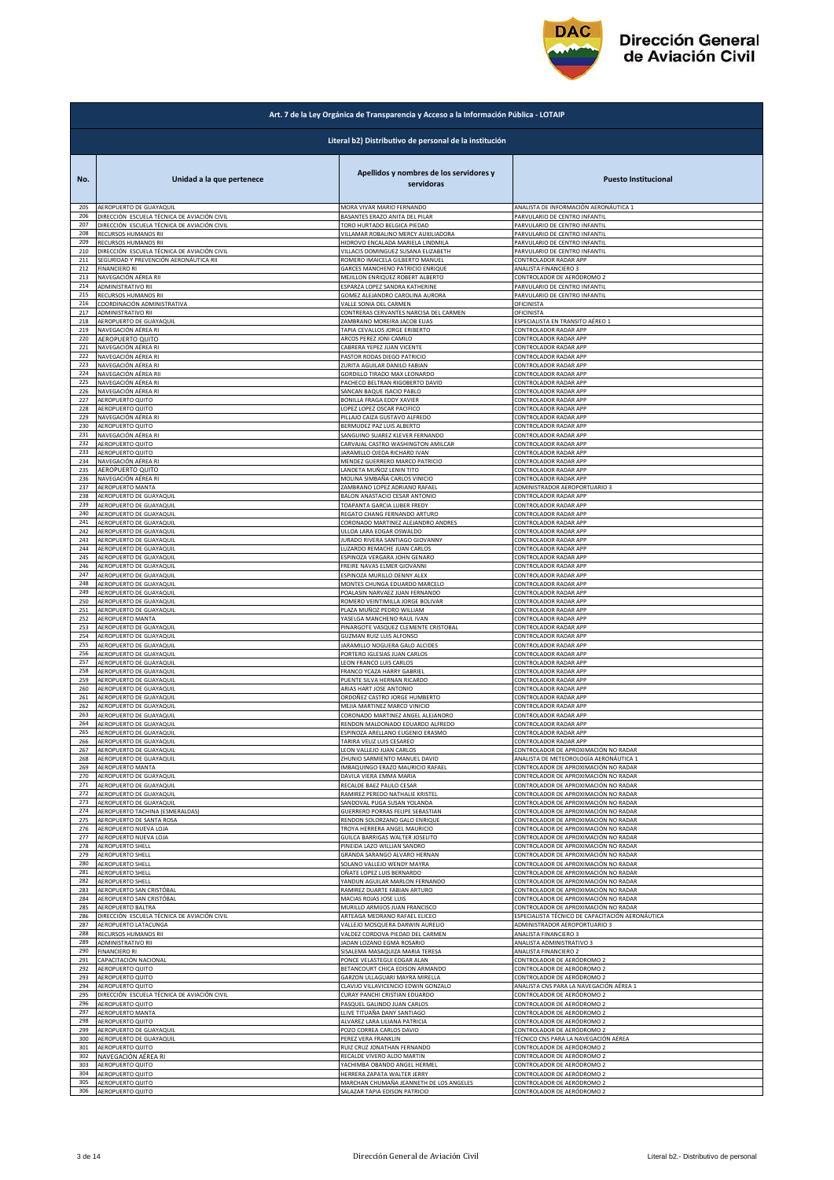| Art. 7 de la Ley Orgánica de Transparencia y Acceso a la Información Pública - LOTAIP | | | |
|---|---|---|---|
| Literal b2) Distributivo de personal de la institución | | | |
| No. | Unidad a la que pertenece | Apellidos y nombres de los servidores y servidoras | Puesto Institucional |
| 205 | AEROPUERTO DE GUAYAQUIL | MORA VIVAR MARIO FERNANDO | ANALISTA DE INFORMACIÓN AERONÁUTICA 1 |
| 206 | DIRECCIÓN ESCUELA TÉCNICA DE AVIACIÓN CIVIL | BASANTES ERAZO ANITA DEL PILAR | PARVULARIO DE CENTRO INFANTIL |
| 207 | DIRECCIÓN ESCUELA TÉCNICA DE AVIACIÓN CIVIL | TORO HURTADO BELGICA PIEDAD | PARVULARIO DE CENTRO INFANTIL |
| 208 | RECURSOS HUMANOS RII | VILLAMAR ROBALINO MERCY AUXILIADORA | PARVULARIO DE CENTRO INFANTIL |
| 209 | RECURSOS HUMANOS RII | HIDROVO ENCALADA MARIELA LINDMILA | PARVULARIO DE CENTRO INFANTIL |
| 210 | DIRECCIÓN ESCUELA TÉCNICA DE AVIACIÓN CIVIL | VILLACIS DOMINGUEZ SUSANA ELIZABETH | PARVULARIO DE CENTRO INFANTIL |
| 211 | SEGURIDAD Y PREVENCIÓN AERONÁUTICA RII | ROMERO IMAICELA GILBERTO MANUEL | CONTROLADOR RADAR APP |
| 212 | FINANCIERO RI | GARCES MANCHENO PATRICIO ENRIQUE | ANALISTA FINANCIERO 3 |
| 213 | NAVEGACIÓN AÉREA RII | MEJILLON ENRIQUEZ ROBERT ALBERTO | CONTROLADOR DE AERÓDROMO 2 |
| 214 | ADMINISTRATIVO RII | ESPARZA LOPEZ SANDRA KATHERINE | PARVULARIO DE CENTRO INFANTIL |
| 215 | RECURSOS HUMANOS RII | GOMEZ ALEJANDRO CAROLINA AURORA | PARVULARIO DE CENTRO INFANTIL |
| 216 | COORDINACIÓN ADMINISTRATIVA | VALLE SONIA DEL CARMEN | OFICINISTA |
| 217 | ADMINISTRATIVO RII | CONTRERAS CERVANTES NARCISA DEL CARMEN | OFICINISTA |
| 218 | AEROPUERTO DE GUAYAQUIL | ZAMBRANO MOREIRA JACOB ELIAS | ESPECIALISTA EN TRANSITO AÉREO 1 |
| 219 | NAVEGACIÓN AÉREA RI | TAPIA CEVALLOS JORGE ERIBERTO | CONTROLADOR RADAR APP |
| 220 | AEROPUERTO QUITO | ARCOS PEREZ JONI CAMILO | CONTROLADOR RADAR APP |
| 221 | NAVEGACIÓN AÉREA RI | CABRERA YEPEZ JUAN VICENTE | CONTROLADOR RADAR APP |
| 222 | NAVEGACIÓN AÉREA RI | PASTOR RODAS DIEGO PATRICIO | CONTROLADOR RADAR APP |
| 223 | NAVEGACIÓN AÉREA RI | ZURITA AGUILAR DANILO FABIAN | CONTROLADOR RADAR APP |
| 224 | NAVEGACIÓN AÉREA RII | GORDILLO TIRADO MAX LEONARDO | CONTROLADOR RADAR APP |
| 225 | NAVEGACIÓN AÉREA RI | PACHECO BELTRAN RIGOBERTO DAVID | CONTROLADOR RADAR APP |
| 226 | NAVEGACIÓN AÉREA RI | SANCAN BAQUE ISACIO PABLO | CONTROLADOR RADAR APP |
| 227 | AEROPUERTO QUITO | BONILLA FRAGA EDDY XAVIER | CONTROLADOR RADAR APP |
| 228 | AEROPUERTO QUITO | LOPEZ LOPEZ OSCAR PACIFICO | CONTROLADOR RADAR APP |
| 229 | NAVEGACIÓN AÉREA RI | PILLAJO CAIZA GUSTAVO ALFREDO | CONTROLADOR RADAR APP |
| 230 | AEROPUERTO QUITO | BERMUDEZ PAZ LUIS ALBERTO | CONTROLADOR RADAR APP |
| 231 | NAVEGACIÓN AÉREA RI | SANGUINO SUAREZ KLEVER FERNANDO | CONTROLADOR RADAR APP |
| 232 | AEROPUERTO QUITO | CARVAJAL CASTRO WASHINGTON AMILCAR | CONTROLADOR RADAR APP |
| 233 | AEROPUERTO QUITO | JARAMILLO OJEDA RICHARD IVAN | CONTROLADOR RADAR APP |
| 234 | NAVEGACIÓN AÉREA RI | MENDEZ GUERRERO MARCO PATRICIO | CONTROLADOR RADAR APP |
| 235 | AEROPUERTO QUITO | LANDETA MUÑOZ LENIN TITO | CONTROLADOR RADAR APP |
| 236 | NAVEGACIÓN AÉREA RI | MOLINA SIMBAÑA CARLOS VINICIO | CONTROLADOR RADAR APP |
| 237 | AEROPUERTO MANTA | ZAMBRANO LOPEZ ADRIANO RAFAEL | ADMINISTRADOR AEROPORTUARIO 3 |
| 238 | AEROPUERTO DE GUAYAQUIL | BALON ANASTACIO CESAR ANTONIO | CONTROLADOR RADAR APP |
| 239 | AEROPUERTO DE GUAYAQUIL | TOAPANTA GARCIA LUBER FREDY | CONTROLADOR RADAR APP |
| 240 | AEROPUERTO DE GUAYAQUIL | REGATO CHANG FERNANDO ARTURO | CONTROLADOR RADAR APP |
| 241 | AEROPUERTO DE GUAYAQUIL | CORONADO MARTINEZ ALEJANDRO ANDRES | CONTROLADOR RADAR APP |
| 242 | AEROPUERTO DE GUAYAQUIL | ULLOA LARA EDGAR OSWALDO | CONTROLADOR RADAR APP |
| 243 | AEROPUERTO DE GUAYAQUIL | JURADO RIVERA SANTIAGO GIOVANNY | CONTROLADOR RADAR APP |
| 244 | AEROPUERTO DE GUAYAQUIL | LUZARDO REMACHE JUAN CARLOS | CONTROLADOR RADAR APP |
| 245 | AEROPUERTO DE GUAYAQUIL | ESPINOZA VERGARA JOHN GENARO | CONTROLADOR RADAR APP |
| 246 | AEROPUERTO DE GUAYAQUIL | FREIRE NAVAS ELMER GIOVANNI | CONTROLADOR RADAR APP |
| 247 | AEROPUERTO DE GUAYAQUIL | ESPINOZA MURILLO DENNY ALEX | CONTROLADOR RADAR APP |
| 248 | AEROPUERTO DE GUAYAQUIL | MONTES CHUNGA EDUARDO MARCELO | CONTROLADOR RADAR APP |
| 249 | AEROPUERTO DE GUAYAQUIL | POALASIN NARVAEZ JUAN FERNANDO | CONTROLADOR RADAR APP |
| 250 | AEROPUERTO DE GUAYAQUIL | ROMERO VEINTIMILLA JORGE BOLIVAR | CONTROLADOR RADAR APP |
| 251 | AEROPUERTO DE GUAYAQUIL | PLAZA MUÑOZ PEDRO WILLIAM | CONTROLADOR RADAR APP |
| 252 | AEROPUERTO MANTA | YASELGA MANCHENO RAUL IVAN | CONTROLADOR RADAR APP |
| 253 | AEROPUERTO DE GUAYAQUIL | PINARGOTE VASQUEZ CLEMENTE CRISTOBAL | CONTROLADOR RADAR APP |
| 254 | AEROPUERTO DE GUAYAQUIL | GUZMAN RUIZ LUIS ALFONSO | CONTROLADOR RADAR APP |
| 255 | AEROPUERTO DE GUAYAQUIL | JARAMILLO NOGUERA GALO ALCIDES | CONTROLADOR RADAR APP |
| 256 | AEROPUERTO DE GUAYAQUIL | PORTERO IGLESIAS JUAN CARLOS | CONTROLADOR RADAR APP |
| 257 | AEROPUERTO DE GUAYAQUIL | LEON FRANCO LUIS CARLOS | CONTROLADOR RADAR APP |
| 258 | AEROPUERTO DE GUAYAQUIL | FRANCO YCAZA HARRY GABRIEL | CONTROLADOR RADAR APP |
| 259 | AEROPUERTO DE GUAYAQUIL | PUENTE SILVA HERNAN RICARDO | CONTROLADOR RADAR APP |
| 260 | AEROPUERTO DE GUAYAQUIL | ARIAS HART JOSE ANTONIO | CONTROLADOR RADAR APP |
| 261 | AEROPUERTO DE GUAYAQUIL | ORDOÑEZ CASTRO JORGE HUMBERTO | CONTROLADOR RADAR APP |
| 262 | AEROPUERTO DE GUAYAQUIL | MEJIA MARTINEZ MARCO VINICIO | CONTROLADOR RADAR APP |
| 263 | AEROPUERTO DE GUAYAQUIL | CORONADO MARTINEZ ANGEL ALEJANDRO | CONTROLADOR RADAR APP |
| 264 | AEROPUERTO DE GUAYAQUIL | RENDON MALDONADO EDUARDO ALFREDO | CONTROLADOR RADAR APP |
| 265 | AEROPUERTO DE GUAYAQUIL | ESPINOZA ARELLANO EUGENIO ERASMO | CONTROLADOR RADAR APP |
| 266 | AEROPUERTO DE GUAYAQUIL | TARIRA VELIZ LUIS CESAREO | CONTROLADOR RADAR APP |
| 267 | AEROPUERTO DE GUAYAQUIL | LEON VALLEJO JUAN CARLOS | CONTROLADOR DE APROXIMACIÓN NO RADAR |
| 268 | AEROPUERTO DE GUAYAQUIL | ZHUNIO SARMIENTO MANUEL DAVID | ANALISTA DE METEOROLOGÍA AERONÁUTICA 1 |
| 269 | AEROPUERTO MANTA | IMBAQUINGO ERAZO MAURICIO RAFAEL | CONTROLADOR DE APROXIMACIÓN NO RADAR |
| 270 | AEROPUERTO DE GUAYAQUIL | DAVILA VIERA EMMA MARIA | CONTROLADOR DE APROXIMACIÓN NO RADAR |
| 271 | AEROPUERTO DE GUAYAQUIL | RECALDE BAEZ PAULO CESAR | CONTROLADOR DE APROXIMACIÓN NO RADAR |
| 272 | AEROPUERTO DE GUAYAQUIL | RAMIREZ PEREDO NATHALIE KRISTEL | CONTROLADOR DE APROXIMACIÓN NO RADAR |
| 273 | AEROPUERTO DE GUAYAQUIL | SANDOVAL PUGA SUSAN YOLANDA | CONTROLADOR DE APROXIMACIÓN NO RADAR |
| 274 | AEROPUERTO TACHINA (ESMERALDAS) | GUERRERO PORRAS FELIPE SEBASTIAN | CONTROLADOR DE APROXIMACIÓN NO RADAR |
| 275 | AEROPUERTO DE SANTA ROSA | RENDON SOLORZANO GALO ENRIQUE | CONTROLADOR DE APROXIMACIÓN NO RADAR |
| 276 | AEROPUERTO NUEVA LOJA | TROYA HERRERA ANGEL MAURICIO | CONTROLADOR DE APROXIMACIÓN NO RADAR |
| 277 | AEROPUERTO NUEVA LOJA | GUILCA BARRIGAS WALTER JOSELITO | CONTROLADOR DE APROXIMACIÓN NO RADAR |
| 278 | AEROPUERTO SHELL | PINEIDA LAZO WILLIAN SANDRO | CONTROLADOR DE APROXIMACIÓN NO RADAR |
| 279 | AEROPUERTO SHELL | GRANDA SARANGO ALVARO HERNAN | CONTROLADOR DE APROXIMACIÓN NO RADAR |
| 280 | AEROPUERTO SHELL | SOLANO VALLEJO WENDY MAYRA | CONTROLADOR DE APROXIMACIÓN NO RADAR |
| 281 | AEROPUERTO SHELL | OÑATE LOPEZ LUIS BERNARDO | CONTROLADOR DE APROXIMACIÓN NO RADAR |
| 282 | AEROPUERTO SHELL | YANDUN AGUILAR MARLON FERNANDO | CONTROLADOR DE APROXIMACIÓN NO RADAR |
| 283 | AEROPUERTO SAN CRISTÓBAL | RAMIREZ DUARTE FABIAN ARTURO | CONTROLADOR DE APROXIMACIÓN NO RADAR |
| 284 | AEROPUERTO SAN CRISTÓBAL | MACIAS ROJAS JOSE LUIS | CONTROLADOR DE APROXIMACIÓN NO RADAR |
| 285 | AEROPUERTO BALTRA | MURILLO ARMIJOS JUAN FRANCISCO | CONTROLADOR DE APROXIMACIÓN NO RADAR |
| 286 | DIRECCIÓN ESCUELA TÉCNICA DE AVIACIÓN CIVIL | ARTEAGA MEDRANO RAFAEL ELICEO | ESPECIALISTA TÉCNICO DE CAPACITACIÓN AERONÁUTICA |
| 287 | AEROPUERTO LATACUNGA | VALLEJO MOSQUERA DARWIN AURELIO | ADMINISTRADOR AEROPORTUARIO 3 |
| 288 | RECURSOS HUMANOS RII | VALDEZ CORDOVA PIEDAD DEL CARMEN | ANALISTA FINANCIERO 3 |
| 289 | ADMINISTRATIVO RII | JADAN LOZANO EGMA ROSARIO | ANALISTA ADMINISTRATIVO 3 |
| 290 | FINANCIERO RI | SISALEMA MASAQUIZA MARIA TERESA | ANALISTA FINANCIERO 2 |
| 291 | CAPACITACIÓN NACIONAL | PONCE VELASTEGUI EDGAR ALAN | CONTROLADOR DE AERÓDROMO 2 |
| 292 | AEROPUERTO QUITO | BETANCOURT CHICA EDISON ARMANDO | CONTROLADOR DE AERÓDROMO 2 |
| 293 | AEROPUERTO QUITO | GARZON ULLAGUARI MAYRA MIRELLA | CONTROLADOR DE AERÓDROMO 2 |
| 294 | AEROPUERTO QUITO | CLAVIJO VILLAVICENCIO EDWIN GONZALO | ANALISTA CNS PARA LA NAVEGACIÓN AÉREA 1 |
| 295 | DIRECCIÓN ESCUELA TÉCNICA DE AVIACIÓN CIVIL | CURAY PANCHI CRISTIAN EDUARDO | CONTROLADOR DE AERÓDROMO 2 |
| 296 | AEROPUERTO QUITO | PASQUEL GALINDO JUAN CARLOS | CONTROLADOR DE AERÓDROMO 2 |
| 297 | AEROPUERTO MANTA | LLIVE TITUAÑA DANY SANTIAGO | CONTROLADOR DE AERÓDROMO 2 |
| 298 | AEROPUERTO QUITO | ALVAREZ LARA LILIANA PATRICIA | CONTROLADOR DE AERÓDROMO 2 |
| 299 | AEROPUERTO DE GUAYAQUIL | POZO CORREA CARLOS DAVID | CONTROLADOR DE AERÓDROMO 2 |
| 300 | AEROPUERTO DE GUAYAQUIL | PEREZ VERA FRANKLIN | TÉCNICO CNS PARA LA NAVEGACIÓN AÉREA |
| 301 | AEROPUERTO QUITO | RUIZ CRUZ JONATHAN FERNANDO | CONTROLADOR DE AERÓDROMO 2 |
| 302 | NAVEGACIÓN AÉREA RI | RECALDE VIVERO ALDO MARTIN | CONTROLADOR DE AERÓDROMO 2 |
| 303 | AEROPUERTO QUITO | YACHIMBA OBANDO ANGEL HERMEL | CONTROLADOR DE AERÓDROMO 2 |
| 304 | AEROPUERTO QUITO | HERRERA ZAPATA WALTER JERRY | CONTROLADOR DE AERÓDROMO 2 |
| 305 | AEROPUERTO QUITO | MARCHAN CHUMAÑA JEANNETH DE LOS ANGELES | CONTROLADOR DE AERÓDROMO 2 |
| 306 | AEROPUERTO QUITO | SALAZAR TAPIA EDISON PATRICIO | CONTROLADOR DE AERÓDROMO 2 |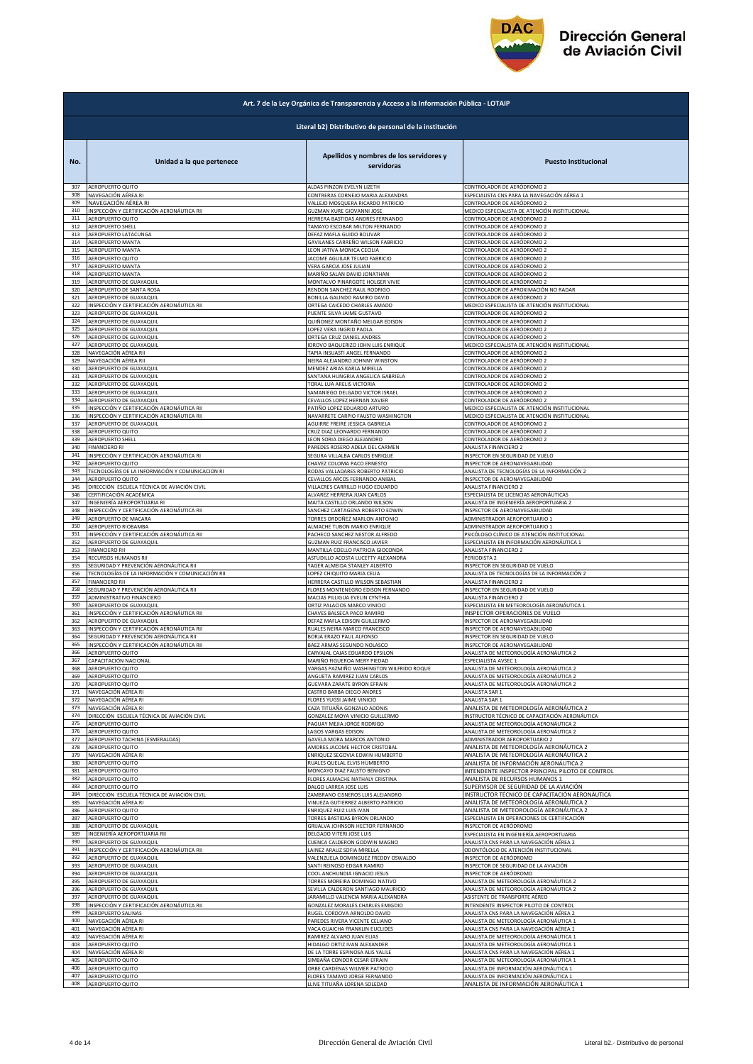# Dirección General de Aviación Civil

## Art. 7 de la Ley Orgánica de Transparencia y Acceso a la Información Pública - LOTAIP

### Literal b2) Distributivo de personal de la institución

| No. | Unidad a la que pertenece | Apellidos y nombres de los servidores y servidoras | Puesto Institucional |
|---|---|---|---|
| 307 | AEROPUERTO QUITO | ALDAS PINZON EVELYN LIZETH | CONTROLADOR DE AERÓDROMO 2 |
| 308 | NAVEGACIÓN AÉREA RI | CONTRERAS CORNEJO MARIA ALEXANDRA | ESPECIALISTA CNS PARA LA NAVEGACIÓN AÉREA 1 |
| 309 | NAVEGACIÓN AÉREA RI | VALLEJO MOSQUERA RICARDO PATRICIO | CONTROLADOR DE AERÓDROMO 2 |
| 310 | INSPECCIÓN Y CERTIFICACIÓN AERONÁUTICA RII | GUZMAN KURE GIOVANNI JOSE | MEDICO ESPECIALISTA DE ATENCIÓN INSTITUCIONAL |
| 311 | AEROPUERTO QUITO | HERRERA BASTIDAS ANDRES FERNANDO | CONTROLADOR DE AERÓDROMO 2 |
| 312 | AEROPUERTO SHELL | TAMAYO ESCOBAR MILTON FERNANDO | CONTROLADOR DE AERÓDROMO 2 |
| 313 | AEROPUERTO LATACUNGA | DEFAZ MAFLA GUIDO BOLIVAR | CONTROLADOR DE AERÓDROMO 2 |
| 314 | AEROPUERTO MANTA | GAVILANES CARREÑO WILSON FABRICIO | CONTROLADOR DE AERÓDROMO 2 |
| 315 | AEROPUERTO MANTA | LEON JATIVA MONICA CECILIA | CONTROLADOR DE AERÓDROMO 2 |
| 316 | AEROPUERTO QUITO | JACOME AGUILAR TELMO FABRICIO | CONTROLADOR DE AERÓDROMO 2 |
| 317 | AEROPUERTO MANTA | VERA GARCIA JOSE JULIAN | CONTROLADOR DE AERÓDROMO 2 |
| 318 | AEROPUERTO MANTA | MARIÑO SALAN DAVID JONATHAN | CONTROLADOR DE AERÓDROMO 2 |
| 319 | AEROPUERTO DE GUAYAQUIL | MONTALVO PINARGOTE HOLGER VIVIE | CONTROLADOR DE AERÓDROMO 2 |
| 320 | AEROPUERTO DE SANTA ROSA | RENDON SANCHEZ RAUL RODRIGO | CONTROLADOR DE APROXIMACIÓN NO RADAR |
| 321 | AEROPUERTO DE GUAYAQUIL | BONILLA GALINDO RAMIRO DAVID | CONTROLADOR DE AERÓDROMO 2 |
| 322 | INSPECCIÓN Y CERTIFICACIÓN AERONÁUTICA RII | ORTEGA CAICEDO CHARLES AMADO | MEDICO ESPECIALISTA DE ATENCIÓN INSTITUCIONAL |
| 323 | AEROPUERTO DE GUAYAQUIL | PUENTE SILVA JAIME GUSTAVO | CONTROLADOR DE AERÓDROMO 2 |
| 324 | AEROPUERTO DE GUAYAQUIL | QUIÑONEZ MONTAÑO MELGAR EDISON | CONTROLADOR DE AERÓDROMO 2 |
| 325 | AEROPUERTO DE GUAYAQUIL | LOPEZ VERA INGRID PAOLA | CONTROLADOR DE AERÓDROMO 2 |
| 326 | AEROPUERTO DE GUAYAQUIL | ORTEGA CRUZ DANIEL ANDRES | CONTROLADOR DE AERÓDROMO 2 |
| 327 | AEROPUERTO DE GUAYAQUIL | IDROVO BAQUERIZO JOHN LUIS ENRIQUE | MEDICO ESPECIALISTA DE ATENCIÓN INSTITUCIONAL |
| 328 | NAVEGACIÓN AÉREA RII | TAPIA INSUASTI ANGEL FERNANDO | CONTROLADOR DE AERÓDROMO 2 |
| 329 | NAVEGACIÓN AÉREA RII | NEIRA ALEJANDRO JOHNNY WINSTON | CONTROLADOR DE AERÓDROMO 2 |
| 330 | AEROPUERTO DE GUAYAQUIL | MENDEZ ARIAS KARLA MIRELLA | CONTROLADOR DE AERÓDROMO 2 |
| 331 | AEROPUERTO DE GUAYAQUIL | SANTANA HUNGRIA ANGELICA GABRIELA | CONTROLADOR DE AERÓDROMO 2 |
| 332 | AEROPUERTO DE GUAYAQUIL | TORAL LUA ARELIS VICTORIA | CONTROLADOR DE AERÓDROMO 2 |
| 333 | AEROPUERTO DE GUAYAQUIL | SAMANIEGO DELGADO VICTOR ISRAEL | CONTROLADOR DE AERÓDROMO 2 |
| 334 | AEROPUERTO DE GUAYAQUIL | CEVALLOS LOPEZ HERNAN XAVIER | CONTROLADOR DE AERÓDROMO 2 |
| 335 | INSPECCIÓN Y CERTIFICACIÓN AERONÁUTICA RII | PATIÑO LOPEZ EDUARDO ARTURO | MEDICO ESPECIALISTA DE ATENCIÓN INSTITUCIONAL |
| 336 | INSPECCIÓN Y CERTIFICACIÓN AERONÁUTICA RII | NAVARRETE CARPIO FAUSTO WASHINGTON | MEDICO ESPECIALISTA DE ATENCIÓN INSTITUCIONAL |
| 337 | AEROPUERTO DE GUAYAQUIL | AGUIRRE FREIRE JESSICA GABRIELA | CONTROLADOR DE AERÓDROMO 2 |
| 338 | AEROPUERTO QUITO | CRUZ DIAZ LEONARDO FERNANDO | CONTROLADOR DE AERÓDROMO 2 |
| 339 | AEROPUERTO SHELL | LEON SORIA DIEGO ALEJANDRO | CONTROLADOR DE AERÓDROMO 2 |
| 340 | FINANCIERO RI | PAREDES ROSERO ADELA DEL CARMEN | ANALISTA FINANCIERO 2 |
| 341 | INSPECCIÓN Y CERTIFICACIÓN AERONÁUTICA RI | SEGURA VILLALBA CARLOS ENRIQUE | INSPECTOR EN SEGURIDAD DE VUELO |
| 342 | AEROPUERTO QUITO | CHAVEZ COLOMA PACO ERNESTO | INSPECTOR DE AERONAVEGABILIDAD |
| 343 | TECNOLOGÍAS DE LA INFORMACIÓN Y COMUNICACION RI | RODAS VALLADARES ROBERTO PATRICIO | ANALISTA DE TECNOLOGÍAS DE LA INFORMACIÓN 2 |
| 344 | AEROPUERTO QUITO | CEVALLOS ARCOS FERNANDO ANIBAL | INSPECTOR DE AERONAVEGABILIDAD |
| 345 | DIRECCIÓN ESCUELA TÉCNICA DE AVIACIÓN CIVIL | VILLACRES CARRILLO HUGO EDUARDO | ANALISTA FINANCIERO 2 |
| 346 | CERTIFICACIÓN ACADÉMICA | ALVAREZ HERRERA JUAN CARLOS | ESPECIALISTA DE LICENCIAS AERONÁUTICAS |
| 347 | INGENIERÍA AEROPORTUARIA RI | MAITA CASTILLO ORLANDO WILSON | ANALISTA DE INGENIERÍA AEROPORTUARIA 2 |
| 348 | INSPECCIÓN Y CERTIFICACIÓN AERONÁUTICA RII | SANCHEZ CARTAGENA ROBERTO EDWIN | INSPECTOR DE AERONAVEGABILIDAD |
| 349 | AEROPUERTO DE MACARA | TORRES ORDOÑEZ MARLON ANTONIO | ADMINISTRADOR AEROPORTUARIO 1 |
| 350 | AEROPUERTO RIOBAMBA | ALMACHE TUBON MARIO ENRIQUE | ADMINISTRADOR AEROPORTUARIO 1 |
| 351 | INSPECCIÓN Y CERTIFICACIÓN AERONÁUTICA RII | PACHECO SANCHEZ NESTOR ALFREDO | PSICÓLOGO CLÍNICO DE ATENCIÓN INSTITUCIONAL |
| 352 | AEROPUERTO DE GUAYAQUIL | GUZMAN RUIZ FRANCISCO JAVIER | ESPECIALISTA EN INFORMACIÓN AERONÁUTICA 1 |
| 353 | FINANCIERO RII | MANTILLA COELLO PATRICIA GIOCONDA | ANALISTA FINANCIERO 2 |
| 354 | RECURSOS HUMANOS RII | ASTUDILLO ACOSTA LUCETTY ALEXANDRA | PERIODISTA 2 |
| 355 | SEGURIDAD Y PREVENCIÓN AERONÁUTICA RII | YAGER ALMEIDA STANLEY ALBERTO | INSPECTOR EN SEGURIDAD DE VUELO |
| 356 | TECNOLOGÍAS DE LA INFORMACIÓN Y COMUNICACIÓN RII | LOPEZ CHIQUITO MARIA CELIA | ANALISTA DE TECNOLOGÍAS DE LA INFORMACIÓN 2 |
| 357 | FINANCIERO RII | HERRERA CASTILLO WILSON SEBASTIAN | ANALISTA FINANCIERO 2 |
| 358 | SEGURIDAD Y PREVENCIÓN AERONÁUTICA RII | FLORES MONTENEGRO EDISON FERNANDO | INSPECTOR EN SEGURIDAD DE VUELO |
| 359 | ADMINISTRATIVO FINANCIERO | MACIAS PILLIGUA EVELIN CYNTHIA | ANALISTA FINANCIERO 2 |
| 360 | AEROPUERTO DE GUAYAQUIL | ORTIZ PALACIOS MARCO VINICIO | ESPECIALISTA EN METEOROLOGÍA AERONÁUTICA 1 |
| 361 | INSPECCIÓN Y CERTIFICACIÓN AERONÁUTICA RII | CHAVES BALSECA PACO RAMIRO | INSPECTOR OPERACIONES DE VUELO |
| 362 | AEROPUERTO DE GUAYAQUIL | DEFAZ MAFLA EDISON GUILLERMO | INSPECTOR DE AERONAVEGABILIDAD |
| 363 | INSPECCIÓN Y CERTIFICACIÓN AERONÁUTICA RII | RUALES NEIRA MARCO FRANCISCO | INSPECTOR DE AERONAVEGABILIDAD |
| 364 | SEGURIDAD Y PREVENCIÓN AERONÁUTICA RII | BORJA ERAZO PAUL ALFONSO | INSPECTOR EN SEGURIDAD DE VUELO |
| 365 | INSPECCIÓN Y CERTIFICACIÓN AERONÁUTICA RII | BAEZ ARMAS SEGUNDO NOLASCO | INSPECTOR DE AERONAVEGABILIDAD |
| 366 | AEROPUERTO QUITO | CARVAJAL CAJAS EDUARDO EPSILON | ANALISTA DE METEOROLOGÍA AERONÁUTICA 2 |
| 367 | CAPACITACIÓN NACIONAL | MARIÑO FIGUEROA MERY PIEDAD | ESPECIALISTA AVSEC 1 |
| 368 | AEROPUERTO QUITO | VARGAS PAZMIÑO WASHINGTON WILFRIDO ROQUE | ANALISTA DE METEOROLOGÍA AERONÁUTICA 2 |
| 369 | AEROPUERTO QUITO | ANGUETA RAMIREZ JUAN CARLOS | ANALISTA DE METEOROLOGÍA AERONÁUTICA 2 |
| 370 | AEROPUERTO QUITO | GUEVARA ZARATE BYRON EFRAIN | ANALISTA DE METEOROLOGÍA AERONÁUTICA 2 |
| 371 | NAVEGACIÓN AÉREA RI | CASTRO BARBA DIEGO ANDRES | ANALISTA SAR 1 |
| 372 | NAVEGACIÓN AÉREA RI | FLORES YUGSI JAIME VINICIO | ANALISTA SAR 1 |
| 373 | NAVEGACIÓN AÉREA RI | CAZA TITUAÑA GONZALO ADONIS | ANALISTA DE METEOROLOGÍA AERONÁUTICA 2 |
| 374 | DIRECCIÓN ESCUELA TÉCNICA DE AVIACIÓN CIVIL | GONZALEZ MOYA VINICIO GUILLERMO | INSTRUCTOR TÉCNICO DE CAPACITACIÓN AERONÁUTICA |
| 375 | AEROPUERTO QUITO | PAGUAY MEJIA JORGE RODRIGO | ANALISTA DE METEOROLOGÍA AERONÁUTICA 2 |
| 376 | AEROPUERTO QUITO | LAGOS VARGAS EDISON | ANALISTA DE METEOROLOGÍA AERONÁUTICA 2 |
| 377 | AEROPUERTO TACHINA (ESMERALDAS) | GAVELA MORA MARCOS ANTONIO | ADMINISTRADOR AEROPORTUARIO 2 |
| 378 | AEROPUERTO QUITO | AMORES JACOME HECTOR CRISTOBAL | ANALISTA DE METEOROLOGÍA AERONÁUTICA 2 |
| 379 | NAVEGACIÓN AÉREA RI | ENRIQUEZ SEGOVIA EDWIN HUMBERTO | ANALISTA DE METEOROLOGÍA AERONÁUTICA 2 |
| 380 | AEROPUERTO QUITO | RUALES QUELAL ELVIS HUMBERTO | ANALISTA DE INFORMACIÓN AERONÁUTICA 2 |
| 381 | AEROPUERTO QUITO | MONCAYO DIAZ FAUSTO BENIGNO | INTENDENTE INSPECTOR PRINCIPAL PILOTO DE CONTROL |
| 382 | AEROPUERTO QUITO | FLORES ALMACHE NATHALY CRISTINA | ANALISTA DE RECURSOS HUMANOS 1 |
| 383 | AEROPUERTO QUITO | DALGO LARREA JOSE LUIS | SUPERVISOR DE SEGURIDAD DE LA AVIACIÓN |
| 384 | DIRECCIÓN ESCUELA TÉCNICA DE AVIACIÓN CIVIL | ZAMBRANO CISNEROS LUIS ALEJANDRO | INSTRUCTOR TÉCNICO DE CAPACITACIÓN AERONÁUTICA |
| 385 | NAVEGACIÓN AÉREA RI | VINUEZA GUTIERREZ ALBERTO PATRICIO | ANALISTA DE METEOROLOGÍA AERONÁUTICA 2 |
| 386 | AEROPUERTO QUITO | ENRIQUEZ RUIZ LUIS IVAN | ANALISTA DE METEOROLOGÍA AERONÁUTICA 2 |
| 387 | AEROPUERTO QUITO | TORRES BASTIDAS BYRON ORLANDO | ESPECIALISTA EN OPERACIONES DE CERTIFICACIÓN |
| 388 | AEROPUERTO DE GUAYAQUIL | GRIJALVA JOHNSON HECTOR FERNANDO | INSPECTOR DE AERÓDROMO |
| 389 | INGENIERÍA AEROPORTUARIA RII | DELGADO VITERI JOSE LUIS | ESPECIALISTA EN INGENIERÍA AEROPORTUARIA |
| 390 | AEROPUERTO DE GUAYAQUIL | CUENCA CALDERON GODWIN MAGNO | ANALISTA CNS PARA LA NAVEGACIÓN AÉREA 2 |
| 391 | INSPECCIÓN Y CERTIFICACIÓN AERONÁUTICA RII | LAINEZ ARAUZ SOFIA MIRELLA | ODONTÓLOGO DE ATENCIÓN INSTITUCIONAL |
| 392 | AEROPUERTO DE GUAYAQUIL | VALENZUELA DOMINGUEZ FREDDY OSWALDO | INSPECTOR DE AERÓDROMO |
| 393 | AEROPUERTO DE GUAYAQUIL | SANTI REINOSO EDGAR RAMIRO | INSPECTOR DE SEGURIDAD DE LA AVIACIÓN |
| 394 | AEROPUERTO DE GUAYAQUIL | COOL ANCHUNDIA IGNACIO JESUS | INSPECTOR DE AERÓDROMO |
| 395 | AEROPUERTO DE GUAYAQUIL | TORRES MOREIRA DOMINGO NATIVO | ANALISTA DE METEOROLOGÍA AERONÁUTICA 2 |
| 396 | AEROPUERTO DE GUAYAQUIL | SEVILLA CALDERON SANTIAGO MAURICIO | ANALISTA DE METEOROLOGÍA AERONÁUTICA 2 |
| 397 | AEROPUERTO DE GUAYAQUIL | JARAMILLO VALENCIA MARIA ALEXANDRA | ASISTENTE DE TRANSPORTE AÉREO |
| 398 | INSPECCIÓN Y CERTIFICACIÓN AERONÁUTICA RII | GONZALEZ MORALES CHARLES EMIGDIO | INTENDENTE INSPECTOR PILOTO DE CONTROL |
| 399 | AEROPUERTO SALINAS | RUGEL CORDOVA ARNOLDO DAVID | ANALISTA CNS PARA LA NAVEGACIÓN AÉREA 2 |
| 400 | NAVEGACIÓN AÉREA RI | PAREDES RIVERA VICENTE CELIANO | ANALISTA DE METEOROLOGÍA AERONÁUTICA 1 |
| 401 | NAVEGACIÓN AÉREA RI | VACA GUAICHA FRANKLIN EUCLIDES | ANALISTA CNS PARA LA NAVEGACIÓN AÉREA 1 |
| 402 | NAVEGACIÓN AÉREA RI | RAMIREZ ALVARO JUAN ELIAS | ANALISTA DE METEOROLOGÍA AERONÁUTICA 1 |
| 403 | AEROPUERTO QUITO | HIDALGO ORTIZ IVAN ALEXANDER | ANALISTA DE METEOROLOGÍA AERONÁUTICA 1 |
| 404 | NAVEGACIÓN AÉREA RI | DE LA TORRE ESPINOSA ALIS YALILE | ANALISTA CNS PARA LA NAVEGACIÓN AÉREA 1 |
| 405 | AEROPUERTO QUITO | SIMBAÑA CONDOR CESAR EFRAIN | ANALISTA DE METEOROLOGÍA AERONÁUTICA 1 |
| 406 | AEROPUERTO QUITO | ORBE CARDENAS WILMER PATRICIO | ANALISTA DE INFORMACIÓN AERONÁUTICA 1 |
| 407 | AEROPUERTO QUITO | FLORES TAMAYO JORGE FERNANDO | ANALISTA DE INFORMACIÓN AERONÁUTICA 1 |
| 408 | AEROPUERTO QUITO | LLIVE TITUAÑA LORENA SOLEDAD | ANALISTA DE INFORMACIÓN AERONÁUTICA 1 |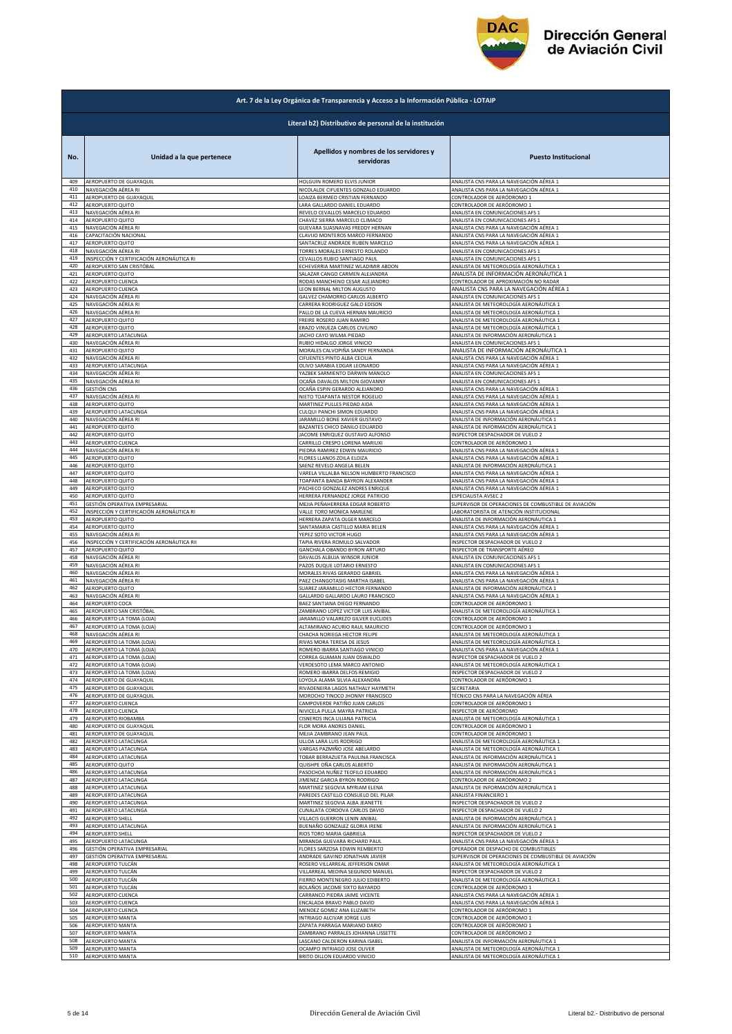# Dirección General de Aviación Civil

## Art. 7 de la Ley Orgánica de Transparencia y Acceso a la Información Pública - LOTAIP

### Literal b2) Distributivo de personal de la institución

| No. | Unidad a la que pertenece | Apellidos y nombres de los servidores y servidoras | Puesto Institucional |
|---|---|---|---|
| 409 | AEROPUERTO DE GUAYAQUIL | HOLGUIN ROMERO ELVIS JUNIOR | ANALISTA CNS PARA LA NAVEGACIÓN AÉREA 1 |
| 410 | NAVEGACIÓN AÉREA RI | NICOLALDE CIFUENTES GONZALO EDUARDO | ANALISTA CNS PARA LA NAVEGACIÓN AÉREA 1 |
| 411 | AEROPUERTO DE GUAYAQUIL | LOAIZA BERMEO CRISTIAN FERNANDO | CONTROLADOR DE AERÓDROMO 1 |
| 412 | AEROPUERTO QUITO | LARA GALLARDO DANIEL EDUARDO | CONTROLADOR DE AERÓDROMO 1 |
| 413 | NAVEGACIÓN AÉREA RI | REVELO CEVALLOS MARCELO EDUARDO | ANALISTA EN COMUNICACIONES AFS 1 |
| 414 | AEROPUERTO QUITO | CHAVEZ SIERRA MARCELO CLIMACO | ANALISTA EN COMUNICACIONES AFS 1 |
| 415 | NAVEGACIÓN AÉREA RI | GUEVARA SUASNAVAS FREDDY HERNAN | ANALISTA CNS PARA LA NAVEGACIÓN AÉREA 1 |
| 416 | CAPACITACIÓN NACIONAL | CLAVIJO MONTEROS MARCO FERNANDO | ANALISTA CNS PARA LA NAVEGACIÓN AÉREA 1 |
| 417 | AEROPUERTO QUITO | SANTACRUZ ANDRADE RUBEN MARCELO | ANALISTA CNS PARA LA NAVEGACIÓN AÉREA 1 |
| 418 | NAVEGACIÓN AÉREA RI | TORRES MORALES ERNESTO ROLANDO | ANALISTA EN COMUNICACIONES AFS 1 |
| 419 | INSPECCIÓN Y CERTIFICACIÓN AERONÁUTICA RI | CEVALLOS RUBIO SANTIAGO PAUL | ANALISTA EN COMUNICACIONES AFS 1 |
| 420 | AEROPUERTO SAN CRISTÓBAL | ECHEVERRIA MARTINEZ WLADIMIR ABDON | ANALISTA DE METEOROLOGÍA AERONÁUTICA 1 |
| 421 | AEROPUERTO QUITO | SALAZAR CANGO CARMEN ALEJANDRA | ANALISTA DE INFORMACIÓN AERONÁUTICA 1 |
| 422 | AEROPUERTO CUENCA | RODAS MANCHENO CESAR ALEJANDRO | CONTROLADOR DE APROXIMACIÓN NO RADAR |
| 423 | AEROPUERTO CUENCA | LEON BERNAL MILTON AUGUSTO | ANALISTA CNS PARA LA NAVEGACIÓN AÉREA 1 |
| 424 | NAVEGACIÓN AÉREA RI | GALVEZ CHAMORRO CARLOS ALBERTO | ANALISTA EN COMUNICACIONES AFS 1 |
| 425 | NAVEGACIÓN AÉREA RI | CARRERA RODRIGUEZ GALO EDISON | ANALISTA DE METEOROLOGÍA AERONÁUTICA 1 |
| 426 | NAVEGACIÓN AÉREA RI | PALLO DE LA CUEVA HERNAN MAURICIO | ANALISTA DE METEOROLOGÍA AERONÁUTICA 1 |
| 427 | AEROPUERTO QUITO | FREIRE ROSERO JUAN RAMIRO | ANALISTA DE METEOROLOGÍA AERONÁUTICA 1 |
| 428 | AEROPUERTO QUITO | ERAZO VINUEZA CARLOS CIVILINO | ANALISTA DE METEOROLOGÍA AERONÁUTICA 1 |
| 429 | AEROPUERTO LATACUNGA | JACHO CAYO WILMA PIEDAD | ANALISTA DE INFORMACIÓN AERONÁUTICA 1 |
| 430 | NAVEGACIÓN AÉREA RI | RUBIO HIDALGO JORGE VINICIO | ANALISTA EN COMUNICACIONES AFS 1 |
| 431 | AEROPUERTO QUITO | MORALES CALVOPIÑA SANDY FERNANDA | ANALISTA DE INFORMACIÓN AERONÁUTICA 1 |
| 432 | NAVEGACIÓN AÉREA RI | CIFUENTES PINTO ALBA CECILIA | ANALISTA CNS PARA LA NAVEGACIÓN AÉREA 1 |
| 433 | AEROPUERTO LATACUNGA | OLIVO SARABIA EDGAR LEONARDO | ANALISTA CNS PARA LA NAVEGACIÓN AÉREA 1 |
| 434 | NAVEGACIÓN AÉREA RI | YAZBEK SARMIENTO DARWIN MANOLO | ANALISTA EN COMUNICACIONES AFS 1 |
| 435 | NAVEGACIÓN AÉREA RI | OCAÑA DAVALOS MILTON GIOVANNY | ANALISTA EN COMUNICACIONES AFS 1 |
| 436 | GESTIÓN CNS | OCAÑA ESPIN GERARDO ALEJANDRO | ANALISTA CNS PARA LA NAVEGACIÓN AÉREA 1 |
| 437 | NAVEGACIÓN AÉREA RI | NIETO TOAPANTA NESTOR ROGELIO | ANALISTA CNS PARA LA NAVEGACIÓN AÉREA 1 |
| 438 | AEROPUERTO QUITO | MARTINEZ PULLES PIEDAD AIDA | ANALISTA CNS PARA LA NAVEGACIÓN AÉREA 1 |
| 439 | AEROPUERTO LATACUNGA | CULQUI PANCHI SIMON EDUARDO | ANALISTA CNS PARA LA NAVEGACIÓN AÉREA 1 |
| 440 | NAVEGACIÓN AÉREA RI | JARAMILLO BONE XAVIER GUSTAVO | ANALISTA DE INFORMACIÓN AERONÁUTICA 1 |
| 441 | AEROPUERTO QUITO | BAZANTES CHICO DANILO EDUARDO | ANALISTA DE INFORMACIÓN AERONÁUTICA 1 |
| 442 | AEROPUERTO QUITO | JACOME ENRIQUEZ GUSTAVO ALFONSO | INSPECTOR DESPACHADOR DE VUELO 2 |
| 443 | AEROPUERTO CUENCA | CARRILLO CRESPO LORENA MARIUXI | CONTROLADOR DE AERÓDROMO 1 |
| 444 | NAVEGACIÓN AÉREA RI | PIEDRA RAMIREZ EDWIN MAURICIO | ANALISTA CNS PARA LA NAVEGACIÓN AÉREA 1 |
| 445 | AEROPUERTO QUITO | FLORES LLANOS ZOILA ELOIZA | ANALISTA CNS PARA LA NAVEGACIÓN AÉREA 1 |
| 446 | AEROPUERTO QUITO | SAENZ REVELO ANGELA BELEN | ANALISTA DE INFORMACIÓN AERONÁUTICA 1 |
| 447 | AEROPUERTO QUITO | VARELA VILLALBA NELSON HUMBERTO FRANCISCO | ANALISTA CNS PARA LA NAVEGACIÓN AÉREA 1 |
| 448 | AEROPUERTO QUITO | TOAPANTA BANDA BAYRON ALEXANDER | ANALISTA CNS PARA LA NAVEGACIÓN AÉREA 1 |
| 449 | AEROPUERTO QUITO | PACHECO GONZALEZ ANDRES ENRIQUE | ANALISTA CNS PARA LA NAVEGACIÓN AÉREA 1 |
| 450 | AEROPUERTO QUITO | HERRERA FERNANDEZ JORGE PATRICIO | ESPECIALISTA AVSEC 2 |
| 451 | GESTIÓN OPERATIVA EMPRESARIAL | MEJIA PEÑAHERRERA EDGAR ROBERTO | SUPERVISOR DE OPERACIONES DE COMBUSTIBLE DE AVIACIÓN |
| 452 | INSPECCIÓN Y CERTIFICACIÓN AERONÁUTICA RI | VALLE TORO MONICA MARLENE | LABORATORISTA DE ATENCIÓN INSTITUCIONAL |
| 453 | AEROPUERTO QUITO | HERRERA ZAPATA OLGER MARCELO | ANALISTA DE INFORMACIÓN AERONÁUTICA 1 |
| 454 | AEROPUERTO QUITO | SANTAMARIA CASTILLO MARIA BELEN | ANALISTA CNS PARA LA NAVEGACIÓN AÉREA 1 |
| 455 | NAVEGACIÓN AÉREA RI | YEPEZ SOTO VICTOR HUGO | ANALISTA CNS PARA LA NAVEGACIÓN AÉREA 1 |
| 456 | INSPECCIÓN Y CERTIFICACIÓN AERONÁUTICA RII | TAPIA RIVERA ROMULO SALVADOR | INSPECTOR DESPACHADOR DE VUELO 2 |
| 457 | AEROPUERTO QUITO | GANCHALA OBANDO BYRON ARTURO | INSPECTOR DE TRANSPORTE AÉREO |
| 458 | NAVEGACIÓN AÉREA RI | DAVALOS ALBUJA WINSOR JUNIOR | ANALISTA EN COMUNICACIONES AFS 1 |
| 459 | NAVEGACIÓN AÉREA RI | PAZOS DUQUE LOTARIO ERNESTO | ANALISTA EN COMUNICACIONES AFS 1 |
| 460 | NAVEGACIÓN AÉREA RI | MORALES RIVAS GERARDO GABRIEL | ANALISTA CNS PARA LA NAVEGACIÓN AÉREA 1 |
| 461 | NAVEGACIÓN AÉREA RI | PAEZ CHANGOTASIG MARTHA ISABEL | ANALISTA CNS PARA LA NAVEGACIÓN AÉREA 1 |
| 462 | AEROPUERTO QUITO | SUAREZ JARAMILLO HECTOR FERNANDO | ANALISTA DE INFORMACIÓN AERONÁUTICA 1 |
| 463 | NAVEGACIÓN AÉREA RI | GALLARDO GALLARDO LAURO FRANCISCO | ANALISTA CNS PARA LA NAVEGACIÓN AÉREA 1 |
| 464 | AEROPUERTO COCA | BAEZ SANTIANA DIEGO FERNANDO | CONTROLADOR DE AERÓDROMO 1 |
| 465 | AEROPUERTO SAN CRISTÓBAL | ZAMBRANO LOPEZ VICTOR LUIS ANIBAL | ANALISTA DE METEOROLOGÍA AERONÁUTICA 1 |
| 466 | AEROPUERTO LA TOMA (LOJA) | JARAMILLO VALAREZO GILVER EUCLIDES | CONTROLADOR DE AERÓDROMO 1 |
| 467 | AEROPUERTO LA TOMA (LOJA) | ALTAMIRANO ACURIO RAUL MAURICIO | CONTROLADOR DE AERÓDROMO 1 |
| 468 | NAVEGACIÓN AÉREA RI | CHACHA NORIEGA HECTOR FELIPE | ANALISTA DE METEOROLOGÍA AERONÁUTICA 1 |
| 469 | AEROPUERTO LA TOMA (LOJA) | RIVAS MORA TERESA DE JESUS | ANALISTA DE METEOROLOGÍA AERONÁUTICA 1 |
| 470 | AEROPUERTO LA TOMA (LOJA) | ROMERO IBARRA SANTIAGO VINICIO | ANALISTA CNS PARA LA NAVEGACIÓN AÉREA 1 |
| 471 | AEROPUERTO LA TOMA (LOJA) | CORREA GUAMAN JUAN OSWALDO | INSPECTOR DESPACHADOR DE VUELO 2 |
| 472 | AEROPUERTO LA TOMA (LOJA) | VERDESOTO LEMA MARCO ANTONIO | ANALISTA DE METEOROLOGÍA AERONÁUTICA 1 |
| 473 | AEROPUERTO LA TOMA (LOJA) | ROMERO IBARRA DELFOS REMIGIO | INSPECTOR DESPACHADOR DE VUELO 2 |
| 474 | AEROPUERTO DE GUAYAQUIL | LOYOLA ALAMA SILVIA ALEXANDRA | CONTROLADOR DE AERÓDROMO 1 |
| 475 | AEROPUERTO DE GUAYAQUIL | RIVADENEIRA LAGOS NATHALY HAYMETH | SECRETARIA |
| 476 | AEROPUERTO DE GUAYAQUIL | MOROCHO TINOCO JHONNY FRANCISCO | TÉCNICO CNS PARA LA NAVEGACIÓN AÉREA |
| 477 | AEROPUERTO CUENCA | CAMPOVERDE PATIÑO JUAN CARLOS | CONTROLADOR DE AERÓDROMO 1 |
| 478 | AEROPUERTO CUENCA | NIVICELA PULLA MAYRA PATRICIA | INSPECTOR DE AERÓDROMO |
| 479 | AEROPUERTO RIOBAMBA | CISNEROS INCA LILIANA PATRICIA | ANALISTA DE METEOROLOGÍA AERONÁUTICA 1 |
| 480 | AEROPUERTO DE GUAYAQUIL | FLOR MORA ANDRES DANIEL | CONTROLADOR DE AERÓDROMO 1 |
| 481 | AEROPUERTO DE GUAYAQUIL | MEJIA ZAMBRANO JEAN PAUL | CONTROLADOR DE AERÓDROMO 1 |
| 482 | AEROPUERTO LATACUNGA | ULLOA LARA LUIS RODRIGO | ANALISTA DE METEOROLOGÍA AERONÁUTICA 1 |
| 483 | AEROPUERTO LATACUNGA | VARGAS PAZMIÑO JOSE ABELARDO | ANALISTA DE METEOROLOGÍA AERONÁUTICA 1 |
| 484 | AEROPUERTO LATACUNGA | TOBAR BERRAZUETA PAULINA FRANCISCA | ANALISTA DE INFORMACIÓN AERONÁUTICA 1 |
| 485 | AEROPUERTO QUITO | QUISHPE OÑA CARLOS ALBERTO | ANALISTA DE INFORMACIÓN AERONÁUTICA 1 |
| 486 | AEROPUERTO LATACUNGA | PASOCHOA NUÑEZ TEOFILO EDUARDO | ANALISTA DE INFORMACIÓN AERONÁUTICA 1 |
| 487 | AEROPUERTO LATACUNGA | JIMENEZ GARCIA BYRON RODRIGO | CONTROLADOR DE AERÓDROMO 2 |
| 488 | AEROPUERTO LATACUNGA | MARTINEZ SEGOVIA MYRIAM ELENA | ANALISTA DE INFORMACIÓN AERONÁUTICA 1 |
| 489 | AEROPUERTO LATACUNGA | PAREDES CASTILLO CONSUELO DEL PILAR | ANALISTA FINANCIERO 1 |
| 490 | AEROPUERTO LATACUNGA | MARTINEZ SEGOVIA ALBA JEANETTE | INSPECTOR DESPACHADOR DE VUELO 2 |
| 491 | AEROPUERTO LATACUNGA | CUNALATA CORDOVA CARLOS DAVID | INSPECTOR DESPACHADOR DE VUELO 2 |
| 492 | AEROPUERTO SHELL | VILLACIS GUERRON LENIN ANIBAL | ANALISTA DE INFORMACIÓN AERONÁUTICA 1 |
| 493 | AEROPUERTO LATACUNGA | BUENAÑO GONZALEZ GLORIA IRENE | ANALISTA DE INFORMACIÓN AERONÁUTICA 1 |
| 494 | AEROPUERTO SHELL | RIOS TORO MARIA GABRIELA | INSPECTOR DESPACHADOR DE VUELO 2 |
| 495 | AEROPUERTO LATACUNGA | MIRANDA GUEVARA RICHARD PAUL | ANALISTA CNS PARA LA NAVEGACIÓN AÉREA 1 |
| 496 | GESTIÓN OPERATIVA EMPRESARIAL | FLORES SARZOSA EDWIN REMBERTO | OPERADOR DE DESPACHO DE COMBUSTIBLES |
| 497 | GESTIÓN OPERATIVA EMPRESARIAL | ANDRADE GAVINO JONATHAN JAVIER | SUPERVISOR DE OPERACIONES DE COMBUSTIBLE DE AVIACIÓN |
| 498 | AEROPUERTO TULCÁN | ROSERO VILLARREAL JEFFERSON OMAR | ANALISTA DE METEOROLOGÍA AERONÁUTICA 1 |
| 499 | AEROPUERTO TULCÁN | VILLARREAL MEDINA SEGUNDO MANUEL | INSPECTOR DESPACHADOR DE VUELO 2 |
| 500 | AEROPUERTO TULCÁN | FIERRO MONTENEGRO JULIO EDIBERTO | ANALISTA DE METEOROLOGÍA AERONÁUTICA 1 |
| 501 | AEROPUERTO TULCÁN | BOLAÑOS JACOME SIXTO BAYARDO | CONTROLADOR DE AERÓDROMO 1 |
| 502 | AEROPUERTO CUENCA | CARRANCO PIEDRA JAIME VICENTE | ANALISTA CNS PARA LA NAVEGACIÓN AÉREA 1 |
| 503 | AEROPUERTO CUENCA | ENCALADA BRAVO PABLO DAVID | ANALISTA CNS PARA LA NAVEGACIÓN AÉREA 1 |
| 504 | AEROPUERTO CUENCA | MENDEZ GOMEZ ANA ELIZABETH | CONTROLADOR DE AERÓDROMO 1 |
| 505 | AEROPUERTO MANTA | INTRIAGO ALCIVAR JORGE LUIS | CONTROLADOR DE AERÓDROMO 1 |
| 506 | AEROPUERTO MANTA | ZAPATA PARRAGA MARIANO DARIO | CONTROLADOR DE AERÓDROMO 1 |
| 507 | AEROPUERTO MANTA | ZAMBRANO PARRALES JOHANNA LISSETTE | CONTROLADOR DE AERÓDROMO 2 |
| 508 | AEROPUERTO MANTA | LASCANO CALDERON KARINA ISABEL | ANALISTA DE INFORMACIÓN AERONÁUTICA 1 |
| 509 | AEROPUERTO MANTA | OCAMPO INTRIAGO JOSE OLIVER | ANALISTA DE METEOROLOGÍA AERONÁUTICA 1 |
| 510 | AEROPUERTO MANTA | BRITO DILLON EDUARDO VINICIO | ANALISTA DE METEOROLOGÍA AERONÁUTICA 1 |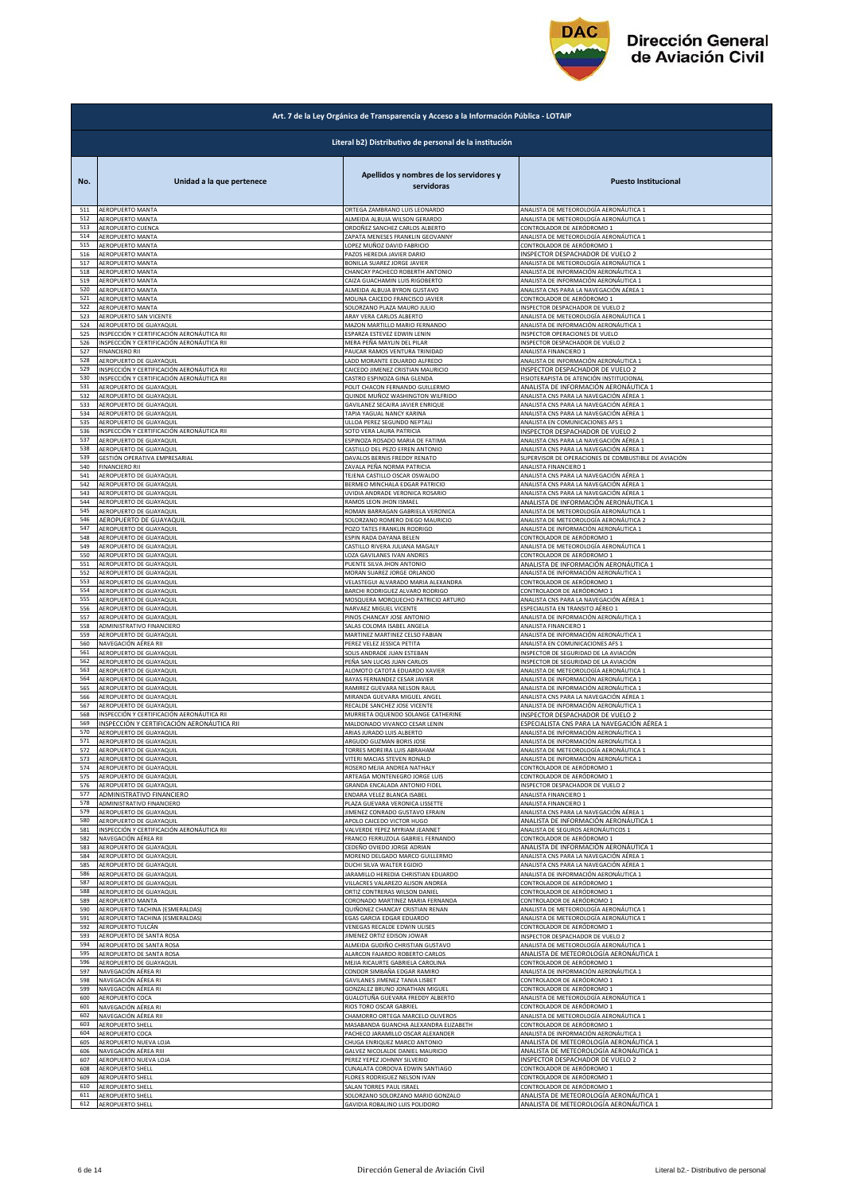**Dirección General de Aviación Civil**

| Art. 7 de la Ley Orgánica de Transparencia y Acceso a la Información Pública - LOTAIP | | | |
|---|---|---|---|
| **Literal b2) Distributivo de personal de la institución** | | | |
| **No.** | **Unidad a la que pertenece** | **Apellidos y nombres de los servidores y servidoras** | **Puesto Institucional** |
| 511 | AEROPUERTO MANTA | ORTEGA ZAMBRANO LUIS LEONARDO | ANALISTA DE METEOROLOGÍA AERONÁUTICA 1 |
| 512 | AEROPUERTO MANTA | ALMEIDA ALBUJA WILSON GERARDO | ANALISTA DE METEOROLOGÍA AERONÁUTICA 1 |
| 513 | AEROPUERTO CUENCA | ORDOÑEZ SANCHEZ CARLOS ALBERTO | CONTROLADOR DE AERÓDROMO 1 |
| 514 | AEROPUERTO MANTA | ZAPATA MENESES FRANKLIN GEOVANNY | ANALISTA DE METEOROLOGÍA AERONÁUTICA 1 |
| 515 | AEROPUERTO MANTA | LOPEZ MUÑOZ DAVID FABRICIO | CONTROLADOR DE AERÓDROMO 1 |
| 516 | AEROPUERTO MANTA | PAZOS HEREDIA JAVIER DARIO | INSPECTOR DESPACHADOR DE VUELO 2 |
| 517 | AEROPUERTO MANTA | BONILLA SUAREZ JORGE JAVIER | ANALISTA DE METEOROLOGÍA AERONÁUTICA 1 |
| 518 | AEROPUERTO MANTA | CHANCAY PACHECO ROBERTH ANTONIO | ANALISTA DE INFORMACIÓN AERONÁUTICA 1 |
| 519 | AEROPUERTO MANTA | CAIZA GUACHAMIN LUIS RIGOBERTO | ANALISTA DE INFORMACIÓN AERONÁUTICA 1 |
| 520 | AEROPUERTO MANTA | ALMEIDA ALBUJA BYRON GUSTAVO | ANALISTA CNS PARA LA NAVEGACIÓN AÉREA 1 |
| 521 | AEROPUERTO MANTA | MOLINA CAICEDO FRANCISCO JAVIER | CONTROLADOR DE AERÓDROMO 1 |
| 522 | AEROPUERTO MANTA | SOLORZANO PLAZA MAURO JULIO | INSPECTOR DESPACHADOR DE VUELO 2 |
| 523 | AEROPUERTO SAN VICENTE | ARAY VERA CARLOS ALBERTO | ANALISTA DE METEOROLOGÍA AERONÁUTICA 1 |
| 524 | AEROPUERTO DE GUAYAQUIL | MAZON MARTILLO MARIO FERNANDO | ANALISTA DE INFORMACIÓN AERONÁUTICA 1 |
| 525 | INSPECCIÓN Y CERTIFICACIÓN AERONÁUTICA RII | ESPARZA ESTEVEZ EDWIN LENIN | INSPECTOR OPERACIONES DE VUELO |
| 526 | INSPECCIÓN Y CERTIFICACIÓN AERONÁUTICA RII | MERA PEÑA MAYLIN DEL PILAR | INSPECTOR DESPACHADOR DE VUELO 2 |
| 527 | FINANCIERO RII | PAUCAR RAMOS VENTURA TRINIDAD | ANALISTA FINANCIERO 1 |
| 528 | AEROPUERTO DE GUAYAQUIL | LADD MORANTE EDUARDO ALFREDO | ANALISTA DE INFORMACIÓN AERONÁUTICA 1 |
| 529 | INSPECCIÓN Y CERTIFICACIÓN AERONÁUTICA RII | CAICEDO JIMENEZ CRISTIAN MAURICIO | INSPECTOR DESPACHADOR DE VUELO 2 |
| 530 | INSPECCIÓN Y CERTIFICACIÓN AERONÁUTICA RII | CASTRO ESPINOZA GINA GLENDA | FISIOTERAPISTA DE ATENCIÓN INSTITUCIONAL |
| 531 | AEROPUERTO DE GUAYAQUIL | POLIT CHACON FERNANDO GUILLERMO | ANALISTA DE INFORMACIÓN AERONÁUTICA 1 |
| 532 | AEROPUERTO DE GUAYAQUIL | QUINDE MUÑOZ WASHINGTON WILFRIDO | ANALISTA CNS PARA LA NAVEGACIÓN AÉREA 1 |
| 533 | AEROPUERTO DE GUAYAQUIL | GAVILANEZ SECAIRA JAVIER ENRIQUE | ANALISTA CNS PARA LA NAVEGACIÓN AÉREA 1 |
| 534 | AEROPUERTO DE GUAYAQUIL | TAPIA YAGUAL NANCY KARINA | ANALISTA CNS PARA LA NAVEGACIÓN AÉREA 1 |
| 535 | AEROPUERTO DE GUAYAQUIL | ULLOA PEREZ SEGUNDO NEPTALI | ANALISTA EN COMUNICACIONES AFS 1 |
| 536 | INSPECCIÓN Y CERTIFICACIÓN AERONÁUTICA RII | SOTO VERA LAURA PATRICIA | INSPECTOR DESPACHADOR DE VUELO 2 |
| 537 | AEROPUERTO DE GUAYAQUIL | ESPINOZA ROSADO MARIA DE FATIMA | ANALISTA CNS PARA LA NAVEGACIÓN AÉREA 1 |
| 538 | AEROPUERTO DE GUAYAQUIL | CASTILLO DEL PEZO EFREN ANTONIO | ANALISTA CNS PARA LA NAVEGACIÓN AÉREA 1 |
| 539 | GESTIÓN OPERATIVA EMPRESARIAL | DAVALOS BERNIS FREDDY RENATO | SUPERVISOR DE OPERACIONES DE COMBUSTIBLE DE AVIACIÓN |
| 540 | FINANCIERO RII | ZAVALA PEÑA NORMA PATRICIA | ANALISTA FINANCIERO 1 |
| 541 | AEROPUERTO DE GUAYAQUIL | TEJENA CASTILLO OSCAR OSWALDO | ANALISTA CNS PARA LA NAVEGACIÓN AÉREA 1 |
| 542 | AEROPUERTO DE GUAYAQUIL | BERMEO MINCHALA EDGAR PATRICIO | ANALISTA CNS PARA LA NAVEGACIÓN AÉREA 1 |
| 543 | AEROPUERTO DE GUAYAQUIL | UVIDIA ANDRADE VERONICA ROSARIO | ANALISTA CNS PARA LA NAVEGACIÓN AÉREA 1 |
| 544 | AEROPUERTO DE GUAYAQUIL | RAMOS LEON JHON ISMAEL | ANALISTA DE INFORMACIÓN AERONÁUTICA 1 |
| 545 | AEROPUERTO DE GUAYAQUIL | ROMAN BARRAGAN GABRIELA VERONICA | ANALISTA DE METEOROLOGÍA AERONÁUTICA 1 |
| 546 | AEROPUERTO DE GUAYAQUIL | SOLORZANO ROMERO DIEGO MAURICIO | ANALISTA DE METEOROLOGÍA AERONÁUTICA 2 |
| 547 | AEROPUERTO DE GUAYAQUIL | POZO TATES FRANKLIN RODRIGO | ANALISTA DE INFORMACIÓN AERONÁUTICA 1 |
| 548 | AEROPUERTO DE GUAYAQUIL | ESPIN RADA DAYANA BELEN | CONTROLADOR DE AERÓDROMO 1 |
| 549 | AEROPUERTO DE GUAYAQUIL | CASTILLO RIVERA JULIANA MAGALY | ANALISTA DE METEOROLOGÍA AERONÁUTICA 1 |
| 550 | AEROPUERTO DE GUAYAQUIL | LOZA GAVILANES IVAN ANDRES | CONTROLADOR DE AERÓDROMO 1 |
| 551 | AEROPUERTO DE GUAYAQUIL | PUENTE SILVA JHON ANTONIO | ANALISTA DE INFORMACIÓN AERONÁUTICA 1 |
| 552 | AEROPUERTO DE GUAYAQUIL | MORAN SUAREZ JORGE ORLANDO | ANALISTA DE INFORMACIÓN AERONÁUTICA 1 |
| 553 | AEROPUERTO DE GUAYAQUIL | VELASTEGUI ALVARADO MARIA ALEXANDRA | CONTROLADOR DE AERÓDROMO 1 |
| 554 | AEROPUERTO DE GUAYAQUIL | BARCHI RODRIGUEZ ALVARO RODRIGO | CONTROLADOR DE AERÓDROMO 1 |
| 555 | AEROPUERTO DE GUAYAQUIL | MOSQUERA MORQUECHO PATRICIO ARTURO | ANALISTA CNS PARA LA NAVEGACIÓN AÉREA 1 |
| 556 | AEROPUERTO DE GUAYAQUIL | NARVAEZ MIGUEL VICENTE | ESPECIALISTA EN TRANSITO AÉREO 1 |
| 557 | AEROPUERTO DE GUAYAQUIL | PINOS CHANCAY JOSE ANTONIO | ANALISTA DE INFORMACIÓN AERONÁUTICA 1 |
| 558 | ADMINISTRATIVO FINANCIERO | SALAS COLOMA ISABEL ANGELA | ANALISTA FINANCIERO 1 |
| 559 | AEROPUERTO DE GUAYAQUIL | MARTINEZ MARTINEZ CELSO FABIAN | ANALISTA DE INFORMACIÓN AERONÁUTICA 1 |
| 560 | NAVEGACIÓN AÉREA RII | PEREZ VELEZ JESSICA PETITA | ANALISTA EN COMUNICACIONES AFS 1 |
| 561 | AEROPUERTO DE GUAYAQUIL | SOLIS ANDRADE JUAN ESTEBAN | INSPECTOR DE SEGURIDAD DE LA AVIACIÓN |
| 562 | AEROPUERTO DE GUAYAQUIL | PEÑA SAN LUCAS JUAN CARLOS | INSPECTOR DE SEGURIDAD DE LA AVIACIÓN |
| 563 | AEROPUERTO DE GUAYAQUIL | ALOMOTO CATOTA EDUARDO XAVIER | ANALISTA DE METEOROLOGÍA AERONÁUTICA 1 |
| 564 | AEROPUERTO DE GUAYAQUIL | BAYAS FERNANDEZ CESAR JAVIER | ANALISTA DE INFORMACIÓN AERONÁUTICA 1 |
| 565 | AEROPUERTO DE GUAYAQUIL | RAMIREZ GUEVARA NELSON RAUL | ANALISTA DE INFORMACIÓN AERONÁUTICA 1 |
| 566 | AEROPUERTO DE GUAYAQUIL | MIRANDA GUEVARA MIGUEL ANGEL | ANALISTA CNS PARA LA NAVEGACIÓN AÉREA 1 |
| 567 | AEROPUERTO DE GUAYAQUIL | RECALDE SANCHEZ JOSE VICENTE | ANALISTA DE INFORMACIÓN AERONÁUTICA 1 |
| 568 | INSPECCIÓN Y CERTIFICACIÓN AERONÁUTICA RII | MURRIETA OQUENDO SOLANGE CATHERINE | INSPECTOR DESPACHADOR DE VUELO 2 |
| 569 | INSPECCIÓN Y CERTIFICACIÓN AERONÁUTICA RII | MALDONADO VIVANCO CESAR LENIN | ESPECIALISTA CNS PARA LA NAVEGACIÓN AÉREA 1 |
| 570 | AEROPUERTO DE GUAYAQUIL | ARIAS JURADO LUIS ALBERTO | ANALISTA DE INFORMACIÓN AERONÁUTICA 1 |
| 571 | AEROPUERTO DE GUAYAQUIL | ARGUDO GUZMAN BORIS JOSE | ANALISTA DE INFORMACIÓN AERONÁUTICA 1 |
| 572 | AEROPUERTO DE GUAYAQUIL | TORRES MOREIRA LUIS ABRAHAM | ANALISTA DE METEOROLOGÍA AERONÁUTICA 1 |
| 573 | AEROPUERTO DE GUAYAQUIL | VITERI MACIAS STEVEN RONALD | ANALISTA DE INFORMACIÓN AERONÁUTICA 1 |
| 574 | AEROPUERTO DE GUAYAQUIL | ROSERO MEJIA ANDREA NATHALY | CONTROLADOR DE AERÓDROMO 1 |
| 575 | AEROPUERTO DE GUAYAQUIL | ARTEAGA MONTENEGRO JORGE LUIS | CONTROLADOR DE AERÓDROMO 1 |
| 576 | AEROPUERTO DE GUAYAQUIL | GRANDA ENCALADA ANTONIO FIDEL | INSPECTOR DESPACHADOR DE VUELO 2 |
| 577 | ADMINISTRATIVO FINANCIERO | ENDARA VELEZ BLANCA ISABEL | ANALISTA FINANCIERO 1 |
| 578 | ADMINISTRATIVO FINANCIERO | PLAZA GUEVARA VERONICA LISSETTE | ANALISTA FINANCIERO 1 |
| 579 | AEROPUERTO DE GUAYAQUIL | JIMENEZ CONRADO GUSTAVO EFRAIN | ANALISTA CNS PARA LA NAVEGACIÓN AÉREA 1 |
| 580 | AEROPUERTO DE GUAYAQUIL | APOLO CAICEDO VICTOR HUGO | ANALISTA DE INFORMACIÓN AERONÁUTICA 1 |
| 581 | INSPECCIÓN Y CERTIFICACIÓN AERONÁUTICA RII | VALVERDE YEPEZ MYRIAM JEANNET | ANALISTA DE SEGUROS AERONÁUTICOS 1 |
| 582 | NAVEGACIÓN AÉREA RII | FRANCO FERRUZOLA GABRIEL FERNANDO | CONTROLADOR DE AERÓDROMO 1 |
| 583 | AEROPUERTO DE GUAYAQUIL | CEDEÑO OVIEDO JORGE ADRIAN | ANALISTA DE INFORMACIÓN AERONÁUTICA 1 |
| 584 | AEROPUERTO DE GUAYAQUIL | MORENO DELGADO MARCO GUILLERMO | ANALISTA CNS PARA LA NAVEGACIÓN AÉREA 1 |
| 585 | AEROPUERTO DE GUAYAQUIL | DUCHI SILVA WALTER EGIDIO | ANALISTA CNS PARA LA NAVEGACIÓN AÉREA 1 |
| 586 | AEROPUERTO DE GUAYAQUIL | JARAMILLO HEREDIA CHRISTIAN EDUARDO | ANALISTA DE INFORMACIÓN AERONÁUTICA 1 |
| 587 | AEROPUERTO DE GUAYAQUIL | VILLACRES VALAREZO ALISON ANDREA | CONTROLADOR DE AERÓDROMO 1 |
| 588 | AEROPUERTO DE GUAYAQUIL | ORTIZ CONTRERAS WILSON DANIEL | CONTROLADOR DE AERÓDROMO 1 |
| 589 | AEROPUERTO MANTA | CORONADO MARTINEZ MARIA FERNANDA | CONTROLADOR DE AERÓDROMO 1 |
| 590 | AEROPUERTO TACHINA (ESMERALDAS) | QUIÑONEZ CHANCAY CRISTIAN RENAN | ANALISTA DE METEOROLOGÍA AERONÁUTICA 1 |
| 591 | AEROPUERTO TACHINA (ESMERALDAS) | EGAS GARCIA EDGAR EDUARDO | ANALISTA DE METEOROLOGÍA AERONÁUTICA 1 |
| 592 | AEROPUERTO TULCÁN | VENEGAS RECALDE EDWIN ULISES | CONTROLADOR DE AERÓDROMO 1 |
| 593 | AEROPUERTO DE SANTA ROSA | JIMENEZ ORTIZ EDISON JOWAR | INSPECTOR DESPACHADOR DE VUELO 2 |
| 594 | AEROPUERTO DE SANTA ROSA | ALMEIDA GUDIÑO CHRISTIAN GUSTAVO | ANALISTA DE METEOROLOGÍA AERONÁUTICA 1 |
| 595 | AEROPUERTO DE SANTA ROSA | ALARCON FAJARDO ROBERTO CARLOS | ANALISTA DE METEOROLOGÍA AERONÁUTICA 1 |
| 596 | AEROPUERTO DE GUAYAQUIL | MEJIA RICAURTE GABRIELA CAROLINA | CONTROLADOR DE AERÓDROMO 1 |
| 597 | NAVEGACIÓN AÉREA RI | CONDOR SIMBAÑA EDGAR RAMIRO | ANALISTA DE INFORMACIÓN AERONÁUTICA 1 |
| 598 | NAVEGACIÓN AÉREA RI | GAVILANES JIMENEZ TANIA LISBET | CONTROLADOR DE AERÓDROMO 1 |
| 599 | NAVEGACIÓN AÉREA RI | GONZALEZ BRUNO JONATHAN MIGUEL | CONTROLADOR DE AERÓDROMO 1 |
| 600 | AEROPUERTO COCA | GUALOTUÑA GUEVARA FREDDY ALBERTO | ANALISTA DE METEOROLOGÍA AERONÁUTICA 1 |
| 601 | NAVEGACIÓN AÉREA RI | RIOS TORO OSCAR GABRIEL | CONTROLADOR DE AERÓDROMO 1 |
| 602 | NAVEGACIÓN AÉREA RII | CHAMORRO ORTEGA MARCELO OLIVEROS | ANALISTA DE METEOROLOGÍA AERONÁUTICA 1 |
| 603 | AEROPUERTO SHELL | MASABANDA GUANCHA ALEXANDRA ELIZABETH | CONTROLADOR DE AERÓDROMO 1 |
| 604 | AEROPUERTO COCA | PACHECO JARAMILLO OSCAR ALEXANDER | ANALISTA DE INFORMACIÓN AERONÁUTICA 1 |
| 605 | AEROPUERTO NUEVA LOJA | CHUGA ENRIQUEZ MARCO ANTONIO | ANALISTA DE METEOROLOGÍA AERONÁUTICA 1 |
| 606 | NAVEGACIÓN AÉREA RIII | GALVEZ NICOLALDE DANIEL MAURICIO | ANALISTA DE METEOROLOGÍA AERONÁUTICA 1 |
| 607 | AEROPUERTO NUEVA LOJA | PEREZ YEPEZ JOHNNY SILVERIO | INSPECTOR DESPACHADOR DE VUELO 2 |
| 608 | AEROPUERTO SHELL | CUNALATA CORDOVA EDWIN SANTIAGO | CONTROLADOR DE AERÓDROMO 1 |
| 609 | AEROPUERTO SHELL | FLORES RODRIGUEZ NELSON IVAN | CONTROLADOR DE AERÓDROMO 1 |
| 610 | AEROPUERTO SHELL | SALAN TORRES PAUL ISRAEL | CONTROLADOR DE AERÓDROMO 1 |
| 611 | AEROPUERTO SHELL | SOLORZANO SOLORZANO MARIO GONZALO | ANALISTA DE METEOROLOGÍA AERONÁUTICA 1 |
| 612 | AEROPUERTO SHELL | GAVIDIA ROBALINO LUIS POLIDORO | ANALISTA DE METEOROLOGÍA AERONÁUTICA 1 |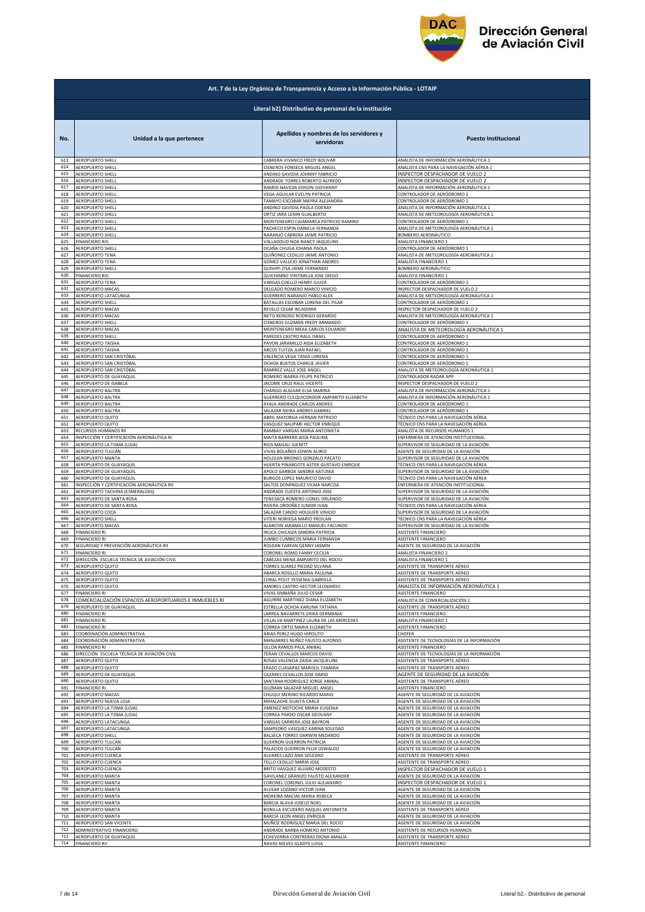Dirección General de Aviación Civil

| Art. 7 de la Ley Orgánica de Transparencia y Acceso a la Información Pública - LOTAIP | | | |
|---|---|---|---|
| **Literal b2) Distributivo de personal de la institución** | | | |
| **No.** | **Unidad a la que pertenece** | **Apellidos y nombres de los servidores y servidoras** | **Puesto Institucional** |
| 613 | AEROPUERTO SHELL | CABRERA VIVANCO FREDY BOLIVAR | ANALISTA DE INFORMACIÓN AERONÁUTICA 1 |
| 614 | AEROPUERTO SHELL | CISNEROS FONSECA MIGUEL ANGEL | ANALISTA CNS PARA LA NAVEGACIÓN AÉREA 1 |
| 615 | AEROPUERTO SHELL | ANDINO GAVIDIA JOHNNY FABRICIO | INSPECTOR DESPACHADOR DE VUELO 2 |
| 616 | AEROPUERTO SHELL | ANDRADE TORRES ROBERTO ALFREDO | INSPECTOR DESPACHADOR DE VUELO 2 |
| 617 | AEROPUERTO SHELL | RAMOS NAVEDA EDISON GIOVANNY | ANALISTA DE INFORMACIÓN AERONÁUTICA 1 |
| 618 | AEROPUERTO SHELL | VEGA AGUILAR EVELYN PATRICIA | CONTROLADOR DE AERÓDROMO 1 |
| 619 | AEROPUERTO SHELL | TAMAYO ESCOBAR MAYRA ALEJANDRA | CONTROLADOR DE AERÓDROMO 1 |
| 620 | AEROPUERTO SHELL | ANDINO GAVIDIA PAOLA ODERAY | ANALISTA DE INFORMACIÓN AERONÁUTICA 1 |
| 621 | AEROPUERTO SHELL | ORTIZ JARA LENIN GUALBERTO | ANALISTA DE METEOROLOGÍA AERONÁUTICA 1 |
| 622 | AEROPUERTO SHELL | MONTENEGRO CAJAMARCA PATRICIO RAMIRO | CONTROLADOR DE AERÓDROMO 1 |
| 623 | AEROPUERTO SHELL | PACHECO ESPIN DANIELA FERNANDA | ANALISTA DE METEOROLOGÍA AERONÁUTICA 1 |
| 624 | AEROPUERTO SHELL | NARANJO CABRERA JAIME PATRICIO | BOMBERO AERONÁUTICO |
| 625 | FINANCIERO RIII | VALLADOLID NOA NANCY JAQUELINE | ANALISTA FINANCIERO 1 |
| 626 | AEROPUERTO SHELL | OCAÑA CHUGA JOHANA PAOLA | CONTROLADOR DE AERÓDROMO 1 |
| 627 | AEROPUERTO TENA | QUIÑONEZ CEDILLO JAIME ANTONIO | ANALISTA DE METEOROLOGÍA AERONÁUTICA 1 |
| 628 | AEROPUERTO TENA | GOMEZ VALLEJO JONATHAN ANDRES | ANALISTA FINANCIERO 1 |
| 629 | AEROPUERTO SHELL | QUISHPI ZISA JAIME FERNANDO | BOMBERO AERONÁUTICO |
| 630 | FINANCIERO RIII | QUICHIMBO VINTIMILLA JOSE DIEGO | ANALISTA FINANCIERO 1 |
| 631 | AEROPUERTO TENA | VARGAS COELLO HENRY JULIER | CONTROLADOR DE AERÓDROMO 1 |
| 632 | AEROPUERTO MACAS | DELGADO ROMERO MARCO VINICIO | INSPECTOR DESPACHADOR DE VUELO 2 |
| 633 | AEROPUERTO LATACUNGA | GUERRERO NARANJO PABLO ALEX | ANALISTA DE METEOROLOGÍA AERONÁUTICA 1 |
| 634 | AEROPUERTO SHELL | BATALLAS ESCOBAR LORENA DEL PILAR | CONTROLADOR DE AERÓDROMO 1 |
| 635 | AEROPUERTO MACAS | REVELO CESAR WLADIMIR | INSPECTOR DESPACHADOR DE VUELO 2 |
| 636 | AEROPUERTO MACAS | NETO REINOSO RODRIGO GERARDO | ANALISTA DE METEOROLOGÍA AERONÁUTICA 1 |
| 637 | AEROPUERTO SHELL | CISNEROS GUZMAN FREDY ARMANDO | CONTROLADOR DE AERÓDROMO 1 |
| 638 | AEROPUERTO MACAS | MONTENEGRO MEJIA CARLOS EDUARDO | ANALISTA DE METEOROLOGÍA AERONÁUTICA 1 |
| 639 | AEROPUERTO SHELL | PAREDES CASTRO RAUL ISRAEL | CONTROLADOR DE AERÓDROMO 1 |
| 640 | AEROPUERTO TAISHA | PAVON JARAMILLO AIDA ELIZABETH | CONTROLADOR DE AERÓDROMO 1 |
| 641 | AEROPUERTO TAISHA | ARCOS TUITZA JUAN RAFAEL | CONTROLADOR DE AERÓDROMO 1 |
| 642 | AEROPUERTO SAN CRISTÓBAL | VALENCIA VEGA TANIA LORENA | CONTROLADOR DE AERÓDROMO 1 |
| 643 | AEROPUERTO SAN CRISTÓBAL | OCHOA BUSTOS CHARLIE JAVIER | CONTROLADOR DE AERÓDROMO 1 |
| 644 | AEROPUERTO SAN CRISTÓBAL | RAMIREZ VALLE JOSE ANGEL | ANALISTA DE METEOROLOGÍA AERONÁUTICA 1 |
| 645 | AEROPUERTO DE GUAYAQUIL | ROMERO IBARRA FELIPE PATRICIO | CONTROLADOR RADAR APP |
| 646 | AEROPUERTO DE ISABELA | JACOME CRUZ RAUL VICENTE | INSPECTOR DESPACHADOR DE VUELO 2 |
| 647 | AEROPUERTO BALTRA | CHANGO ALGUIAR ELSA MARINA | ANALISTA DE INFORMACIÓN AERONÁUTICA 1 |
| 648 | AEROPUERTO BALTRA | GUERRERO CULQUICONDOR AMPARITO ELIZABETH | ANALISTA DE INFORMACIÓN AERONÁUTICA 1 |
| 649 | AEROPUERTO BALTRA | AYALA ANDRADE CARLOS ANDRES | CONTROLADOR DE AERÓDROMO 1 |
| 650 | AEROPUERTO BALTRA | SALAZAR NEIRA ANDRES GABRIEL | CONTROLADOR DE AERÓDROMO 1 |
| 651 | AEROPUERTO QUITO | ABRIL MAYORGA HERNAN PATRICIO | TÉCNICO CNS PARA LA NAVEGACIÓN AÉREA |
| 652 | AEROPUERTO QUITO | VASQUEZ NAUPARI HECTOR ENRIQUE | TÉCNICO CNS PARA LA NAVEGACIÓN AÉREA |
| 653 | RECURSOS HUMANOS RII | RAMBAY VARGAS MARIA ANTONIETA | ANALISTA DE RECURSOS HUMANOS 1 |
| 654 | INSPECCIÓN Y CERTIFICACIÓN AERONÁUTICA RI | MAITA BARRERA AIDA PAULINA | ENFERMERA DE ATENCIÓN INSTITUCIONAL |
| 655 | AEROPUERTO LA TOMA (LOJA) | RIOS MAGALI GIENITT | SUPERVISOR DE SEGURIDAD DE LA AVIACIÓN |
| 656 | AEROPUERTO TULCÁN | VIVAS BOLAÑOS EDWIN ALIRIO | AGENTE DE SEGURIDAD DE LA AVIACIÓN |
| 657 | AEROPUERTO MANTA | HOLGUIN BRIONES GONZALO PACATO | SUPERVISOR DE SEGURIDAD DE LA AVIACIÓN |
| 658 | AEROPUERTO DE GUAYAQUIL | HUERTA PINARGOTE ASTER GUSTAVO ENRIQUE | TÉCNICO CNS PARA LA NAVEGACIÓN AÉREA |
| 659 | AEROPUERTO DE GUAYAQUIL | APOLO GARBOA SANDRA KATUSKA | SUPERVISOR DE SEGURIDAD DE LA AVIACIÓN |
| 660 | AEROPUERTO DE GUAYAQUIL | BURGOS LOPEZ MAURICIO DAVID | TÉCNICO CNS PARA LA NAVEGACIÓN AÉREA |
| 661 | INSPECCIÓN Y CERTIFICACIÓN AERONÁUTICA RII | SALTOS DOMINGUEZ VILMA NARCISA | ENFERMERA DE ATENCIÓN INSTITUCIONAL |
| 662 | AEROPUERTO TACHINA (ESMERALDAS) | ANDRADE CUESTA ANTONIO JOSE | SUPERVISOR DE SEGURIDAD DE LA AVIACIÓN |
| 663 | AEROPUERTO DE SANTA ROSA | TENESACA ROMERO LIONEL ORLANDO | SUPERVISOR DE SEGURIDAD DE LA AVIACIÓN |
| 664 | AEROPUERTO DE SANTA ROSA | RIVERA ORDOÑEZ JUNIOR IVAN | TÉCNICO CNS PARA LA NAVEGACIÓN AÉREA |
| 665 | AEROPUERTO COCA | SALAZAR CANDO HOLGUER VINICIO | SUPERVISOR DE SEGURIDAD DE LA AVIACIÓN |
| 666 | AEROPUERTO SHELL | VITERI NORIEGA MARIO FROILAN | TÉCNICO CNS PARA LA NAVEGACIÓN AÉREA |
| 667 | AEROPUERTO MACAS | ALARCON JARAMILLO MANUEL FACUNDO | SUPERVISOR DE SEGURIDAD DE LA AVIACIÓN |
| 668 | FINANCIERO RI | INUCA CHICAIZA SANDRA PATRICIA | ASISTENTE FINANCIERO |
| 669 | FINANCIERO RI | JUMBO CUMBICOS MARIA FERNANDA | ASISTENTE FINANCIERO |
| 670 | SEGURIDAD Y PREVENCIÓN AERONÁUTICA RII | ROLDAN FARFAN GENNY JASMIN | AGENTE DE SEGURIDAD DE LA AVIACIÓN |
| 671 | FINANCIERO RI | CORONEL ROMO FANNY CECILIA | ANALISTA FINANCIERO 2 |
| 672 | DIRECCIÓN ESCUELA TÉCNICA DE AVIACIÓN CIVIL | CABEZAS MENA AMPARITO DEL ROCIO | ANALISTA FINANCIERO 1 |
| 673 | AEROPUERTO QUITO | TORRES SUAREZ PIEDAD SILVANA | ASISTENTE DE TRANSPORTE AÉREO |
| 674 | AEROPUERTO QUITO | ABARCA ROSILLO MARIA PAULINA | ASISTENTE DE TRANSPORTE AÉREO |
| 675 | AEROPUERTO QUITO | CORAL POLIT YESSENIA GABRIELA | ASISTENTE DE TRANSPORTE AÉREO |
| 676 | AEROPUERTO QUITO | AMORES CASTRO HECTOR LEONARDO | ANALISTA DE INFORMACIÓN AERONÁUTICA 1 |
| 677 | FINANCIERO RI | VIVAS SIMBAÑA JULIO CESAR | ASISTENTE FINANCIERO |
| 678 | COMERCIALIZACIÓN ESPACIOS AEROPORTUARIOS E INMUEBLES RI | AGUIRRE MARTINEZ DIANA ELIZABETH | ANALISTA DE COMERCIALIZACIÓN 1 |
| 679 | AEROPUERTO DE GUAYAQUIL | ESTRELLA OCHOA KARLINA TATIANA | ASISTENTE DE TRANSPORTE AÉREO |
| 680 | FINANCIERO RI | LARREA NAVARRETE ERIKA GERMANIA | ASISTENTE FINANCIERO |
| 681 | FINANCIERO RI | VILLALVA MARTINEZ LAURA DE LAS MERCEDES | ANALISTA FINANCIERO 1 |
| 682 | FINANCIERO RI | CORREA ORTIZ MARIA ELIZABETH | ASISTENTE FINANCIERO |
| 683 | COORDINACIÓN ADMINISTRATIVA | ARIAS PEREZ HUGO HIPOLITO | CHOFER |
| 684 | COORDINACIÓN ADMINISTRATIVA | MANJARRES NUÑEZ FAUSTO ALFONSO | ASISTENTE DE TECNOLOGÍAS DE LA INFORMACIÓN |
| 685 | FINANCIERO RI | ULLOA RAMOS PAUL ANIBAL | ASISTENTE FINANCIERO |
| 686 | DIRECCIÓN ESCUELA TÉCNICA DE AVIACIÓN CIVIL | TERAN CEVALLOS MARCOS DAVID | ASISTENTE DE TECNOLOGÍAS DE LA INFORMACIÓN |
| 687 | AEROPUERTO QUITO | ROSAS VALENCIA ZAIDA JACQUELINE | ASISTENTE DE TRANSPORTE AÉREO |
| 688 | AEROPUERTO QUITO | ERAZO CUASAPAZ MARISOL TAMARA | ASISTENTE DE TRANSPORTE AÉREO |
| 689 | AEROPUERTO DE GUAYAQUIL | CAZARES CEVALLOS JOSE DARIO | AGENTE DE SEGURIDAD DE LA AVIACIÓN |
| 690 | AEROPUERTO QUITO | SANTANA RODRIGUEZ JORGE ANIBAL | ASISTENTE DE TRANSPORTE AÉREO |
| 691 | FINANCIERO RI | GUZMAN SALAZAR MIGUEL ANGEL | ASISTENTE FINANCIERO |
| 692 | AEROPUERTO MACAS | CHUQUI MERINO RICARDO MARIO | AGENTE DE SEGURIDAD DE LA AVIACIÓN |
| 693 | AEROPUERTO NUEVA LOJA | MIHALACHE GUAITA CARLA | AGENTE DE SEGURIDAD DE LA AVIACIÓN |
| 694 | AEROPUERTO LA TOMA (LOJA) | JIMENEZ MOTOCHE MARIA EUGENIA | AGENTE DE SEGURIDAD DE LA AVIACIÓN |
| 695 | AEROPUERTO LA TOMA (LOJA) | CORREA PARDO OSCAR GEOVANY | AGENTE DE SEGURIDAD DE LA AVIACIÓN |
| 696 | AEROPUERTO LATACUNGA | VARGAS CARRERA JOSE BAYRON | AGENTE DE SEGURIDAD DE LA AVIACIÓN |
| 697 | AEROPUERTO LATACUNGA | SAMPEDRO VASQUEZ KARINA SOLEDAD | AGENTE DE SEGURIDAD DE LA AVIACIÓN |
| 698 | AEROPUERTO SHELL | BALSECA TORRES DARWIN MEDARDO | AGENTE DE SEGURIDAD DE LA AVIACIÓN |
| 699 | AEROPUERTO TULCÁN | GUERRON GUERRON PATRICIA | AGENTE DE SEGURIDAD DE LA AVIACIÓN |
| 700 | AEROPUERTO TULCÁN | PALACIOS GUERRON FELIX OSWALDO | AGENTE DE SEGURIDAD DE LA AVIACIÓN |
| 701 | AEROPUERTO CUENCA | ALVARES LAZO ANA SOLEDAD | ASISTENTE DE TRANSPORTE AÉREO |
| 702 | AEROPUERTO CUENCA | TELLO CEDILLO MARIA JOSE | ASISTENTE DE TRANSPORTE AÉREO |
| 703 | AEROPUERTO CUENCA | BRITO VASQUEZ ALVARO MODESTO | INSPECTOR DESPACHADOR DE VUELO 1 |
| 704 | AEROPUERTO MANTA | GAVILANEZ GRANIZO FAUSTO ALEXANDER | AGENTE DE SEGURIDAD DE LA AVIACIÓN |
| 705 | AEROPUERTO MANTA | CORONEL CORONEL JULIO ALEJANDRO | INSPECTOR DESPACHADOR DE VUELO 1 |
| 706 | AEROPUERTO MANTA | ALVEAR LOZANO VICTOR IVAN | AGENTE DE SEGURIDAD DE LA AVIACIÓN |
| 707 | AEROPUERTO MANTA | MOREIRA MACIAS MARIA REBECA | AGENTE DE SEGURIDAD DE LA AVIACIÓN |
| 708 | AEROPUERTO MANTA | BARCIA ALAVA JOSELO NOEL | AGENTE DE SEGURIDAD DE LA AVIACIÓN |
| 709 | AEROPUERTO MANTA | BONILLA ESCUDERO RAQUEL ANTONIETA | ASISTENTE DE TRANSPORTE AÉREO |
| 710 | AEROPUERTO MANTA | BARCIA LEON ANGEL ENRIQUE | AGENTE DE SEGURIDAD DE LA AVIACIÓN |
| 711 | AEROPUERTO SAN VICENTE | MUÑOZ RODRIGUEZ MARIA DEL ROCIO | AGENTE DE SEGURIDAD DE LA AVIACIÓN |
| 712 | ADMINISTRATIVO FINANCIERO | ANDRADE BARBA HOMERO ANTONIO | ASISTENTE DE RECURSOS HUMANOS |
| 713 | AEROPUERTO DE GUAYAQUIL | ECHEVERRIA CONTRERAS DIGNA AMALIA | ASISTENTE DE TRANSPORTE AÉREO |
| 714 | FINANCIERO RII | NAVAS NIEVES GLADYS LUISA | ASISTENTE FINANCIERO |

Literal b2.- Distributivo de personal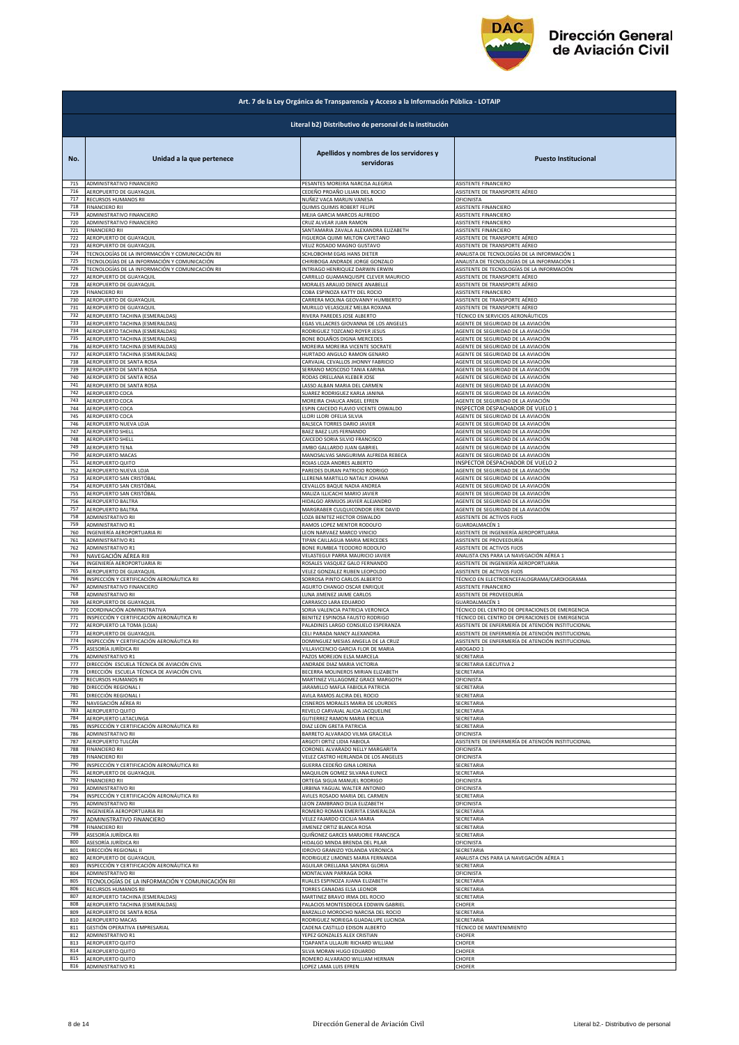**Art. 7 de la Ley Orgánica de Transparencia y Acceso a la Información Pública - LOTAIP**

**Literal b2) Distributivo de personal de la institución**

| No. | Unidad a la que pertenece | Apellidos y nombres de los servidores y servidoras | Puesto Institucional |
|---|---|---|---|
| 715 | ADMINISTRATIVO FINANCIERO | PESANTES MOREIRA NARCISA ALEGRIA | ASISTENTE FINANCIERO |
| 716 | AEROPUERTO DE GUAYAQUIL | CEDEÑO PROAÑO LILIAN DEL ROCIO | ASISTENTE DE TRANSPORTE AÉREO |
| 717 | RECURSOS HUMANOS RII | NUÑEZ VACA MARLIN VANESA | OFICINISTA |
| 718 | FINANCIERO RII | QUIMIS QUIMIS ROBERT FELIPE | ASISTENTE FINANCIERO |
| 719 | ADMINISTRATIVO FINANCIERO | MEJIA GARCIA MARCOS ALFREDO | ASISTENTE FINANCIERO |
| 720 | ADMINISTRATIVO FINANCIERO | CRUZ ALVEAR JUAN RAMON | ASISTENTE FINANCIERO |
| 721 | FINANCIERO RII | SANTAMARIA ZAVALA ALEXANDRA ELIZABETH | ASISTENTE FINANCIERO |
| 722 | AEROPUERTO DE GUAYAQUIL | FIGUEROA QUIMI MILTON CAYETANO | ASISTENTE DE TRANSPORTE AÉREO |
| 723 | AEROPUERTO DE GUAYAQUIL | VELIZ ROSADO MAGNO GUSTAVO | ASISTENTE DE TRANSPORTE AÉREO |
| 724 | TECNOLOGÍAS DE LA INFORMACIÓN Y COMUNICACIÓN RII | SCHLOBOHM EGAS HANS DIETER | ANALISTA DE TECNOLOGÍAS DE LA INFORMACIÓN 1 |
| 725 | TECNOLOGÍAS DE LA INFORMACIÓN Y COMUNICACIÓN | CHIRIBOGA ANDRADE JORGE GONZALO | ANALISTA DE TECNOLOGÍAS DE LA INFORMACIÓN 1 |
| 726 | TECNOLOGÍAS DE LA INFORMACIÓN Y COMUNICACIÓN RII | INTRIAGO HENRIQUEZ DARWIN ERWIN | ASISTENTE DE TECNOLOGÍAS DE LA INFORMACIÓN |
| 727 | AEROPUERTO DE GUAYAQUIL | CARRILLO GUAMANQUISPE CLEVER MAURICIO | ASISTENTE DE TRANSPORTE AÉREO |
| 728 | AEROPUERTO DE GUAYAQUIL | MORALES ARAUJO DENICE ANABELLE | ASISTENTE DE TRANSPORTE AÉREO |
| 729 | FINANCIERO RII | COBA ESPINOZA KATTY DEL ROCIO | ASISTENTE FINANCIERO |
| 730 | AEROPUERTO DE GUAYAQUIL | CARRERA MOLINA GEOVANNY HUMBERTO | ASISTENTE DE TRANSPORTE AÉREO |
| 731 | AEROPUERTO DE GUAYAQUIL | MURILLO VELASQUEZ MELBA ROXANA | ASISTENTE DE TRANSPORTE AÉREO |
| 732 | AEROPUERTO TACHINA (ESMERALDAS) | RIVERA PAREDES JOSE ALBERTO | TÉCNICO EN SERVICIOS AERONÁUTICOS |
| 733 | AEROPUERTO TACHINA (ESMERALDAS) | EGAS VILLACRES GIOVANNA DE LOS ANGELES | AGENTE DE SEGURIDAD DE LA AVIACIÓN |
| 734 | AEROPUERTO TACHINA (ESMERALDAS) | RODRIGUEZ TOZCANO ROYER JESUS | AGENTE DE SEGURIDAD DE LA AVIACIÓN |
| 735 | AEROPUERTO TACHINA (ESMERALDAS) | BONE BOLAÑOS DIGNA MERCEDES | AGENTE DE SEGURIDAD DE LA AVIACIÓN |
| 736 | AEROPUERTO TACHINA (ESMERALDAS) | MOREIRA MOREIRA VICENTE SOCRATE | AGENTE DE SEGURIDAD DE LA AVIACIÓN |
| 737 | AEROPUERTO TACHINA (ESMERALDAS) | HURTADO ANGULO RAMON GENARO | AGENTE DE SEGURIDAD DE LA AVIACIÓN |
| 738 | AEROPUERTO DE SANTA ROSA | CARVAJAL CEVALLOS JHONNY FABRICIO | AGENTE DE SEGURIDAD DE LA AVIACIÓN |
| 739 | AEROPUERTO DE SANTA ROSA | SERRANO MOSCOSO TANIA KARINA | AGENTE DE SEGURIDAD DE LA AVIACIÓN |
| 740 | AEROPUERTO DE SANTA ROSA | RODAS ORELLANA KLEBER JOSE | AGENTE DE SEGURIDAD DE LA AVIACIÓN |
| 741 | AEROPUERTO DE SANTA ROSA | LASSO ALBAN MARIA DEL CARMEN | AGENTE DE SEGURIDAD DE LA AVIACIÓN |
| 742 | AEROPUERTO COCA | SUAREZ RODRIGUEZ KARLA JANINA | AGENTE DE SEGURIDAD DE LA AVIACIÓN |
| 743 | AEROPUERTO COCA | MOREIRA CHAUCA ANGEL EFREN | AGENTE DE SEGURIDAD DE LA AVIACIÓN |
| 744 | AEROPUERTO COCA | ESPIN CAICEDO FLAVIO VICENTE OSWALDO | INSPECTOR DESPACHADOR DE VUELO 1 |
| 745 | AEROPUERTO COCA | LLORI LLORI OFELIA SILVIA | AGENTE DE SEGURIDAD DE LA AVIACIÓN |
| 746 | AEROPUERTO NUEVA LOJA | BALSECA TORRES DARIO JAVIER | AGENTE DE SEGURIDAD DE LA AVIACIÓN |
| 747 | AEROPUERTO SHELL | BAEZ BAEZ LUIS FERNANDO | AGENTE DE SEGURIDAD DE LA AVIACIÓN |
| 748 | AEROPUERTO SHELL | CAICEDO SORIA SILVIO FRANCISCO | AGENTE DE SEGURIDAD DE LA AVIACIÓN |
| 749 | AEROPUERTO TENA | JIMBO GALLARDO JUAN GABRIEL | AGENTE DE SEGURIDAD DE LA AVIACIÓN |
| 750 | AEROPUERTO MACAS | MANOSALVAS SANGURIMA ALFREDA REBECA | AGENTE DE SEGURIDAD DE LA AVIACIÓN |
| 751 | AEROPUERTO QUITO | ROJAS LOZA ANDRES ALBERTO | INSPECTOR DESPACHADOR DE VUELO 2 |
| 752 | AEROPUERTO NUEVA LOJA | PAREDES DURAN PATRICIO RODRIGO | AGENTE DE SEGURIDAD DE LA AVIACIÓN |
| 753 | AEROPUERTO SAN CRISTÓBAL | LLERENA MARTILLO NATALY JOHANA | AGENTE DE SEGURIDAD DE LA AVIACIÓN |
| 754 | AEROPUERTO SAN CRISTÓBAL | CEVALLOS BAQUE NADIA ANDREA | AGENTE DE SEGURIDAD DE LA AVIACIÓN |
| 755 | AEROPUERTO SAN CRISTÓBAL | MALIZA ILLICACHI MARIO JAVIER | AGENTE DE SEGURIDAD DE LA AVIACIÓN |
| 756 | AEROPUERTO BALTRA | HIDALGO ARMIJOS JAVIER ALEJANDRO | AGENTE DE SEGURIDAD DE LA AVIACIÓN |
| 757 | AEROPUERTO BALTRA | MARGRABER CULQUICONDOR ERIK DAVID | AGENTE DE SEGURIDAD DE LA AVIACIÓN |
| 758 | ADMINISTRATIVO RII | LOZA BENITEZ HECTOR OSWALDO | ASISTENTE DE ACTIVOS FIJOS |
| 759 | ADMINISTRATIVO R1 | RAMOS LOPEZ MENTOR RODOLFO | GUARDALMACÉN 1 |
| 760 | INGENIERÍA AEROPORTUARIA RI | LEON NARVAEZ MARCO VINICIO | ASISTENTE DE INGENIERÍA AEROPORTUARIA |
| 761 | ADMINISTRATIVO R1 | TIPAN CAILLAGUA MARIA MERCEDES | ASISTENTE DE PROVEEDURÍA |
| 762 | ADMINISTRATIVO R1 | BONE RUMBEA TEODORO RODOLFO | ASISTENTE DE ACTIVOS FIJOS |
| 763 | NAVEGACIÓN AÉREA RIII | VELASTEGUI PARRA MAURICIO JAVIER | ANALISTA CNS PARA LA NAVEGACIÓN AÉREA 1 |
| 764 | INGENIERÍA AEROPORTUARIA RI | ROSALES VASQUEZ GALO FERNANDO | ASISTENTE DE INGENIERÍA AEROPORTUARIA |
| 765 | AEROPUERTO DE GUAYAQUIL | VELEZ GONZALEZ RUBEN LEOPOLDO | ASISTENTE DE ACTIVOS FIJOS |
| 766 | INSPECCIÓN Y CERTIFICACIÓN AERONÁUTICA RII | SORROSA PINTO CARLOS ALBERTO | TÉCNICO EN ELECTROENCEFALOGRAMA/CARDIOGRAMA |
| 767 | ADMINISTRATIVO FINANCIERO | AGURTO CHANGO OSCAR ENRIQUE | ASISTENTE FINANCIERO |
| 768 | ADMINISTRATIVO RII | LUNA JIMENEZ JAIME CARLOS | ASISTENTE DE PROVEEDURÍA |
| 769 | AEROPUERTO DE GUAYAQUIL | CARRASCO LARA EDUARDO | GUARDALMACÉN 1 |
| 770 | COORDINACIÓN ADMINISTRATIVA | SORIA VALENCIA PATRICIA VERONICA | TÉCNICO DEL CENTRO DE OPERACIONES DE EMERGENCIA |
| 771 | INSPECCIÓN Y CERTIFICACIÓN AERONÁUTICA RI | BENITEZ ESPINOSA FAUSTO RODRIGO | TÉCNICO DEL CENTRO DE OPERACIONES DE EMERGENCIA |
| 772 | AEROPUERTO LA TOMA (LOJA) | PALADINES LARGO CONSUELO ESPERANZA | ASISTENTE DE ENFERMERÍA DE ATENCIÓN INSTITUCIONAL |
| 773 | AEROPUERTO DE GUAYAQUIL | CELI PARADA NANCY ALEXANDRA | ASISTENTE DE ENFERMERÍA DE ATENCIÓN INSTITUCIONAL |
| 774 | INSPECCIÓN Y CERTIFICACIÓN AERONÁUTICA RII | DOMINGUEZ MESIAS ANGELA DE LA CRUZ | ASISTENTE DE ENFERMERÍA DE ATENCIÓN INSTITUCIONAL |
| 775 | ASESORÍA JURÍDICA RII | VILLAVICENCIO GARCIA FLOR DE MARIA | ABOGADO 1 |
| 776 | ADMINISTRATIVO R1 | PAZOS MOREJON ELSA MARCELA | SECRETARIA |
| 777 | DIRECCIÓN ESCUELA TÉCNICA DE AVIACIÓN CIVIL | ANDRADE DIAZ MARIA VICTORIA | SECRETARIA EJECUTIVA 2 |
| 778 | DIRECCIÓN ESCUELA TÉCNICA DE AVIACIÓN CIVIL | BECERRA MOLINEROS MIRIAN ELIZABETH | SECRETARIA |
| 779 | RECURSOS HUMANOS RI | MARTINEZ VILLAGOMEZ GRACE MARGOTH | OFICINISTA |
| 780 | DIRECCIÓN REGIONAL I | JARAMILLO MAFLA FABIOLA PATRICIA | SECRETARIA |
| 781 | DIRECCIÓN REGIONAL I | AVILA RAMOS ALCIRA DEL ROCIO | SECRETARIA |
| 782 | NAVEGACIÓN AÉREA RI | CISNEROS MORALES MARIA DE LOURDES | SECRETARIA |
| 783 | AEROPUERTO QUITO | REVELO CARVAJAL ALICIA JACQUELINE | SECRETARIA |
| 784 | AEROPUERTO LATACUNGA | GUTIERREZ RAMON MARIA ERCILIA | SECRETARIA |
| 785 | INSPECCIÓN Y CERTIFICACIÓN AERONÁUTICA RII | DIAZ LEON GRETA PATRICIA | SECRETARIA |
| 786 | ADMINISTRATIVO RII | BARRETO ALVARADO VILMA GRACIELA | OFICINISTA |
| 787 | AEROPUERTO TULCÁN | ARGOTI ORTIZ LIDIA FABIOLA | ASISTENTE DE ENFERMERÍA DE ATENCIÓN INSTITUCIONAL |
| 788 | FINANCIERO RII | CORONEL ALVARADO NELLY MARGARITA | OFICINISTA |
| 789 | FINANCIERO RII | VELEZ CASTRO HERLANDA DE LOS ANGELES | OFICINISTA |
| 790 | INSPECCIÓN Y CERTIFICACIÓN AERONÁUTICA RII | GUERRA CEDEÑO GINA LORENA | SECRETARIA |
| 791 | AEROPUERTO DE GUAYAQUIL | MAQUILON GOMEZ SILVANA EUNICE | SECRETARIA |
| 792 | FINANCIERO RII | ORTEGA SIGUA MANUEL RODRIGO | OFICINISTA |
| 793 | ADMINISTRATIVO RII | URBINA YAGUAL WALTER ANTONIO | OFICINISTA |
| 794 | INSPECCIÓN Y CERTIFICACIÓN AERONÁUTICA RII | AVILES ROSADO MARIA DEL CARMEN | SECRETARIA |
| 795 | ADMINISTRATIVO RII | LEON ZAMBRANO DILIA ELIZABETH | OFICINISTA |
| 796 | INGENIERÍA AEROPORTUARIA RII | ROMERO ROMAN EMERITA ESMERALDA | SECRETARIA |
| 797 | ADMINISTRATIVO FINANCIERO | VELEZ FAJARDO CECILIA MARIA | SECRETARIA |
| 798 | FINANCIERO RII | JIMENEZ ORTIZ BLANCA ROSA | SECRETARIA |
| 799 | ASESORÍA JURÍDICA RII | QUIÑONEZ GARCES MARJORIE FRANCISCA | SECRETARIA |
| 800 | ASESORÍA JURÍDICA RII | HIDALGO MINDA BRENDA DEL PILAR | OFICINISTA |
| 801 | DIRECCIÓN REGIONAL II | IDROVO GRANIZO YOLANDA VERONICA | SECRETARIA |
| 802 | AEROPUERTO DE GUAYAQUIL | RODRIGUEZ LIMONES MARIA FERNANDA | ANALISTA CNS PARA LA NAVEGACIÓN AÉREA 1 |
| 803 | INSPECCIÓN Y CERTIFICACIÓN AERONÁUTICA RII | AGUILAR ORELLANA SANDRA GLORIA | SECRETARIA |
| 804 | ADMINISTRATIVO RII | MONTALVAN PARRAGA DORA | OFICINISTA |
| 805 | TECNOLOGÍAS DE LA INFORMACIÓN Y COMUNICACIÓN RII | RUALES ESPINOZA JUANA ELIZABETH | SECRETARIA |
| 806 | RECURSOS HUMANOS RII | TORRES CANADAS ELSA LEONOR | SECRETARIA |
| 807 | AEROPUERTO TACHINA (ESMERALDAS) | MARTINEZ BRAVO IRMA DEL ROCIO | SECRETARIA |
| 808 | AEROPUERTO TACHINA (ESMERALDAS) | PALACIOS MONTESDEOCA EDDWIN GABRIEL | CHOFER |
| 809 | AEROPUERTO DE SANTA ROSA | BARZALLO MOROCHO NARCISA DEL ROCIO | SECRETARIA |
| 810 | AEROPUERTO MACAS | RODRIGUEZ NORIEGA GUADALUPE LUCINDA | SECRETARIA |
| 811 | GESTIÓN OPERATIVA EMPRESARIAL | CADENA CASTILLO EDISON ALBERTO | TÉCNICO DE MANTENIMIENTO |
| 812 | ADMINISTRATIVO R1 | YEPEZ GONZALES ALEX CRISTIAN | CHOFER |
| 813 | AEROPUERTO QUITO | TOAPANTA ULLAURI RICHARD WILLIAM | CHOFER |
| 814 | AEROPUERTO QUITO | SILVA MORAN HUGO EDUARDO | CHOFER |
| 815 | AEROPUERTO QUITO | ROMERO ALVARADO WILLIAM HERNAN | CHOFER |
| 816 | ADMINISTRATIVO R1 | LOPEZ LAMA LUIS EFREN | CHOFER |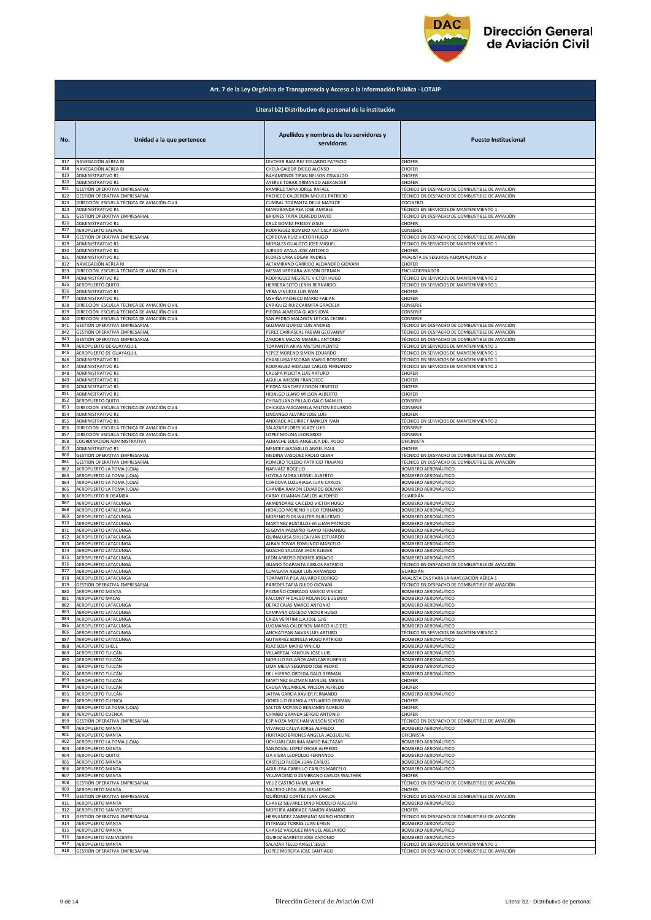## Art. 7 de la Ley Orgánica de Transparencia y Acceso a la Información Pública - LOTAIP

### Literal b2) Distributivo de personal de la institución

| No. | Unidad a la que pertenece | Apellidos y nombres de los servidores y servidoras | Puesto Institucional |
|---|---|---|---|
| 817 | NAVEGACIÓN AÉREA RI | LEVOYER RAMIREZ EDUARDO PATRICIO | CHOFER |
| 818 | NAVEGACIÓN AÉREA RI | CHELA GAIBOR DIEGO ALONSO | CHOFER |
| 819 | ADMINISTRATIVO R1 | BAHAMONDE TIPAN NELSON OSWALDO | CHOFER |
| 820 | ADMINISTRATIVO R1 | AYERVE TOBAR ARMANDO ALEXANDER | CHOFER |
| 821 | GESTIÓN OPERATIVA EMPRESARIAL | RAMIREZ TAPIA JORGE RAFAEL | TÉCNICO EN DESPACHO DE COMBUSTIBLE DE AVIACIÓN |
| 822 | GESTIÓN OPERATIVA EMPRESARIAL | PACHECO CALDERON MIGUEL PATRICIO | TÉCNICO EN DESPACHO DE COMBUSTIBLE DE AVIACIÓN |
| 823 | DIRECCIÓN ESCUELA TÉCNICA DE AVIACIÓN CIVIL | CUMBAL TOAPANTA DELIA MATILDE | COCINERO |
| 824 | ADMINISTRATIVO R1 | MANOBANDA REA JOSE AMABLE | TÉCNICO EN SERVICIOS DE MANTENIMIENTO 1 |
| 825 | GESTIÓN OPERATIVA EMPRESARIAL | BRIONES TAPIA OLMEDO DAVID | TÉCNICO EN DESPACHO DE COMBUSTIBLE DE AVIACIÓN |
| 826 | ADMINISTRATIVO R1 | CRUZ GOMEZ FREDDY JESUS | CHOFER |
| 827 | AEROPUERTO SALINAS | RODRIGUEZ ROMERO KATIUSCA SORAYA | CONSERJE |
| 828 | GESTIÓN OPERATIVA EMPRESARIAL | CORDOVA RUIZ VICTOR HUGO | TÉCNICO EN DESPACHO DE COMBUSTIBLE DE AVIACIÓN |
| 829 | ADMINISTRATIVO R1 | MORALES GUALOTO JOSE MIGUEL | TÉCNICO EN SERVICIOS DE MANTENIMIENTO 1 |
| 830 | ADMINISTRATIVO R1 | JURADO AYALA JOSE ANTONIO | CHOFER |
| 831 | ADMINISTRATIVO R1 | FLORES LARA EDGAR ANDRES | ANALISTA DE SEGUROS AERONÁUTICOS 3 |
| 832 | NAVEGACIÓN AÉREA RI | ALTAMIRANO GARRIDO ALEJANDRO GIOVANI | CHOFER |
| 833 | DIRECCIÓN ESCUELA TÉCNICA DE AVIACIÓN CIVIL | MESIAS VERGARA WILSON GERMAN | ENCUADERNADOR |
| 834 | ADMINISTRATIVO R1 | RODRIGUEZ NEGRETE VICTOR HUGO | TÉCNICO EN SERVICIOS DE MANTENIMIENTO 2 |
| 835 | AEROPUERTO QUITO | HERRERA SOTO LENIN BERNARDO | TÉCNICO EN SERVICIOS DE MANTENIMIENTO 1 |
| 836 | ADMINISTRATIVO R1 | VERA VINUEZA LUIS IVAN | CHOFER |
| 837 | ADMINISTRATIVO R1 | USHIÑA PACHECO MARIO FABIAN | CHOFER |
| 838 | DIRECCIÓN ESCUELA TÉCNICA DE AVIACIÓN CIVIL | ENRIQUEZ RUIZ CARMITA GRACIELA | CONSERJE |
| 839 | DIRECCIÓN ESCUELA TÉCNICA DE AVIACIÓN CIVIL | PIEDRA ALMEIDA GLADIS JOVA | CONSERJE |
| 840 | DIRECCIÓN ESCUELA TÉCNICA DE AVIACIÓN CIVIL | SAN PEDRO MALAGON LETICIA CECIBEL | CONSERJE |
| 841 | GESTIÓN OPERATIVA EMPRESARIAL | GUZMAN QUIROZ LUIS ANDRES | TÉCNICO EN DESPACHO DE COMBUSTIBLE DE AVIACIÓN |
| 842 | GESTIÓN OPERATIVA EMPRESARIAL | PEREZ CARRASCAL FABIAN GEOVANNY | TÉCNICO EN DESPACHO DE COMBUSTIBLE DE AVIACIÓN |
| 843 | GESTIÓN OPERATIVA EMPRESARIAL | ZAMORA MACAS MANUEL ANTONIO | TÉCNICO EN DESPACHO DE COMBUSTIBLE DE AVIACIÓN |
| 844 | AEROPUERTO DE GUAYAQUIL | TOAPANTA ARIAS MILTON JACINTO | TÉCNICO EN SERVICIOS DE MANTENIMIENTO 1 |
| 845 | AEROPUERTO DE GUAYAQUIL | YEPEZ MORENO SIMON EDUARDO | TÉCNICO EN SERVICIOS DE MANTENIMIENTO 1 |
| 846 | ADMINISTRATIVO R1 | CHASILUISA ESCOBAR MARIO ROSENDO | TÉCNICO EN SERVICIOS DE MANTENIMIENTO 1 |
| 847 | ADMINISTRATIVO R1 | RODRIGUEZ HIDALGO CARLOS FERNANDO | TÉCNICO EN SERVICIOS DE MANTENIMIENTO 2 |
| 848 | ADMINISTRATIVO R1 | CALISPA PILICITA LUIS ARTURO | CHOFER |
| 849 | ADMINISTRATIVO R1 | AGUILA WILSON FRANCISCO | CHOFER |
| 850 | ADMINISTRATIVO R1 | PIEDRA SANCHEZ EDISON ERNESTO | CHOFER |
| 851 | ADMINISTRATIVO R1 | HIDALGO LLANO WILSON ALBERTO | CHOFER |
| 852 | AEROPUERTO QUITO | CHISAGUANO PILLAJO GALO MANUEL | CONSERJE |
| 853 | DIRECCIÓN ESCUELA TÉCNICA DE AVIACIÓN CIVIL | CHICAIZA MACANSELA MILTON EDUARDO | CONSERJE |
| 854 | ADMINISTRATIVO R1 | LINCANGO ALVARO JOSE LUIS | CHOFER |
| 855 | ADMINISTRATIVO R1 | ANDRADE AGUIRRE FRANKLIN IVAN | TÉCNICO EN SERVICIOS DE MANTENIMIENTO 2 |
| 856 | DIRECCIÓN ESCUELA TÉCNICA DE AVIACIÓN CIVIL | SALAZAR FLORES VLADY LUIS | CONSERJE |
| 857 | DIRECCIÓN ESCUELA TÉCNICA DE AVIACIÓN CIVIL | LOPEZ MOLINA LEONARDO | CONSERJE |
| 858 | COORDINACIÓN ADMINISTRATIVA | ALMACHE SOLIS ANGELICA DEL ROCIO | OFICINISTA |
| 859 | ADMINISTRATIVO R1 | MENDEZ JARAMILLO ANGEL RAUL | CHOFER |
| 860 | GESTIÓN OPERATIVA EMPRESARIAL | MEDINA VASQUEZ PAOLO CESAR | TÉCNICO EN DESPACHO DE COMBUSTIBLE DE AVIACIÓN |
| 861 | GESTIÓN OPERATIVA EMPRESARIAL | ROMERO TOLEDO PATRICIO TRAJANO | TÉCNICO EN DESPACHO DE COMBUSTIBLE DE AVIACIÓN |
| 862 | AEROPUERTO LA TOMA (LOJA) | NARVAEZ ROGELIO | BOMBERO AERONÁUTICO |
| 863 | AEROPUERTO LA TOMA (LOJA) | LOYOLA MORA LEONEL ALBERTO | BOMBERO AERONÁUTICO |
| 864 | AEROPUERTO LA TOMA (LOJA) | CORDOVA LUZURIAGA JUAN CARLOS | BOMBERO AERONÁUTICO |
| 865 | AEROPUERTO LA TOMA (LOJA) | CHAMBA RAMON EDUARDO BOLIVAR | BOMBERO AERONÁUTICO |
| 866 | AEROPUERTO RIOBAMBA | CABAY GUAMAN CARLOS ALFONSO | GUARDIÁN |
| 867 | AEROPUERTO LATACUNGA | ARMENDARIZ CAICEDO VICTOR HUGO | BOMBERO AERONÁUTICO |
| 868 | AEROPUERTO LATACUNGA | HIDALGO MORENO HUGO FERNANDO | BOMBERO AERONÁUTICO |
| 869 | AEROPUERTO LATACUNGA | MORENO RIOS WALTER GUILLERMO | BOMBERO AERONÁUTICO |
| 870 | AEROPUERTO LATACUNGA | MARTINEZ BUSTILLOS WILLIAM PATRICIO | BOMBERO AERONÁUTICO |
| 871 | AEROPUERTO LATACUNGA | SEGOVIA PAZMIÑO FLAVIO FERNANDO | BOMBERO AERONÁUTICO |
| 872 | AEROPUERTO LATACUNGA | QUINALUISA SHULCA IVAN ESTUARDO | BOMBERO AERONÁUTICO |
| 873 | AEROPUERTO LATACUNGA | ALBAN TOVAR EDMUNDO MARCELO | BOMBERO AERONÁUTICO |
| 874 | AEROPUERTO LATACUNGA | GUACHO SALAZAR JHON KLEBER | BOMBERO AERONÁUTICO |
| 875 | AEROPUERTO LATACUNGA | LEON ARROYO ROGHER IGNACIO | BOMBERO AERONÁUTICO |
| 876 | AEROPUERTO LATACUNGA | GUANO TOAPANTA CARLOS PATRICIO | TÉCNICO EN DESPACHO DE COMBUSTIBLE DE AVIACIÓN |
| 877 | AEROPUERTO LATACUNGA | CUNALATA ASQUI LUIS ARMANDO | GUARDIÁN |
| 878 | AEROPUERTO LATACUNGA | TOAPANTA PILA ALVARO RODRIGO | ANALISTA CNS PARA LA NAVEGACIÓN AÉREA 1 |
| 879 | GESTIÓN OPERATIVA EMPRESARIAL | PAREDES TAPIA GUIDO GIOVANI | TÉCNICO EN DESPACHO DE COMBUSTIBLE DE AVIACIÓN |
| 880 | AEROPUERTO MANTA | PAZMIÑO CONRADO MARCO VINICIO | BOMBERO AERONÁUTICO |
| 881 | AEROPUERTO MACAS | FALCONY HIDALGO ROLANDO EUGENIO | BOMBERO AERONÁUTICO |
| 882 | AEROPUERTO LATACUNGA | DEFAZ CAJAS MARCO ANTONIO | BOMBERO AERONÁUTICO |
| 883 | AEROPUERTO LATACUNGA | CAMPAÑA CAICEDO VICTOR HUGO | BOMBERO AERONÁUTICO |
| 884 | AEROPUERTO LATACUNGA | CAIZA VEINTIMILLA JOSE LUIS | BOMBERO AERONÁUTICO |
| 885 | AEROPUERTO LATACUNGA | LUGMANIA CALDERON MARCO ALCIDES | BOMBERO AERONÁUTICO |
| 886 | AEROPUERTO LATACUNGA | ANCHATIPAN NAVAS LUIS ARTURO | TÉCNICO EN SERVICIOS DE MANTENIMIENTO 2 |
| 887 | AEROPUERTO LATACUNGA | GUTIERREZ BONILLA HUGO PATRICIO | BOMBERO AERONÁUTICO |
| 888 | AEROPUERTO SHELL | RUIZ SOSA MARIO VINICIO | BOMBERO AERONÁUTICO |
| 889 | AEROPUERTO TULCÁN | VILLARREAL YANDUN JOSE LUIS | BOMBERO AERONÁUTICO |
| 890 | AEROPUERTO TULCÁN | MORILLO BOLAÑOS AMILCAR EUGENIO | BOMBERO AERONÁUTICO |
| 891 | AEROPUERTO TULCÁN | LIMA MEJIA SEGUNDO JOSE PEDRO | BOMBERO AERONÁUTICO |
| 892 | AEROPUERTO TULCÁN | DEL HIERRO ORTEGA GALO GERMAN | BOMBERO AERONÁUTICO |
| 893 | AEROPUERTO TULCÁN | MARTINEZ GUZMAN MANUEL MESIAS | CHOFER |
| 894 | AEROPUERTO TULCÁN | CHUGA VILLARREAL WILSON ALFREDO | CHOFER |
| 895 | AEROPUERTO TULCÁN | JATIVA GARCIA XAVIER FERNANDO | BOMBERO AERONÁUTICO |
| 896 | AEROPUERTO CUENCA | GORDILLO GUINGLA ESTUARDO GERMAN | CHOFER |
| 897 | AEROPUERTO LA TOMA (LOJA) | SALTOS MOYANO BENJAMIN AURELIO | CHOFER |
| 898 | AEROPUERTO CUENCA | CHIMBO GRANDA SERGIO ANTONIO | CHOFER |
| 899 | GESTIÓN OPERATIVA EMPRESARIAL | ESPINOZA MERCHAN WILSON SEVERO | TÉCNICO EN DESPACHO DE COMBUSTIBLE DE AVIACIÓN |
| 900 | AEROPUERTO MANTA | VIVANCO CALVA JORGE ALFREDO | BOMBERO AERONÁUTICO |
| 901 | AEROPUERTO MANTA | HURTADO BRIONES ANGELA JACQUELINE | OFICINISTA |
| 902 | AEROPUERTO LA TOMA (LOJA) | UCHUARI CAJILIMA MARIO BALTAZAR | BOMBERO AERONÁUTICO |
| 903 | AEROPUERTO MANTA | SANDOVAL LOPEZ OSCAR ALFREDO | BOMBERO AERONÁUTICO |
| 904 | AEROPUERTO QUITO | IZA VIERA LEOPOLDO FERNANDO | BOMBERO AERONÁUTICO |
| 905 | AEROPUERTO MANTA | CASTILLO RUEDA JUAN CARLOS | BOMBERO AERONÁUTICO |
| 906 | AEROPUERTO MANTA | AGUILERA CARRILLO CARLOS MARCELO | BOMBERO AERONÁUTICO |
| 907 | AEROPUERTO MANTA | VILLAVICENCIO ZAMBRANO CARLOS WALTHER | CHOFER |
| 908 | GESTIÓN OPERATIVA EMPRESARIAL | VELIZ CASTRO JAIME JAVIER | TÉCNICO EN DESPACHO DE COMBUSTIBLE DE AVIACIÓN |
| 909 | AEROPUERTO MANTA | SALCEDO LEON JOB GUILLERMO | CHOFER |
| 910 | GESTIÓN OPERATIVA EMPRESARIAL | QUIÑONEZ CORTEZ JUAN CARLOS | TÉCNICO EN DESPACHO DE COMBUSTIBLE DE AVIACIÓN |
| 911 | AEROPUERTO MANTA | CHAVEZ NEVAREZ DINO RODOLFO AUGUSTO | BOMBERO AERONÁUTICO |
| 912 | AEROPUERTO SAN VICENTE | MOREIRA ANDRADE RAMON AMANDO | CHOFER |
| 913 | GESTIÓN OPERATIVA EMPRESARIAL | HERNANDEZ ZAMBRANO MARIO HONORIO | TÉCNICO EN DESPACHO DE COMBUSTIBLE DE AVIACIÓN |
| 914 | AEROPUERTO MANTA | INTRIAGO TORRES JUAN EFREN | BOMBERO AERONÁUTICO |
| 915 | AEROPUERTO MANTA | CHAVEZ VASQUEZ MANUEL ABELARDO | BOMBERO AERONÁUTICO |
| 916 | AEROPUERTO SAN VICENTE | QUIROZ BARRETO JOSE ANTONIO | BOMBERO AERONÁUTICO |
| 917 | AEROPUERTO MANTA | SALAZAR TELLO ANGEL JESUS | TÉCNICO EN SERVICIOS DE MANTENIMIENTO 1 |
| 918 | GESTIÓN OPERATIVA EMPRESARIAL | LOPEZ MOREIRA JOSE SANTIAGO | TÉCNICO EN DESPACHO DE COMBUSTIBLE DE AVIACIÓN |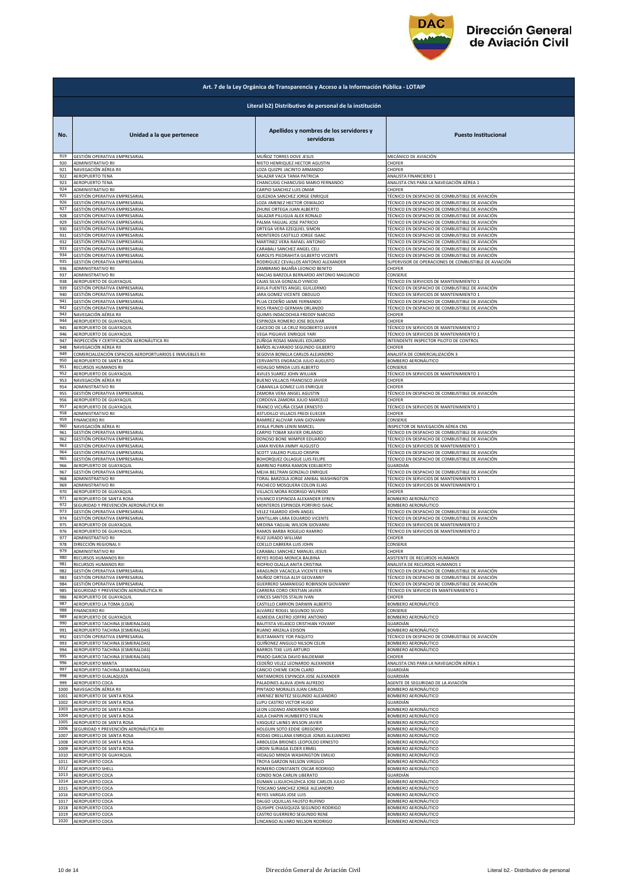## Art. 7 de la Ley Orgánica de Transparencia y Acceso a la Información Pública - LOTAIP

### Literal b2) Distributivo de personal de la institución

| No. | Unidad a la que pertenece | Apellidos y nombres de los servidores y servidoras | Puesto Institucional |
|---|---|---|---|
| 919 | GESTIÓN OPERATIVA EMPRESARIAL | MUÑOZ TORRES DOVE JESUS | MECÁNICO DE AVIACIÓN |
| 920 | ADMINISTRATIVO RII | NIETO HENRIQUEZ HECTOR AGUSTIN | CHOFER |
| 921 | NAVEGACIÓN AÉREA RII | LOZA QUIZPE JACINTO ARMANDO | CHOFER |
| 922 | AEROPUERTO TENA | SALAZAR VACA TANIA PATRICIA | ANALISTA FINANCIERO 1 |
| 923 | AEROPUERTO TENA | CHANCUSIG CHANCUSIG MARIO FERNANDO | ANALISTA CNS PARA LA NAVEGACIÓN AÉREA 1 |
| 924 | ADMINISTRATIVO RII | CARPIO SANCHEZ LUIS OMAR | CHOFER |
| 925 | GESTIÓN OPERATIVA EMPRESARIAL | QUEZADA SANCHEZ JORGE ENRIQUE | TÉCNICO EN DESPACHO DE COMBUSTIBLE DE AVIACIÓN |
| 926 | GESTIÓN OPERATIVA EMPRESARIAL | LOZA JIMENEZ HECTOR OSWALDO | TÉCNICO EN DESPACHO DE COMBUSTIBLE DE AVIACIÓN |
| 927 | GESTIÓN OPERATIVA EMPRESARIAL | ZHUNE ORTEGA JUAN ALBERTO | TÉCNICO EN DESPACHO DE COMBUSTIBLE DE AVIACIÓN |
| 928 | GESTIÓN OPERATIVA EMPRESARIAL | SALAZAR PILLIGUA ALEX RONALD | TÉCNICO EN DESPACHO DE COMBUSTIBLE DE AVIACIÓN |
| 929 | GESTIÓN OPERATIVA EMPRESARIAL | PALMA YAGUAL JOSE PATRICIO | TÉCNICO EN DESPACHO DE COMBUSTIBLE DE AVIACIÓN |
| 930 | GESTIÓN OPERATIVA EMPRESARIAL | ORTEGA VERA EZEQUIEL SIMON | TÉCNICO EN DESPACHO DE COMBUSTIBLE DE AVIACIÓN |
| 931 | GESTIÓN OPERATIVA EMPRESARIAL | MONTEROS CASTILLO JORGE ISAAC | TÉCNICO EN DESPACHO DE COMBUSTIBLE DE AVIACIÓN |
| 932 | GESTIÓN OPERATIVA EMPRESARIAL | MARTINEZ VERA RAFAEL ANTONIO | TÉCNICO EN DESPACHO DE COMBUSTIBLE DE AVIACIÓN |
| 933 | GESTIÓN OPERATIVA EMPRESARIAL | CARABALI SANCHEZ ANGEL CELI | TÉCNICO EN DESPACHO DE COMBUSTIBLE DE AVIACIÓN |
| 934 | GESTIÓN OPERATIVA EMPRESARIAL | KAROLYS PIEDRAHITA GILBERTO VICENTE | TÉCNICO EN DESPACHO DE COMBUSTIBLE DE AVIACIÓN |
| 935 | GESTIÓN OPERATIVA EMPRESARIAL | RODRIGUEZ CEVALLOS ANTONIO ALEXANDER | SUPERVISOR DE OPERACIONES DE COMBUSTIBLE DE AVIACIÓN |
| 936 | ADMINISTRATIVO RII | ZAMBRANO BAJAÑA LEONCIO BENITO | CHOFER |
| 937 | ADMINISTRATIVO RII | MACIAS BARZOLA BERNARDO ANTONIO MAGUNCIO | CONSERJE |
| 938 | AEROPUERTO DE GUAYAQUIL | CAJAS SILVA GONZALO VINICIO | TÉCNICO EN SERVICIOS DE MANTENIMIENTO 1 |
| 939 | GESTIÓN OPERATIVA EMPRESARIAL | AVILA FUENTES ANGEL GUILLERMO | TÉCNICO EN DESPACHO DE COMBUSTIBLE DE AVIACIÓN |
| 940 | GESTIÓN OPERATIVA EMPRESARIAL | JARA GOMEZ VICENTE OBDULIO | TÉCNICO EN SERVICIOS DE MANTENIMIENTO 1 |
| 941 | GESTIÓN OPERATIVA EMPRESARIAL | PLUA CEDEÑO JAIME FERNANDO | TÉCNICO EN DESPACHO DE COMBUSTIBLE DE AVIACIÓN |
| 942 | GESTIÓN OPERATIVA EMPRESARIAL | RIOS FRANCO GERMAN ORLANDO | TÉCNICO EN DESPACHO DE COMBUSTIBLE DE AVIACIÓN |
| 943 | NAVEGACIÓN AÉREA RII | QUIMIS INDACOCHEA FREDDY NARCISO | CHOFER |
| 944 | AEROPUERTO DE GUAYAQUIL | ESPINOZA ROMERO JOSE BOLIVAR | CHOFER |
| 945 | AEROPUERTO DE GUAYAQUIL | CAICEDO DE LA CRUZ RIGOBERTO JAVIER | TÉCNICO EN SERVICIOS DE MANTENIMIENTO 2 |
| 946 | AEROPUERTO DE GUAYAQUIL | VEGA PIGUAVE ENRIQUE YARI | TÉCNICO EN SERVICIOS DE MANTENIMIENTO 1 |
| 947 | INSPECCIÓN Y CERTIFICACIÓN AERONÁUTICA RII | ZUÑIGA ROSAS MANUEL EDUARDO | INTENDENTE INSPECTOR PILOTO DE CONTROL |
| 948 | NAVEGACIÓN AÉREA RII | BAÑOS ALVARADO SEGUNDO GILBERTO | CHOFER |
| 949 | COMERCIALIZACIÓN ESPACIOS AEROPORTUARIOS E INMUEBLES RII | SEGOVIA BONILLA CARLOS ALEJANDRO | ANALISTA DE COMERCIALIZACIÓN 3 |
| 950 | AEROPUERTO DE SANTA ROSA | CERVANTES ENGRACIA JULIO AUGUSTO | BOMBERO AERONÁUTICO |
| 951 | RECURSOS HUMANOS RII | HIDALGO MINDA LUIS ALBERTO | CONSERJE |
| 952 | AEROPUERTO DE GUAYAQUIL | AVILES SUAREZ JOHN WILLIAN | TÉCNICO EN SERVICIOS DE MANTENIMIENTO 1 |
| 953 | NAVEGACIÓN AÉREA RII | BUENO VILLACIS FRANCISCO JAVIER | CHOFER |
| 954 | ADMINISTRATIVO RII | CABANILLA GOMEZ LUIS ENRIQUE | CHOFER |
| 955 | GESTIÓN OPERATIVA EMPRESARIAL | ZAMORA VERA ANGEL AGUSTIN | TÉCNICO EN DESPACHO DE COMBUSTIBLE DE AVIACIÓN |
| 956 | AEROPUERTO DE GUAYAQUIL | CORDOVA ZAMORA JULIO MARCELO | CHOFER |
| 957 | AEROPUERTO DE GUAYAQUIL | FRANCO VICUÑA CESAR ERNESTO | TÉCNICO EN SERVICIOS DE MANTENIMIENTO 1 |
| 958 | ADMINISTRATIVO RII | ASTUDILLO VILLACIS FREDI ELIECER | CHOFER |
| 959 | FINANCIERO RII | RAMIREZ ALCIVAR IVAN GIOVANNI | CONSERJE |
| 960 | NAVEGACIÓN AÉREA RI | AYALA PUNIN LENIN MARCEL | INSPECTOR DE NAVEGACIÓN AÉREA CNS |
| 961 | GESTIÓN OPERATIVA EMPRESARIAL | CARPIO TOBAR XAVIER ORLANDO | TÉCNICO EN DESPACHO DE COMBUSTIBLE DE AVIACIÓN |
| 962 | GESTIÓN OPERATIVA EMPRESARIAL | DONOSO BONE WIMPER EDUARDO | TÉCNICO EN DESPACHO DE COMBUSTIBLE DE AVIACIÓN |
| 963 | GESTIÓN OPERATIVA EMPRESARIAL | LAMA RIVERA JIMMY AUGUSTO | TÉCNICO EN SERVICIOS DE MANTENIMIENTO 1 |
| 964 | GESTIÓN OPERATIVA EMPRESARIAL | SCOTT VALERO PUGLIO CRISPIN | TÉCNICO EN DESPACHO DE COMBUSTIBLE DE AVIACIÓN |
| 965 | GESTIÓN OPERATIVA EMPRESARIAL | BOHORQUEZ OLLAGUE LUIS FELIPE | TÉCNICO EN DESPACHO DE COMBUSTIBLE DE AVIACIÓN |
| 966 | AEROPUERTO DE GUAYAQUIL | BARRENO PARRA RAMON EDELBERTO | GUARDIÁN |
| 967 | GESTIÓN OPERATIVA EMPRESARIAL | MEJIA BELTRAN GONZALO ENRIQUE | TÉCNICO EN DESPACHO DE COMBUSTIBLE DE AVIACIÓN |
| 968 | ADMINISTRATIVO RII | TORAL BARZOLA JORGE ANIBAL WASHINGTON | TÉCNICO EN SERVICIOS DE MANTENIMIENTO 1 |
| 969 | ADMINISTRATIVO RII | PACHECO MOSQUERA COLON ELIAS | TÉCNICO EN SERVICIOS DE MANTENIMIENTO 1 |
| 970 | AEROPUERTO DE GUAYAQUIL | VILLACIS MORA RODRIGO WILFRIDO | CHOFER |
| 971 | AEROPUERTO DE SANTA ROSA | VIVANCO ESPINOZA ALEXANDER EFREN | BOMBERO AERONÁUTICO |
| 972 | SEGURIDAD Y PREVENCIÓN AERONÁUTICA RII | MONTEROS ESPINOZA PORFIRIO ISAAC | BOMBERO AERONÁUTICO |
| 973 | GESTIÓN OPERATIVA EMPRESARIAL | VELEZ FAJARDO JOHN ANGEL | TÉCNICO EN DESPACHO DE COMBUSTIBLE DE AVIACIÓN |
| 974 | GESTIÓN OPERATIVA EMPRESARIAL | SANTILLAN LARA EDUARDO VICENTE | TÉCNICO EN DESPACHO DE COMBUSTIBLE DE AVIACIÓN |
| 975 | AEROPUERTO DE GUAYAQUIL | MEDINA YAGUAL WILSON GIOVANNI | TÉCNICO EN SERVICIOS DE MANTENIMIENTO 2 |
| 976 | AEROPUERTO DE GUAYAQUIL | RAMOS BARBA ROGELIO RAMIRO | TÉCNICO EN SERVICIOS DE MANTENIMIENTO 2 |
| 977 | ADMINISTRATIVO RII | RUIZ JURADO WILLIAM | CHOFER |
| 978 | DIRECCIÓN REGIONAL II | COELLO CABRERA LUIS JOHN | CONSERJE |
| 979 | ADMINISTRATIVO RII | CARABALI SANCHEZ MANUEL JESUS | CHOFER |
| 980 | RECURSOS HUMANOS RIII | REYES RODAS MONICA BALBINA | ASISTENTE DE RECURSOS HUMANOS |
| 981 | RECURSOS HUMANOS RIII | RIOFRIO OLALLA ANITA CRISTINA | ANALISTA DE RECURSOS HUMANOS 1 |
| 982 | GESTIÓN OPERATIVA EMPRESARIAL | ARAGUNDI VACACELA VICENTE EFREN | TÉCNICO EN DESPACHO DE COMBUSTIBLE DE AVIACIÓN |
| 983 | GESTIÓN OPERATIVA EMPRESARIAL | MUÑOZ ORTEGA ALSY GEOVANNY | TÉCNICO EN DESPACHO DE COMBUSTIBLE DE AVIACIÓN |
| 984 | GESTIÓN OPERATIVA EMPRESARIAL | GUERRERO SAMANIEGO ROBINSON GIOVANNY | TÉCNICO EN DESPACHO DE COMBUSTIBLE DE AVIACIÓN |
| 985 | SEGURIDAD Y PREVENCIÓN AERONÁUTICA RI | CARRERA CORO CRISTIAN JAVIER | TÉCNICO EN SERVICIO EN MANTENIMIENTO 1 |
| 986 | AEROPUERTO DE GUAYAQUIL | VINCES SANTOS STALIN IVAN | CHOFER |
| 987 | AEROPUERTO LA TOMA (LOJA) | CASTILLO CARRION DARWIN ALBERTO | BOMBERO AERONÁUTICO |
| 988 | FINANCIERO RII | ALVAREZ ROGEL SEGUNDO SILVIO | CONSERJE |
| 989 | AEROPUERTO DE GUAYAQUIL | ALMEIDA CASTRO JOFFRE ANTONIO | BOMBERO AERONÁUTICO |
| 990 | AEROPUERTO TACHINA (ESMERALDAS) | BAUTISTA VELASCO CRISTHIAN YOVANY | GUARDIÁN |
| 991 | AEROPUERTO TACHINA (ESMERALDAS) | RUANO ARIZALA EDISON | BOMBERO AERONÁUTICO |
| 992 | GESTIÓN OPERATIVA EMPRESARIAL | BUSTAMANTE YOR PAQUITO | TÉCNICO EN DESPACHO DE COMBUSTIBLE DE AVIACIÓN |
| 993 | AEROPUERTO TACHINA (ESMERALDAS) | QUIÑONEZ ANGULO NILSON CELIN | BOMBERO AERONÁUTICO |
| 994 | AEROPUERTO TACHINA (ESMERALDAS) | BARROS TIXE LUIS ARTURO | BOMBERO AERONÁUTICO |
| 995 | AEROPUERTO TACHINA (ESMERALDAS) | PRADO GARCIA DAVID BALDEMAR | CHOFER |
| 996 | AEROPUERTO MANTA | CEDEÑO VELEZ LEONARDO ALEXANDER | ANALISTA CNS PARA LA NAVEGACIÓN AÉREA 1 |
| 997 | AEROPUERTO TACHINA (ESMERALDAS) | CANCIO CHEME EXON CLARD | GUARDIÁN |
| 998 | AEROPUERTO GUALAQUIZA | MATAMOROS ESPINOZA JOSE ALEXANDER | GUARDIÁN |
| 999 | AEROPUERTO COCA | PALADINES ALAVA JOHN ALFREDO | AGENTE DE SEGURIDAD DE LA AVIACIÓN |
| 1000 | NAVEGACIÓN AÉREA RII | PINTADO MORALES JUAN CARLOS | BOMBERO AERONÁUTICO |
| 1001 | AEROPUERTO DE SANTA ROSA | JIMENEZ BENITEZ SEGUNDO ALEJANDRO | BOMBERO AERONÁUTICO |
| 1002 | AEROPUERTO DE SANTA ROSA | LUPU CASTRO VICTOR HUGO | GUARDIÁN |
| 1003 | AEROPUERTO DE SANTA ROSA | LEON LOZANO ANDERSON MAX | BOMBERO AERONÁUTICO |
| 1004 | AEROPUERTO DE SANTA ROSA | AJILA CHAPIN HUMBERTO STALIN | BOMBERO AERONÁUTICO |
| 1005 | AEROPUERTO DE SANTA ROSA | VASQUEZ LAINES WILSON JAVIER | BOMBERO AERONÁUTICO |
| 1006 | SEGURIDAD Y PREVENCIÓN AERONÁUTICA RII | HOLGUIN SOTO EDDIE GREGORIO | BOMBERO AERONÁUTICO |
| 1007 | AEROPUERTO DE SANTA ROSA | RODAS ORELLANA ENRIQUE JONAS ALEJANDRO | BOMBERO AERONÁUTICO |
| 1008 | AEROPUERTO DE SANTA ROSA | ARBOLEDA BRIONES LEOPOLDO ERNESTO | BOMBERO AERONÁUTICO |
| 1009 | AEROPUERTO DE SANTA ROSA | URDIN SURIAGA ELDER ERMEL | BOMBERO AERONÁUTICO |
| 1010 | AEROPUERTO DE GUAYAQUIL | HIDALGO MINDA WASHINGTON EMILIO | BOMBERO AERONÁUTICO |
| 1011 | AEROPUERTO COCA | TROYA GARZON NELSON VIRGILIO | BOMBERO AERONÁUTICO |
| 1012 | AEROPUERTO SHELL | ROMERO CONSTANTE OSCAR RODRIGO | BOMBERO AERONÁUTICO |
| 1013 | AEROPUERTO COCA | CONDO NOA CARLIN LIBERATO | GUARDIÁN |
| 1014 | AEROPUERTO COCA | DUMAN LLIGUICHUZHCA JOSE CARLOS JULIO | BOMBERO AERONÁUTICO |
| 1015 | AEROPUERTO COCA | TOSCANO SANCHEZ JORGE ALEJANDRO | BOMBERO AERONÁUTICO |
| 1016 | AEROPUERTO COCA | REYES VARGAS JOSE LUIS | BOMBERO AERONÁUTICO |
| 1017 | AEROPUERTO COCA | DALGO UQUILLAS FAUSTO RUFINO | BOMBERO AERONÁUTICO |
| 1018 | AEROPUERTO COCA | QUISHPE CHASIQUIZA SEGUNDO RODRIGO | BOMBERO AERONÁUTICO |
| 1019 | AEROPUERTO COCA | CASTRO GUERRERO SEGUNDO RENE | BOMBERO AERONÁUTICO |
| 1020 | AEROPUERTO COCA | LINCANGO ALVARO NELSON RODRIGO | BOMBERO AERONÁUTICO |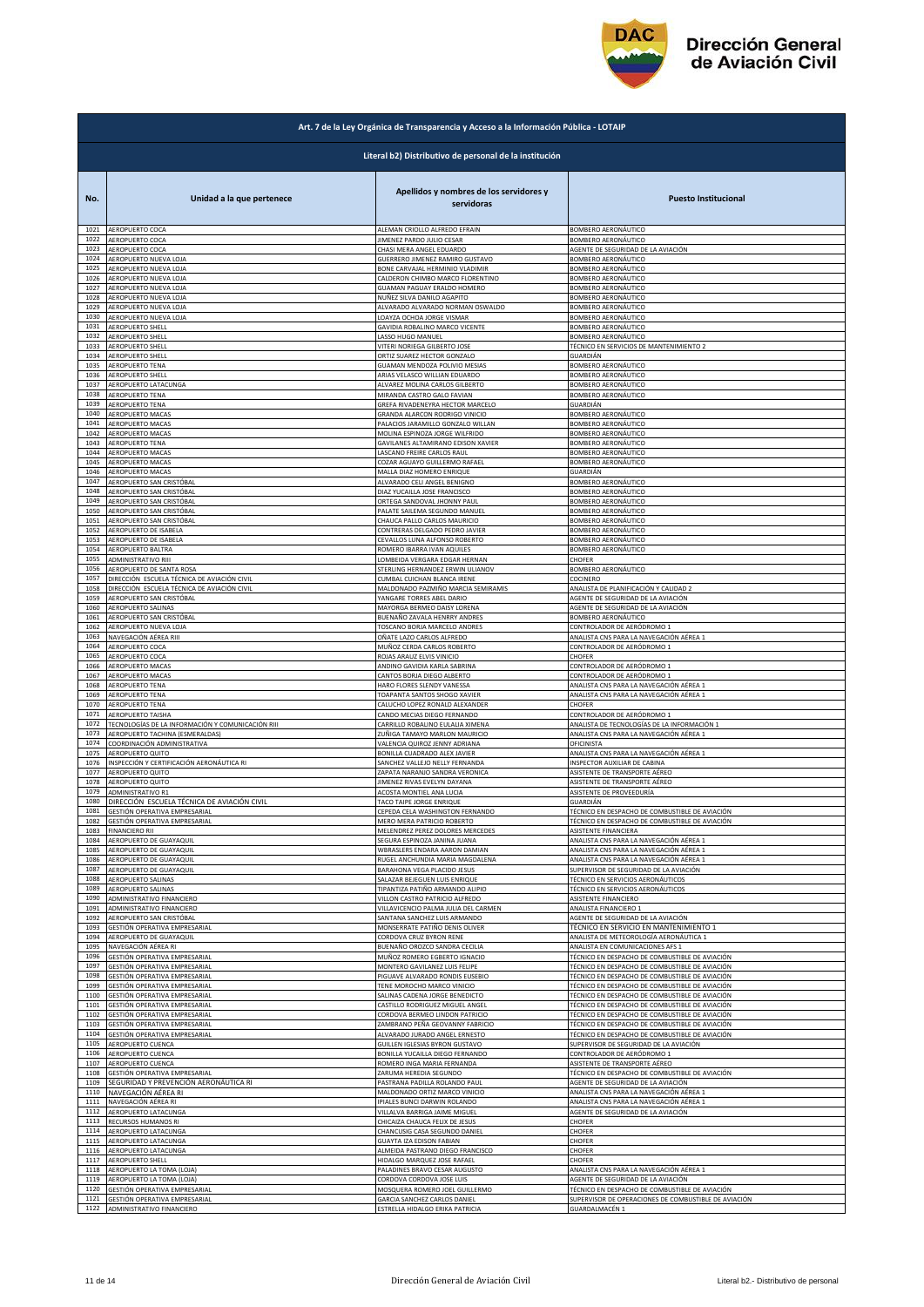| Art. 7 de la Ley Orgánica de Transparencia y Acceso a la Información Pública - LOTAIP | | | |
|---|---|---|---|
| Literal b2) Distributivo de personal de la institución | | | |
| **No.** | **Unidad a la que pertenece** | **Apellidos y nombres de los servidores y servidoras** | **Puesto Institucional** |
| 1021 | AEROPUERTO COCA | ALEMAN CRIOLLO ALFREDO EFRAIN | BOMBERO AERONÁUTICO |
| 1022 | AEROPUERTO COCA | JIMENEZ PARDO JULIO CESAR | BOMBERO AERONÁUTICO |
| 1023 | AEROPUERTO COCA | CHASI MERA ANGEL EDUARDO | AGENTE DE SEGURIDAD DE LA AVIACIÓN |
| 1024 | AEROPUERTO NUEVA LOJA | GUERRERO JIMENEZ RAMIRO GUSTAVO | BOMBERO AERONÁUTICO |
| 1025 | AEROPUERTO NUEVA LOJA | BONE CARVAJAL HERMINIO VLADIMIR | BOMBERO AERONÁUTICO |
| 1026 | AEROPUERTO NUEVA LOJA | CALDERON CHIMBO MARCO FLORENTINO | BOMBERO AERONÁUTICO |
| 1027 | AEROPUERTO NUEVA LOJA | GUAMAN PAGUAY ERALDO HOMERO | BOMBERO AERONÁUTICO |
| 1028 | AEROPUERTO NUEVA LOJA | NUÑEZ SILVA DANILO AGAPITO | BOMBERO AERONÁUTICO |
| 1029 | AEROPUERTO NUEVA LOJA | ALVARADO ALVARADO NORMAN OSWALDO | BOMBERO AERONÁUTICO |
| 1030 | AEROPUERTO NUEVA LOJA | LOAYZA OCHOA JORGE VISMAR | BOMBERO AERONÁUTICO |
| 1031 | AEROPUERTO SHELL | GAVIDIA ROBALINO MARCO VICENTE | BOMBERO AERONÁUTICO |
| 1032 | AEROPUERTO SHELL | LASSO HUGO MANUEL | BOMBERO AERONÁUTICO |
| 1033 | AEROPUERTO SHELL | VITERI NORIEGA GILBERTO JOSE | TÉCNICO EN SERVICIOS DE MANTENIMIENTO 2 |
| 1034 | AEROPUERTO SHELL | ORTIZ SUAREZ HECTOR GONZALO | GUARDIÁN |
| 1035 | AEROPUERTO TENA | GUAMAN MENDOZA POLIVIO MESIAS | BOMBERO AERONÁUTICO |
| 1036 | AEROPUERTO SHELL | ARIAS VELASCO WILLIAN EDUARDO | BOMBERO AERONÁUTICO |
| 1037 | AEROPUERTO LATACUNGA | ALVAREZ MOLINA CARLOS GILBERTO | BOMBERO AERONÁUTICO |
| 1038 | AEROPUERTO TENA | MIRANDA CASTRO GALO FAVIAN | BOMBERO AERONÁUTICO |
| 1039 | AEROPUERTO TENA | GREFA RIVADENEYRA HECTOR MARCELO | GUARDIÁN |
| 1040 | AEROPUERTO MACAS | GRANDA ALARCON RODRIGO VINICIO | BOMBERO AERONÁUTICO |
| 1041 | AEROPUERTO MACAS | PALACIOS JARAMILLO GONZALO WILLAN | BOMBERO AERONÁUTICO |
| 1042 | AEROPUERTO MACAS | MOLINA ESPINOZA JORGE WILFRIDO | BOMBERO AERONÁUTICO |
| 1043 | AEROPUERTO TENA | GAVILANES ALTAMIRANO EDISON XAVIER | BOMBERO AERONÁUTICO |
| 1044 | AEROPUERTO MACAS | LASCANO FREIRE CARLOS RAUL | BOMBERO AERONÁUTICO |
| 1045 | AEROPUERTO MACAS | COZAR AGUAYO GUILLERMO RAFAEL | BOMBERO AERONÁUTICO |
| 1046 | AEROPUERTO MACAS | MALLA DIAZ HOMERO ENRIQUE | GUARDIÁN |
| 1047 | AEROPUERTO SAN CRISTÓBAL | ALVARADO CELI ANGEL BENIGNO | BOMBERO AERONÁUTICO |
| 1048 | AEROPUERTO SAN CRISTÓBAL | DIAZ YUCAILLA JOSE FRANCISCO | BOMBERO AERONÁUTICO |
| 1049 | AEROPUERTO SAN CRISTÓBAL | ORTEGA SANDOVAL JHONNY PAUL | BOMBERO AERONÁUTICO |
| 1050 | AEROPUERTO SAN CRISTÓBAL | PALATE SAILEMA SEGUNDO MANUEL | BOMBERO AERONÁUTICO |
| 1051 | AEROPUERTO SAN CRISTÓBAL | CHAUCA PALLO CARLOS MAURICIO | BOMBERO AERONÁUTICO |
| 1052 | AEROPUERTO DE ISABELA | CONTRERAS DELGADO PEDRO JAVIER | BOMBERO AERONÁUTICO |
| 1053 | AEROPUERTO DE ISABELA | CEVALLOS LUNA ALFONSO ROBERTO | BOMBERO AERONÁUTICO |
| 1054 | AEROPUERTO BALTRA | ROMERO IBARRA IVAN AQUILES | BOMBERO AERONÁUTICO |
| 1055 | ADMINISTRATIVO RIII | LOMBEIDA VERGARA EDGAR HERNAN | CHOFER |
| 1056 | AEROPUERTO DE SANTA ROSA | STERLING HERNANDEZ ERWIN ULIANOV | BOMBERO AERONÁUTICO |
| 1057 | DIRECCIÓN ESCUELA TÉCNICA DE AVIACIÓN CIVIL | CUMBAL CUICHAN BLANCA IRENE | COCINERO |
| 1058 | DIRECCIÓN ESCUELA TÉCNICA DE AVIACIÓN CIVIL | MALDONADO PAZMIÑO MARCIA SEMIRAMIS | ANALISTA DE PLANIFICACIÓN Y CALIDAD 2 |
| 1059 | AEROPUERTO SAN CRISTÓBAL | YANGARE TORRES ABEL DARIO | AGENTE DE SEGURIDAD DE LA AVIACIÓN |
| 1060 | AEROPUERTO SALINAS | MAYORGA BERMEO DAISY LORENA | AGENTE DE SEGURIDAD DE LA AVIACIÓN |
| 1061 | AEROPUERTO SAN CRISTÓBAL | BUENAÑO ZAVALA HENRRY ANDRES | BOMBERO AERONÁUTICO |
| 1062 | AEROPUERTO NUEVA LOJA | TOSCANO BORJA MARCELO ANDRES | CONTROLADOR DE AERÓDROMO 1 |
| 1063 | NAVEGACIÓN AÉREA RIII | OÑATE LAZO CARLOS ALFREDO | ANALISTA CNS PARA LA NAVEGACIÓN AÉREA 1 |
| 1064 | AEROPUERTO COCA | MUÑOZ CERDA CARLOS ROBERTO | CONTROLADOR DE AERÓDROMO 1 |
| 1065 | AEROPUERTO COCA | ROJAS ARAUZ ELVIS VINICIO | CHOFER |
| 1066 | AEROPUERTO MACAS | ANDINO GAVIDIA KARLA SABRINA | CONTROLADOR DE AERÓDROMO 1 |
| 1067 | AEROPUERTO MACAS | CANTOS BORJA DIEGO ALBERTO | CONTROLADOR DE AERÓDROMO 1 |
| 1068 | AEROPUERTO TENA | HARO FLORES SLENDY VANESSA | ANALISTA CNS PARA LA NAVEGACIÓN AÉREA 1 |
| 1069 | AEROPUERTO TENA | TOAPANTA SANTOS SHOGO XAVIER | ANALISTA CNS PARA LA NAVEGACIÓN AÉREA 1 |
| 1070 | AEROPUERTO TENA | CALUCHO LOPEZ RONALD ALEXANDER | CHOFER |
| 1071 | AEROPUERTO TAISHA | CANDO MECIAS DIEGO FERNANDO | CONTROLADOR DE AERÓDROMO 1 |
| 1072 | TECNOLOGÍAS DE LA INFORMACIÓN Y COMUNICACIÓN RIII | CARRILLO ROBALINO EULALIA XIMENA | ANALISTA DE TECNOLOGÍAS DE LA INFORMACIÓN 1 |
| 1073 | AEROPUERTO TACHINA (ESMERALDAS) | ZUÑIGA TAMAYO MARLON MAURICIO | ANALISTA CNS PARA LA NAVEGACIÓN AÉREA 1 |
| 1074 | COORDINACIÓN ADMINISTRATIVA | VALENCIA QUIROZ JENNY ADRIANA | OFICINISTA |
| 1075 | AEROPUERTO QUITO | BONILLA CUADRADO ALEX JAVIER | ANALISTA CNS PARA LA NAVEGACIÓN AÉREA 1 |
| 1076 | INSPECCIÓN Y CERTIFICACIÓN AERONÁUTICA RI | SANCHEZ VALLEJO NELLY FERNANDA | INSPECTOR AUXILIAR DE CABINA |
| 1077 | AEROPUERTO QUITO | ZAPATA NARANJO SANDRA VERONICA | ASISTENTE DE TRANSPORTE AÉREO |
| 1078 | AEROPUERTO QUITO | JIMENEZ RIVAS EVELYN DAYANA | ASISTENTE DE TRANSPORTE AÉREO |
| 1079 | ADMINISTRATIVO R1 | ACOSTA MONTIEL ANA LUCIA | ASISTENTE DE PROVEEDURÍA |
| 1080 | DIRECCIÓN ESCUELA TÉCNICA DE AVIACIÓN CIVIL | TACO TAIPE JORGE ENRIQUE | GUARDIÁN |
| 1081 | GESTIÓN OPERATIVA EMPRESARIAL | CEPEDA CELA WASHINGTON FERNANDO | TÉCNICO EN DESPACHO DE COMBUSTIBLE DE AVIACIÓN |
| 1082 | GESTIÓN OPERATIVA EMPRESARIAL | MERO MERA PATRICIO ROBERTO | TÉCNICO EN DESPACHO DE COMBUSTIBLE DE AVIACIÓN |
| 1083 | FINANCIERO RII | MELENDREZ PEREZ DOLORES MERCEDES | ASISTENTE FINANCIERA |
| 1084 | AEROPUERTO DE GUAYAQUIL | SEGURA ESPINOZA JANINA JUANA | ANALISTA CNS PARA LA NAVEGACIÓN AÉREA 1 |
| 1085 | AEROPUERTO DE GUAYAQUIL | WBRASLERS ENDARA AARON DAMIAN | ANALISTA CNS PARA LA NAVEGACIÓN AÉREA 1 |
| 1086 | AEROPUERTO DE GUAYAQUIL | RUGEL ANCHUNDIA MARIA MAGDALENA | ANALISTA CNS PARA LA NAVEGACIÓN AÉREA 1 |
| 1087 | AEROPUERTO DE GUAYAQUIL | BARAHONA VEGA PLACIDO JESUS | SUPERVISOR DE SEGURIDAD DE LA AVIACIÓN |
| 1088 | AEROPUERTO SALINAS | SALAZAR BEJEGUEN LUIS ENRIQUE | TÉCNICO EN SERVICIOS AERONÁUTICOS |
| 1089 | AEROPUERTO SALINAS | TIPANTIZA PATIÑO ARMANDO ALIPIO | TÉCNICO EN SERVICIOS AERONÁUTICOS |
| 1090 | ADMINISTRATIVO FINANCIERO | VILLON CASTRO PATRICIO ALFREDO | ASISTENTE FINANCIERO |
| 1091 | ADMINISTRATIVO FINANCIERO | VILLAVICENCIO PALMA JULIA DEL CARMEN | ANALISTA FINANCIERO 1 |
| 1092 | AEROPUERTO SAN CRISTÓBAL | SANTANA SANCHEZ LUIS ARMANDO | AGENTE DE SEGURIDAD DE LA AVIACIÓN |
| 1093 | GESTIÓN OPERATIVA EMPRESARIAL | MONSERRATE PATIÑO DENIS OLIVER | TÉCNICO EN SERVICIO EN MANTENIMIENTO 1 |
| 1094 | AEROPUERTO DE GUAYAQUIL | CORDOVA CRUZ BYRON RENE | ANALISTA DE METEOROLOGÍA AERONÁUTICA 1 |
| 1095 | NAVEGACIÓN AÉREA RI | BUENAÑO OROZCO SANDRA CECILIA | ANALISTA EN COMUNICACIONES AFS 1 |
| 1096 | GESTIÓN OPERATIVA EMPRESARIAL | MUÑOZ ROMERO EGBERTO IGNACIO | TÉCNICO EN DESPACHO DE COMBUSTIBLE DE AVIACIÓN |
| 1097 | GESTIÓN OPERATIVA EMPRESARIAL | MONTERO GAVILANEZ LUIS FELIPE | TÉCNICO EN DESPACHO DE COMBUSTIBLE DE AVIACIÓN |
| 1098 | GESTIÓN OPERATIVA EMPRESARIAL | PIGUAVE ALVARADO RONDIS EUSEBIO | TÉCNICO EN DESPACHO DE COMBUSTIBLE DE AVIACIÓN |
| 1099 | GESTIÓN OPERATIVA EMPRESARIAL | TENE MOROCHO MARCO VINICIO | TÉCNICO EN DESPACHO DE COMBUSTIBLE DE AVIACIÓN |
| 1100 | GESTIÓN OPERATIVA EMPRESARIAL | SALINAS CADENA JORGE BENEDICTO | TÉCNICO EN DESPACHO DE COMBUSTIBLE DE AVIACIÓN |
| 1101 | GESTIÓN OPERATIVA EMPRESARIAL | CASTILLO RODRIGUEZ MIGUEL ANGEL | TÉCNICO EN DESPACHO DE COMBUSTIBLE DE AVIACIÓN |
| 1102 | GESTIÓN OPERATIVA EMPRESARIAL | CORDOVA BERMEO LINDON PATRICIO | TÉCNICO EN DESPACHO DE COMBUSTIBLE DE AVIACIÓN |
| 1103 | GESTIÓN OPERATIVA EMPRESARIAL | ZAMBRANO PEÑA GEOVANNY FABRICIO | TÉCNICO EN DESPACHO DE COMBUSTIBLE DE AVIACIÓN |
| 1104 | GESTIÓN OPERATIVA EMPRESARIAL | ALVARADO JURADO ANGEL ERNESTO | TÉCNICO EN DESPACHO DE COMBUSTIBLE DE AVIACIÓN |
| 1105 | AEROPUERTO CUENCA | GUILLEN IGLESIAS BYRON GUSTAVO | SUPERVISOR DE SEGURIDAD DE LA AVIACIÓN |
| 1106 | AEROPUERTO CUENCA | BONILLA YUCAILLA DIEGO FERNANDO | CONTROLADOR DE AERÓDROMO 1 |
| 1107 | AEROPUERTO CUENCA | ROMERO INGA MARIA FERNANDA | ASISTENTE DE TRANSPORTE AÉREO |
| 1108 | GESTIÓN OPERATIVA EMPRESARIAL | ZARUMA HEREDIA SEGUNDO | TÉCNICO EN DESPACHO DE COMBUSTIBLE DE AVIACIÓN |
| 1109 | SEGURIDAD Y PREVENCIÓN AERONÁUTICA RI | PASTRANA PADILLA ROLANDO PAUL | AGENTE DE SEGURIDAD DE LA AVIACIÓN |
| 1110 | NAVEGACIÓN AÉREA RI | MALDONADO ORTIZ MARCO VINICIO | ANALISTA CNS PARA LA NAVEGACIÓN AÉREA 1 |
| 1111 | NAVEGACIÓN AÉREA RI | IPIALES BUNCI DARWIN ROLANDO | ANALISTA CNS PARA LA NAVEGACIÓN AÉREA 1 |
| 1112 | AEROPUERTO LATACUNGA | VILLALVA BARRIGA JAIME MIGUEL | AGENTE DE SEGURIDAD DE LA AVIACIÓN |
| 1113 | RECURSOS HUMANOS RI | CHICAIZA CHAUCA FELIX DE JESUS | CHOFER |
| 1114 | AEROPUERTO LATACUNGA | CHANCUSIG CASA SEGUNDO DANIEL | CHOFER |
| 1115 | AEROPUERTO LATACUNGA | GUAYTA IZA EDISON FABIAN | CHOFER |
| 1116 | AEROPUERTO LATACUNGA | ALMEIDA PASTRANO DIEGO FRANCISCO | CHOFER |
| 1117 | AEROPUERTO SHELL | HIDALGO MARQUEZ JOSE RAFAEL | CHOFER |
| 1118 | AEROPUERTO LA TOMA (LOJA) | PALADINES BRAVO CESAR AUGUSTO | ANALISTA CNS PARA LA NAVEGACIÓN AÉREA 1 |
| 1119 | AEROPUERTO LA TOMA (LOJA) | CORDOVA CORDOVA JOSE LUIS | AGENTE DE SEGURIDAD DE LA AVIACIÓN |
| 1120 | GESTIÓN OPERATIVA EMPRESARIAL | MOSQUERA ROMERO JOEL GUILLERMO | TÉCNICO EN DESPACHO DE COMBUSTIBLE DE AVIACIÓN |
| 1121 | GESTIÓN OPERATIVA EMPRESARIAL | GARCIA SANCHEZ CARLOS DANIEL | SUPERVISOR DE OPERACIONES DE COMBUSTIBLE DE AVIACIÓN |
| 1122 | ADMINISTRATIVO FINANCIERO | ESTRELLA HIDALGO ERIKA PATRICIA | GUARDALMACÉN 1 |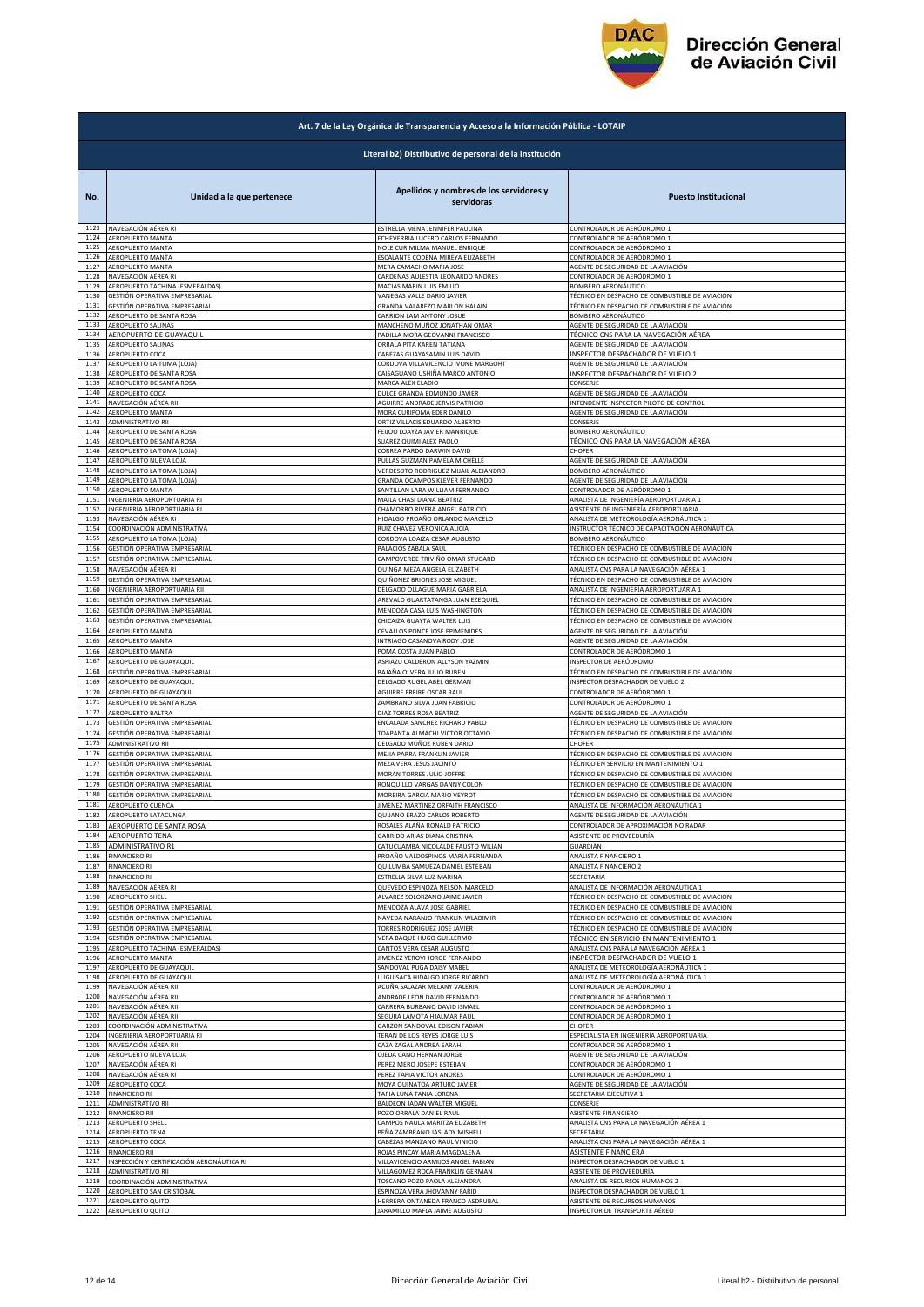**Art. 7 de la Ley Orgánica de Transparencia y Acceso a la Información Pública - LOTAIP**

**Literal b2) Distributivo de personal de la institución**

| No. | Unidad a la que pertenece | Apellidos y nombres de los servidores y servidoras | Puesto Institucional |
|---|---|---|---|
| 1123 | NAVEGACIÓN AÉREA RI | ESTRELLA MENA JENNIFER PAULINA | CONTROLADOR DE AERÓDROMO 1 |
| 1124 | AEROPUERTO MANTA | ECHEVERRIA LUCERO CARLOS FERNANDO | CONTROLADOR DE AERÓDROMO 1 |
| 1125 | AEROPUERTO MANTA | NOLE CURIMILMA MANUEL ENRIQUE | CONTROLADOR DE AERÓDROMO 1 |
| 1126 | AEROPUERTO MANTA | ESCALANTE CODENA MIREYA ELIZABETH | CONTROLADOR DE AERÓDROMO 1 |
| 1127 | AEROPUERTO MANTA | MERA CAMACHO MARIA JOSE | AGENTE DE SEGURIDAD DE LA AVIACIÓN |
| 1128 | NAVEGACIÓN AÉREA RI | CARDENAS AULESTIA LEONARDO ANDRES | CONTROLADOR DE AERÓDROMO 1 |
| 1129 | AEROPUERTO TACHINA (ESMERALDAS) | MACIAS MARIN LUIS EMILIO | BOMBERO AERONÁUTICO |
| 1130 | GESTIÓN OPERATIVA EMPRESARIAL | VANEGAS VALLE DARIO JAVIER | TÉCNICO EN DESPACHO DE COMBUSTIBLE DE AVIACIÓN |
| 1131 | GESTIÓN OPERATIVA EMPRESARIAL | GRANDA VALAREZO MARLON HALAIN | TÉCNICO EN DESPACHO DE COMBUSTIBLE DE AVIACIÓN |
| 1132 | AEROPUERTO DE SANTA ROSA | CARRION LAM ANTONY JOSUE | BOMBERO AERONÁUTICO |
| 1133 | AEROPUERTO SALINAS | MANCHENO MUÑOZ JONATHAN OMAR | AGENTE DE SEGURIDAD DE LA AVIACIÓN |
| 1134 | AEROPUERTO DE GUAYAQUIL | PADILLA MORA GEOVANNI FRANCISCO | TÉCNICO CNS PARA LA NAVEGACIÓN AÉREA |
| 1135 | AEROPUERTO SALINAS | ORRALA PITA KAREN TATIANA | AGENTE DE SEGURIDAD DE LA AVIACIÓN |
| 1136 | AEROPUERTO COCA | CABEZAS GUAYASAMIN LUIS DAVID | INSPECTOR DESPACHADOR DE VUELO 1 |
| 1137 | AEROPUERTO LA TOMA (LOJA) | CORDOVA VILLAVICENCIO IVONE MARGOHT | AGENTE DE SEGURIDAD DE LA AVIACIÓN |
| 1138 | AEROPUERTO DE SANTA ROSA | CAISAGUANO USHIÑA MARCO ANTONIO | INSPECTOR DESPACHADOR DE VUELO 2 |
| 1139 | AEROPUERTO DE SANTA ROSA | MARCA ALEX ELADIO | CONSERJE |
| 1140 | AEROPUERTO COCA | DULCE GRANDA EDMUNDO JAVIER | AGENTE DE SEGURIDAD DE LA AVIACIÓN |
| 1141 | NAVEGACIÓN AÉREA RIII | AGUIRRE ANDRADE JERVIS PATRICIO | INTENDENTE INSPECTOR PILOTO DE CONTROL |
| 1142 | AEROPUERTO MANTA | MORA CURIPOMA EDER DANILO | AGENTE DE SEGURIDAD DE LA AVIACIÓN |
| 1143 | ADMINISTRATIVO RII | ORTIZ VILLACIS EDUARDO ALBERTO | CONSERJE |
| 1144 | AEROPUERTO DE SANTA ROSA | FEIJOO LOAYZA JAVIER MANRIQUE | BOMBERO AERONÁUTICO |
| 1145 | AEROPUERTO DE SANTA ROSA | SUAREZ QUIMI ALEX PAOLO | TÉCNICO CNS PARA LA NAVEGACIÓN AÉREA |
| 1146 | AEROPUERTO LA TOMA (LOJA) | CORREA PARDO DARWIN DAVID | CHOFER |
| 1147 | AEROPUERTO NUEVA LOJA | PULLAS GUZMAN PAMELA MICHELLE | AGENTE DE SEGURIDAD DE LA AVIACIÓN |
| 1148 | AEROPUERTO LA TOMA (LOJA) | VERDESOTO RODRIGUEZ MIJAIL ALEJANDRO | BOMBERO AERONÁUTICO |
| 1149 | AEROPUERTO LA TOMA (LOJA) | GRANDA OCAMPOS KLEVER FERNANDO | AGENTE DE SEGURIDAD DE LA AVIACIÓN |
| 1150 | AEROPUERTO MANTA | SANTILLAN LARA WILLIAM FERNANDO | CONTROLADOR DE AERÓDROMO 1 |
| 1151 | INGENIERÍA AEROPORTUARIA RI | MAILA CHASI DIANA BEATRIZ | ANALISTA DE INGENIERÍA AEROPORTUARIA 1 |
| 1152 | INGENIERÍA AEROPORTUARIA RI | CHAMORRO RIVERA ANGEL PATRICIO | ASISTENTE DE INGENIERÍA AEROPORTUARIA |
| 1153 | NAVEGACIÓN AÉREA RI | HIDALGO PROAÑO ORLANDO MARCELO | ANALISTA DE METEOROLOGÍA AERONÁUTICA 1 |
| 1154 | COORDINACIÓN ADMINISTRATIVA | RUIZ CHAVEZ VERONICA ALICIA | INSTRUCTOR TÉCNICO DE CAPACITACIÓN AERONÁUTICA |
| 1155 | AEROPUERTO LA TOMA (LOJA) | CORDOVA LOAIZA CESAR AUGUSTO | BOMBERO AERONÁUTICO |
| 1156 | GESTIÓN OPERATIVA EMPRESARIAL | PALACIOS ZABALA SAUL | TÉCNICO EN DESPACHO DE COMBUSTIBLE DE AVIACIÓN |
| 1157 | GESTIÓN OPERATIVA EMPRESARIAL | CAMPOVERDE TRIVIÑO OMAR STUGARD | TÉCNICO EN DESPACHO DE COMBUSTIBLE DE AVIACIÓN |
| 1158 | NAVEGACIÓN AÉREA RI | QUINGA MEZA ANGELA ELIZABETH | ANALISTA CNS PARA LA NAVEGACIÓN AÉREA 1 |
| 1159 | GESTIÓN OPERATIVA EMPRESARIAL | QUIÑONEZ BRIONES JOSE MIGUEL | TÉCNICO EN DESPACHO DE COMBUSTIBLE DE AVIACIÓN |
| 1160 | INGENIERÍA AEROPORTUARIA RII | DELGADO OLLAGUE MARIA GABRIELA | ANALISTA DE INGENIERÍA AEROPORTUARIA 1 |
| 1161 | GESTIÓN OPERATIVA EMPRESARIAL | AREVALO GUARTATANGA JUAN EZEQUIEL | TÉCNICO EN DESPACHO DE COMBUSTIBLE DE AVIACIÓN |
| 1162 | GESTIÓN OPERATIVA EMPRESARIAL | MENDOZA CASA LUIS WASHINGTON | TÉCNICO EN DESPACHO DE COMBUSTIBLE DE AVIACIÓN |
| 1163 | GESTIÓN OPERATIVA EMPRESARIAL | CHICAIZA GUAYTA WALTER LUIS | TÉCNICO EN DESPACHO DE COMBUSTIBLE DE AVIACIÓN |
| 1164 | AEROPUERTO MANTA | CEVALLOS PONCE JOSE EPIMENIDES | AGENTE DE SEGURIDAD DE LA AVIACIÓN |
| 1165 | AEROPUERTO MANTA | INTRIAGO CASANOVA RODY JOSE | AGENTE DE SEGURIDAD DE LA AVIACIÓN |
| 1166 | AEROPUERTO MANTA | POMA COSTA JUAN PABLO | CONTROLADOR DE AERÓDROMO 1 |
| 1167 | AEROPUERTO DE GUAYAQUIL | ASPIAZU CALDERON ALLYSON YAZMIN | INSPECTOR DE AERÓDROMO |
| 1168 | GESTIÓN OPERATIVA EMPRESARIAL | BAJAÑA OLVERA JULIO RUBEN | TÉCNICO EN DESPACHO DE COMBUSTIBLE DE AVIACIÓN |
| 1169 | AEROPUERTO DE GUAYAQUIL | DELGADO RUGEL ABEL GERMAN | INSPECTOR DESPACHADOR DE VUELO 2 |
| 1170 | AEROPUERTO DE GUAYAQUIL | AGUIRRE FREIRE OSCAR RAUL | CONTROLADOR DE AERÓDROMO 1 |
| 1171 | AEROPUERTO DE SANTA ROSA | ZAMBRANO SILVA JUAN FABRICIO | CONTROLADOR DE AERÓDROMO 1 |
| 1172 | AEROPUERTO BALTRA | DIAZ TORRES ROSA BEATRIZ | AGENTE DE SEGURIDAD DE LA AVIACIÓN |
| 1173 | GESTIÓN OPERATIVA EMPRESARIAL | ENCALADA SANCHEZ RICHARD PABLO | TÉCNICO EN DESPACHO DE COMBUSTIBLE DE AVIACIÓN |
| 1174 | GESTIÓN OPERATIVA EMPRESARIAL | TOAPANTA ALMACHI VICTOR OCTAVIO | TÉCNICO EN DESPACHO DE COMBUSTIBLE DE AVIACIÓN |
| 1175 | ADMINISTRATIVO RII | DELGADO MUÑOZ RUBEN DARIO | CHOFER |
| 1176 | GESTIÓN OPERATIVA EMPRESARIAL | MEJIA PARRA FRANKLIN JAVIER | TÉCNICO EN DESPACHO DE COMBUSTIBLE DE AVIACIÓN |
| 1177 | GESTIÓN OPERATIVA EMPRESARIAL | MEZA VERA JESUS JACINTO | TÉCNICO EN SERVICIO EN MANTENIMIENTO 1 |
| 1178 | GESTIÓN OPERATIVA EMPRESARIAL | MORAN TORRES JULIO JOFFRE | TÉCNICO EN DESPACHO DE COMBUSTIBLE DE AVIACIÓN |
| 1179 | GESTIÓN OPERATIVA EMPRESARIAL | RONQUILLO VARGAS DANNY COLON | TÉCNICO EN DESPACHO DE COMBUSTIBLE DE AVIACIÓN |
| 1180 | GESTIÓN OPERATIVA EMPRESARIAL | MOREIRA GARCIA MARIO VEYROT | TÉCNICO EN DESPACHO DE COMBUSTIBLE DE AVIACIÓN |
| 1181 | AEROPUERTO CUENCA | JIMENEZ MARTINEZ ORFAITH FRANCISCO | ANALISTA DE INFORMACIÓN AERONÁUTICA 1 |
| 1182 | AEROPUERTO LATACUNGA | QUIJANO ERAZO CARLOS ROBERTO | AGENTE DE SEGURIDAD DE LA AVIACIÓN |
| 1183 | AEROPUERTO DE SANTA ROSA | ROSALES ALAÑA RONALD PATRICIO | CONTROLADOR DE APROXIMACIÓN NO RADAR |
| 1184 | AEROPUERTO TENA | GARRIDO ARIAS DIANA CRISTINA | ASISTENTE DE PROVEEDURÍA |
| 1185 | ADMINISTRATIVO R1 | CATUCUAMBA NICOLALDE FAUSTO WILIAN | GUARDIÁN |
| 1186 | FINANCIERO RI | PROAÑO VALDOSPINOS MARIA FERNANDA | ANALISTA FINANCIERO 1 |
| 1187 | FINANCIERO RI | QUILUMBA SAMUEZA DANIEL ESTEBAN | ANALISTA FINANCIERO 2 |
| 1188 | FINANCIERO RI | ESTRELLA SILVA LUZ MARINA | SECRETARIA |
| 1189 | NAVEGACIÓN AÉREA RI | QUEVEDO ESPINOZA NELSON MARCELO | ANALISTA DE INFORMACIÓN AERONÁUTICA 1 |
| 1190 | AEROPUERTO SHELL | ALVAREZ SOLORZANO JAIME JAVIER | TÉCNICO EN DESPACHO DE COMBUSTIBLE DE AVIACIÓN |
| 1191 | GESTIÓN OPERATIVA EMPRESARIAL | MENDOZA ALAVA JOSE GABRIEL | TÉCNICO EN DESPACHO DE COMBUSTIBLE DE AVIACIÓN |
| 1192 | GESTIÓN OPERATIVA EMPRESARIAL | NAVEDA NARANJO FRANKLIN WLADIMIR | TÉCNICO EN DESPACHO DE COMBUSTIBLE DE AVIACIÓN |
| 1193 | GESTIÓN OPERATIVA EMPRESARIAL | TORRES RODRIGUEZ JOSE JAVIER | TÉCNICO EN DESPACHO DE COMBUSTIBLE DE AVIACIÓN |
| 1194 | GESTIÓN OPERATIVA EMPRESARIAL | VERA BAQUE HUGO GUILLERMO | TÉCNICO EN SERVICIO EN MANTENIMIENTO 1 |
| 1195 | AEROPUERTO TACHINA (ESMERALDAS) | CANTOS VERA CESAR AUGUSTO | ANALISTA CNS PARA LA NAVEGACIÓN AÉREA 1 |
| 1196 | AEROPUERTO MANTA | JIMENEZ YEROVI JORGE FERNANDO | INSPECTOR DESPACHADOR DE VUELO 1 |
| 1197 | AEROPUERTO DE GUAYAQUIL | SANDOVAL PUGA DAISY MABEL | ANALISTA DE METEOROLOGÍA AERONÁUTICA 1 |
| 1198 | AEROPUERTO DE GUAYAQUIL | LLIGUISACA HIDALGO JORGE RICARDO | ANALISTA DE METEOROLOGÍA AERONÁUTICA 1 |
| 1199 | NAVEGACIÓN AÉREA RII | ACUÑA SALAZAR MELANY VALERIA | CONTROLADOR DE AERÓDROMO 1 |
| 1200 | NAVEGACIÓN AÉREA RII | ANDRADE LEON DAVID FERNANDO | CONTROLADOR DE AERÓDROMO 1 |
| 1201 | NAVEGACIÓN AÉREA RII | CARRERA BURBANO DAVID ISMAEL | CONTROLADOR DE AERÓDROMO 1 |
| 1202 | NAVEGACIÓN AÉREA RII | SEGURA LAMOTA HJALMAR PAUL | CONTROLADOR DE AERÓDROMO 1 |
| 1203 | COORDINACIÓN ADMINISTRATIVA | GARZON SANDOVAL EDISON FABIAN | CHOFER |
| 1204 | INGENIERÍA AEROPORTUARIA RI | TERAN DE LOS REYES JORGE LUIS | ESPECIALISTA EN INGENIERÍA AEROPORTUARIA |
| 1205 | NAVEGACIÓN AÉREA RIII | CAZA ZAGAL ANDREA SARAHI | CONTROLADOR DE AERÓDROMO 1 |
| 1206 | AEROPUERTO NUEVA LOJA | OJEDA CANO HERNAN JORGE | AGENTE DE SEGURIDAD DE LA AVIACIÓN |
| 1207 | NAVEGACIÓN AÉREA RI | PEREZ MERO JOSEPE ESTEBAN | CONTROLADOR DE AERÓDROMO 1 |
| 1208 | NAVEGACIÓN AÉREA RI | PEREZ TAPIA VICTOR ANDRES | CONTROLADOR DE AERÓDROMO 1 |
| 1209 | AEROPUERTO COCA | MOYA QUINATOA ARTURO JAVIER | AGENTE DE SEGURIDAD DE LA AVIACIÓN |
| 1210 | FINANCIERO RI | TAPIA LUNA TANIA LORENA | SECRETARIA EJECUTIVA 1 |
| 1211 | ADMINISTRATIVO RII | BALDEON JADAN WALTER MIGUEL | CONSERJE |
| 1212 | FINANCIERO RII | POZO ORRALA DANIEL RAUL | ASISTENTE FINANCIERO |
| 1213 | AEROPUERTO SHELL | CAMPOS NAULA MARITZA ELIZABETH | ANALISTA CNS PARA LA NAVEGACIÓN AÉREA 1 |
| 1214 | AEROPUERTO TENA | PEÑA ZAMBRANO JASLADY MISHELL | SECRETARIA |
| 1215 | AEROPUERTO COCA | CABEZAS MANZANO RAUL VINICIO | ANALISTA CNS PARA LA NAVEGACIÓN AÉREA 1 |
| 1216 | FINANCIERO RII | ROJAS PINCAY MARIA MAGDALENA | ASISTENTE FINANCIERA |
| 1217 | INSPECCIÓN Y CERTIFICACIÓN AERONÁUTICA RI | VILLAVICENCIO ARMIJOS ANGEL FABIAN | INSPECTOR DESPACHADOR DE VUELO 1 |
| 1218 | ADMINISTRATIVO RII | VILLAGOMEZ ROCA FRANKLIN GERMAN | ASISTENTE DE PROVEEDURÍA |
| 1219 | COORDINACIÓN ADMINISTRATIVA | TOSCANO POZO PAOLA ALEJANDRA | ANALISTA DE RECURSOS HUMANOS 2 |
| 1220 | AEROPUERTO SAN CRISTÓBAL | ESPINOZA VERA JHOVANNY FARID | INSPECTOR DESPACHADOR DE VUELO 1 |
| 1221 | AEROPUERTO QUITO | HERRERA ONTANEDA FRANCO ASDRUBAL | ASISTENTE DE RECURSOS HUMANOS |
| 1222 | AEROPUERTO QUITO | JARAMILLO MAFLA JAIME AUGUSTO | INSPECTOR DE TRANSPORTE AÉREO |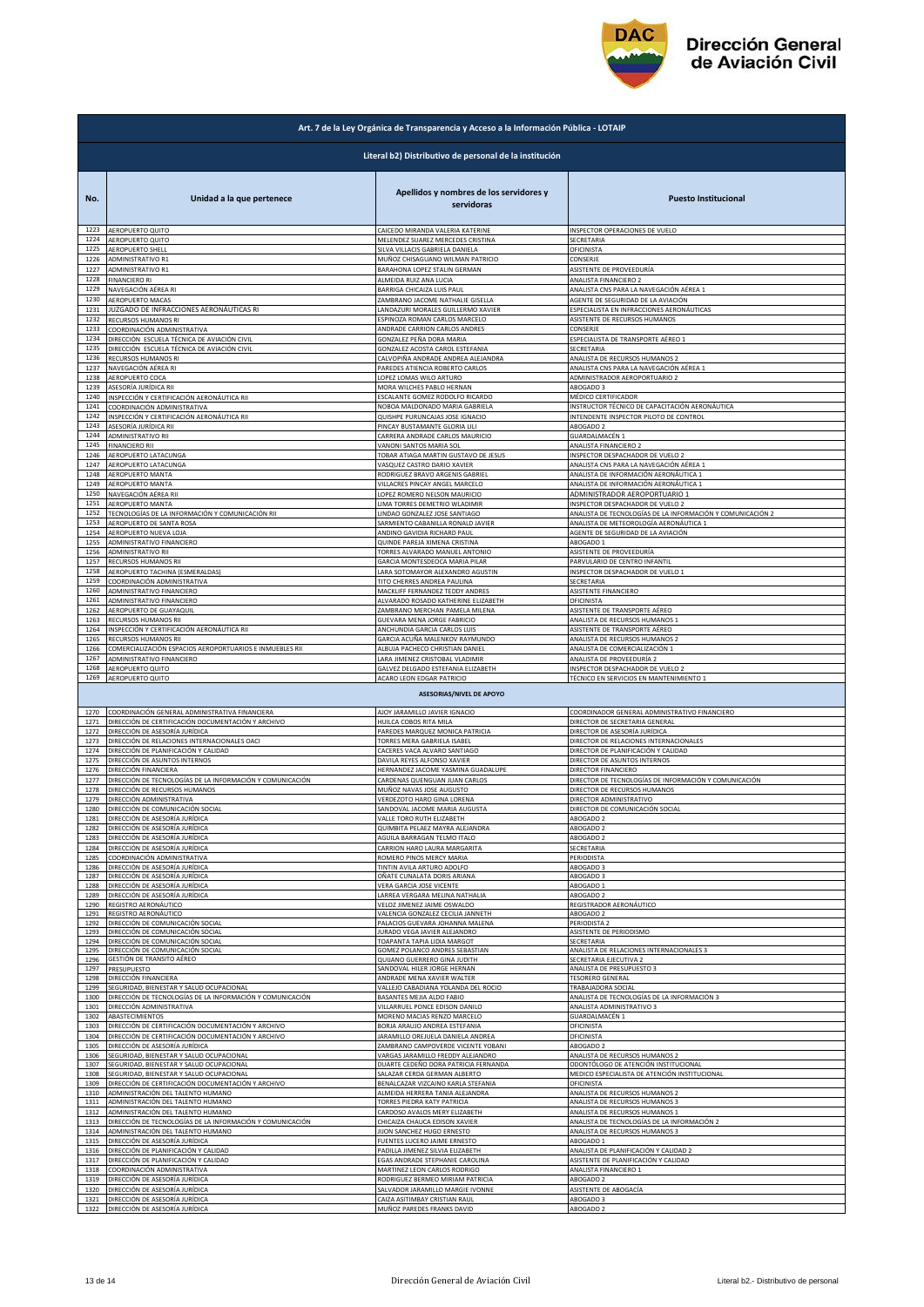Dirección General de Aviación Civil

## Art. 7 de la Ley Orgánica de Transparencia y Acceso a la Información Pública - LOTAIP

### Literal b2) Distributivo de personal de la institución

| No. | Unidad a la que pertenece | Apellidos y nombres de los servidores y servidoras | Puesto Institucional |
|---|---|---|---|
| 1223 | AEROPUERTO QUITO | CAICEDO MIRANDA VALERIA KATERINE | INSPECTOR OPERACIONES DE VUELO |
| 1224 | AEROPUERTO QUITO | MELENDEZ SUAREZ MERCEDES CRISTINA | SECRETARIA |
| 1225 | AEROPUERTO SHELL | SILVA VILLACIS GABRIELA DANIELA | OFICINISTA |
| 1226 | ADMINISTRATIVO R1 | MUÑOZ CHISAGUANO WILMAN PATRICIO | CONSERJE |
| 1227 | ADMINISTRATIVO R1 | BARAHONA LOPEZ STALIN GERMAN | ASISTENTE DE PROVEEDURÍA |
| 1228 | FINANCIERO RI | ALMEIDA RUIZ ANA LUCIA | ANALISTA FINANCIERO 2 |
| 1229 | NAVEGACIÓN AÉREA RI | BARRIGA CHICAIZA LUIS PAUL | ANALISTA CNS PARA LA NAVEGACIÓN AÉREA 1 |
| 1230 | AEROPUERTO MACAS | ZAMBRANO JACOME NATHALIE GISELLA | AGENTE DE SEGURIDAD DE LA AVIACIÓN |
| 1231 | JUZGADO DE INFRACCIONES AERONÁUTICAS RI | LANDAZURI MORALES GUILLERMO XAVIER | ESPECIALISTA EN INFRACCIONES AERONÁUTICAS |
| 1232 | RECURSOS HUMANOS RI | ESPINOZA ROMAN CARLOS MARCELO | ASISTENTE DE RECURSOS HUMANOS |
| 1233 | COORDINACIÓN ADMINISTRATIVA | ANDRADE CARRION CARLOS ANDRES | CONSERJE |
| 1234 | DIRECCIÓN ESCUELA TÉCNICA DE AVIACIÓN CIVIL | GONZALEZ PEÑA DORA MARIA | ESPECIALISTA DE TRANSPORTE AÉREO 1 |
| 1235 | DIRECCIÓN ESCUELA TÉCNICA DE AVIACIÓN CIVIL | GONZALEZ ACOSTA CAROL ESTEFANIA | SECRETARIA |
| 1236 | RECURSOS HUMANOS RI | CALVOPIÑA ANDRADE ANDREA ALEJANDRA | ANALISTA DE RECURSOS HUMANOS 2 |
| 1237 | NAVEGACIÓN AÉREA RI | PAREDES ATIENCIA ROBERTO CARLOS | ANALISTA CNS PARA LA NAVEGACIÓN AÉREA 1 |
| 1238 | AEROPUERTO COCA | LOPEZ LOMAS WILO ARTURO | ADMINISTRADOR AEROPORTUARIO 2 |
| 1239 | ASESORÍA JURÍDICA RII | MORA WILCHES PABLO HERNAN | ABOGADO 3 |
| 1240 | INSPECCIÓN Y CERTIFICACIÓN AERONÁUTICA RII | ESCALANTE GOMEZ RODOLFO RICARDO | MÉDICO CERTIFICADOR |
| 1241 | COORDINACIÓN ADMINISTRATIVA | NOBOA MALDONADO MARIA GABRIELA | INSTRUCTOR TÉCNICO DE CAPACITACIÓN AERONÁUTICA |
| 1242 | INSPECCIÓN Y CERTIFICACIÓN AERONÁUTICA RII | QUISHPE PURUNCAJAS JOSE IGNACIO | INTENDENTE INSPECTOR PILOTO DE CONTROL |
| 1243 | ASESORÍA JURÍDICA RII | PINCAY BUSTAMANTE GLORIA LILI | ABOGADO 2 |
| 1244 | ADMINISTRATIVO RII | CARRERA ANDRADE CARLOS MAURICIO | GUARDALMACÉN 1 |
| 1245 | FINANCIERO RII | VANONI SANTOS MARIA SOL | ANALISTA FINANCIERO 2 |
| 1246 | AEROPUERTO LATACUNGA | TOBAR ATIAGA MARTIN GUSTAVO DE JESUS | INSPECTOR DESPACHADOR DE VUELO 2 |
| 1247 | AEROPUERTO LATACUNGA | VASQUEZ CASTRO DARIO XAVIER | ANALISTA CNS PARA LA NAVEGACIÓN AÉREA 1 |
| 1248 | AEROPUERTO MANTA | RODRIGUEZ BRAVO ARGENIS GABRIEL | ANALISTA DE INFORMACIÓN AERONÁUTICA 1 |
| 1249 | AEROPUERTO MANTA | VILLACRES PINCAY ANGEL MARCELO | ANALISTA DE INFORMACIÓN AERONÁUTICA 1 |
| 1250 | NAVEGACIÓN AÉREA RII | LOPEZ ROMERO NELSON MAURICIO | ADMINISTRADOR AEROPORTUARIO 1 |
| 1251 | AEROPUERTO MANTA | LIMA TORRES DEMETRIO WLADIMIR | INSPECTOR DESPACHADOR DE VUELO 2 |
| 1252 | TECNOLOGÍAS DE LA INFORMACIÓN Y COMUNICACIÓN RII | LINDAO GONZALEZ JOSE SANTIAGO | ANALISTA DE TECNOLOGÍAS DE LA INFORMACIÓN Y COMUNICACIÓN 2 |
| 1253 | AEROPUERTO DE SANTA ROSA | SARMIENTO CABANILLA RONALD JAVIER | ANALISTA DE METEOROLOGÍA AERONÁUTICA 1 |
| 1254 | AEROPUERTO NUEVA LOJA | ANDINO GAVIDIA RICHARD PAUL | AGENTE DE SEGURIDAD DE LA AVIACIÓN |
| 1255 | ADMINISTRATIVO FINANCIERO | QUINDE PAREJA XIMENA CRISTINA | ABOGADO 1 |
| 1256 | ADMINISTRATIVO RII | TORRES ALVARADO MANUEL ANTONIO | ASISTENTE DE PROVEEDURÍA |
| 1257 | RECURSOS HUMANOS RII | GARCIA MONTESDEOCA MARIA PILAR | PARVULARIO DE CENTRO INFANTIL |
| 1258 | AEROPUERTO TACHINA (ESMERALDAS) | LARA SOTOMAYOR ALEXANDRO AGUSTIN | INSPECTOR DESPACHADOR DE VUELO 1 |
| 1259 | COORDINACIÓN ADMINISTRATIVA | TITO CHERRES ANDREA PAULINA | SECRETARIA |
| 1260 | ADMINISTRATIVO FINANCIERO | MACKLIFF FERNANDEZ TEDDY ANDRES | ASISTENTE FINANCIERO |
| 1261 | ADMINISTRATIVO FINANCIERO | ALVARADO ROSADO KATHERINE ELIZABETH | OFICINISTA |
| 1262 | AEROPUERTO DE GUAYAQUIL | ZAMBRANO MERCHAN PAMELA MILENA | ASISTENTE DE TRANSPORTE AÉREO |
| 1263 | RECURSOS HUMANOS RII | GUEVARA MENA JORGE FABRICIO | ANALISTA DE RECURSOS HUMANOS 1 |
| 1264 | INSPECCIÓN Y CERTIFICACIÓN AERONÁUTICA RII | ANCHUNDIA GARCIA CARLOS LUIS | ASISTENTE DE TRANSPORTE AÉREO |
| 1265 | RECURSOS HUMANOS RII | GARCIA ACUÑA MALENKOV RAYMUNDO | ANALISTA DE RECURSOS HUMANOS 2 |
| 1266 | COMERCIALIZACIÓN ESPACIOS AEROPORTUARIOS E INMUEBLES RII | ALBUJA PACHECO CHRISTIAN DANIEL | ANALISTA DE COMERCIALIZACIÓN 1 |
| 1267 | ADMINISTRATIVO FINANCIERO | LARA JIMENEZ CRISTOBAL VLADIMIR | ANALISTA DE PROVEEDURÍA 2 |
| 1268 | AEROPUERTO QUITO | GALVEZ DELGADO ESTEFANIA ELIZABETH | INSPECTOR DESPACHADOR DE VUELO 2 |
| 1269 | AEROPUERTO QUITO | ACARO LEON EDGAR PATRICIO | TÉCNICO EN SERVICIOS EN MANTENIMIENTO 1 |
| | **ASESORIAS/NIVEL DE APOYO** | | |
| 1270 | COORDINACIÓN GENERAL ADMINISTRATIVA FINANCIERA | AJOY JARAMILLO JAVIER IGNACIO | COORDINADOR GENERAL ADMINISTRATIVO FINANCIERO |
| 1271 | DIRECCIÓN DE CERTIFICACIÓN DOCUMENTACIÓN Y ARCHIVO | HUILCA COBOS RITA MILA | DIRECTOR DE SECRETARIA GENERAL |
| 1272 | DIRECCIÓN DE ASESORÍA JURÍDICA | PAREDES MARQUEZ MONICA PATRICIA | DIRECTOR DE ASESORÍA JURÍDICA |
| 1273 | DIRECCIÓN DE RELACIONES INTERNACIONALES OACI | TORRES MERA GABRIELA ISABEL | DIRECTOR DE RELACIONES INTERNACIONALES |
| 1274 | DIRECCIÓN DE PLANIFICACIÓN Y CALIDAD | CACERES VACA ALVARO SANTIAGO | DIRECTOR DE PLANIFICACIÓN Y CALIDAD |
| 1275 | DIRECCIÓN DE ASUNTOS INTERNOS | DAVILA REYES ALFONSO XAVIER | DIRECTOR DE ASUNTOS INTERNOS |
| 1276 | DIRECCIÓN FINANCIERA | HERNANDEZ JACOME YASMINA GUADALUPE | DIRECTOR FINANCIERO |
| 1277 | DIRECCIÓN DE TECNOLOGÍAS DE LA INFORMACIÓN Y COMUNICACIÓN | CARDENAS QUENGUAN JUAN CARLOS | DIRECTOR DE TECNOLOGÍAS DE INFORMACIÓN Y COMUNICACIÓN |
| 1278 | DIRECCIÓN DE RECURSOS HUMANOS | MUÑOZ NAVAS JOSE AUGUSTO | DIRECTOR DE RECURSOS HUMANOS |
| 1279 | DIRECCIÓN ADMINISTRATIVA | VERDEZOTO HARO GINA LORENA | DIRECTOR ADMINISTRATIVO |
| 1280 | DIRECCIÓN DE COMUNICACIÓN SOCIAL | SANDOVAL JACOME MARIA AUGUSTA | DIRECTOR DE COMUNICACIÓN SOCIAL |
| 1281 | DIRECCIÓN DE ASESORÍA JURÍDICA | VALLE TORO RUTH ELIZABETH | ABOGADO 2 |
| 1282 | DIRECCIÓN DE ASESORÍA JURÍDICA | QUIMBITA PELAEZ MAYRA ALEJANDRA | ABOGADO 2 |
| 1283 | DIRECCIÓN DE ASESORÍA JURÍDICA | AGUILA BARRAGAN TELMO ITALO | ABOGADO 2 |
| 1284 | DIRECCIÓN DE ASESORÍA JURÍDICA | CARRION HARO LAURA MARGARITA | SECRETARIA |
| 1285 | COORDINACIÓN ADMINISTRATIVA | ROMERO PINOS MERCY MARIA | PERIODISTA |
| 1286 | DIRECCIÓN DE ASESORÍA JURÍDICA | TINTIN AVILA ARTURO ADOLFO | ABOGADO 3 |
| 1287 | DIRECCIÓN DE ASESORÍA JURÍDICA | OÑATE CUNALATA DORIS ARIANA | ABOGADO 3 |
| 1288 | DIRECCIÓN DE ASESORÍA JURÍDICA | VERA GARCIA JOSE VICENTE | ABOGADO 1 |
| 1289 | DIRECCIÓN DE ASESORÍA JURÍDICA | LARREA VERGARA MELINA NATHALIA | ABOGADO 2 |
| 1290 | REGISTRO AERONÁUTICO | VELOZ JIMENEZ JAIME OSWALDO | REGISTRADOR AERONÁUTICO |
| 1291 | REGISTRO AERONÁUTICO | VALENCIA GONZALEZ CECILIA JANNETH | ABOGADO 2 |
| 1292 | DIRECCIÓN DE COMUNICACIÓN SOCIAL | PALACIOS GUEVARA JOHANNA MALENA | PERIODISTA 2 |
| 1293 | DIRECCIÓN DE COMUNICACIÓN SOCIAL | JURADO VEGA JAVIER ALEJANDRO | ASISTENTE DE PERIODISMO |
| 1294 | DIRECCIÓN DE COMUNICACIÓN SOCIAL | TOAPANTA TAPIA LIDIA MARGOT | SECRETARIA |
| 1295 | DIRECCIÓN DE COMUNICACIÓN SOCIAL | GOMEZ POLANCO ANDRES SEBASTIAN | ANALISTA DE RELACIONES INTERNACIONALES 3 |
| 1296 | GESTIÓN DE TRANSITO AÉREO | QUIJANO GUERRERO GINA JUDITH | SECRETARIA EJECUTIVA 2 |
| 1297 | PRESUPUESTO | SANDOVAL HILER JORGE HERNAN | ANALISTA DE PRESUPUESTO 3 |
| 1298 | DIRECCIÓN FINANCIERA | ANDRADE MENA XAVIER WALTER | TESORERO GENERAL |
| 1299 | SEGURIDAD, BIENESTAR Y SALUD OCUPACIONAL | VALLEJO CABADIANA YOLANDA DEL ROCIO | TRABAJADORA SOCIAL |
| 1300 | DIRECCIÓN DE TECNOLOGÍAS DE LA INFORMACIÓN Y COMUNICACIÓN | BASANTES MEJIA ALDO FABIO | ANALISTA DE TECNOLOGÍAS DE LA INFORMACIÓN 3 |
| 1301 | DIRECCIÓN ADMINISTRATIVA | VILLARRUEL PONCE EDISON DANILO | ANALISTA ADMINISTRATIVO 3 |
| 1302 | ABASTECIMIENTOS | MORENO MACIAS RENZO MARCELO | GUARDALMACÉN 1 |
| 1303 | DIRECCIÓN DE CERTIFICACIÓN DOCUMENTACIÓN Y ARCHIVO | BORJA ARAUJO ANDREA ESTEFANIA | OFICINISTA |
| 1304 | DIRECCIÓN DE CERTIFICACIÓN DOCUMENTACIÓN Y ARCHIVO | JARAMILLO OREJUELA DANIELA ANDREA | OFICINISTA |
| 1305 | DIRECCIÓN DE ASESORÍA JURÍDICA | ZAMBRANO CAMPOVERDE VICENTE YOBANI | ABOGADO 2 |
| 1306 | SEGURIDAD, BIENESTAR Y SALUD OCUPACIONAL | VARGAS JARAMILLO FREDDY ALEJANDRO | ANALISTA DE RECURSOS HUMANOS 2 |
| 1307 | SEGURIDAD, BIENESTAR Y SALUD OCUPACIONAL | DUARTE CEDEÑO DORA PATRICIA FERNANDA | ODONTÓLOGO DE ATENCIÓN INSTITUCIONAL |
| 1308 | SEGURIDAD, BIENESTAR Y SALUD OCUPACIONAL | SALAZAR CERDA GERMAN ALBERTO | MEDICO ESPECIALISTA DE ATENCIÓN INSTITUCIONAL |
| 1309 | DIRECCIÓN DE CERTIFICACIÓN DOCUMENTACIÓN Y ARCHIVO | BENALCAZAR VIZCAINO KARLA STEFANIA | OFICINISTA |
| 1310 | ADMINISTRACIÓN DEL TALENTO HUMANO | ALMEIDA HERRERA TANIA ALEJANDRA | ANALISTA DE RECURSOS HUMANOS 2 |
| 1311 | ADMINISTRACIÓN DEL TALENTO HUMANO | TORRES PIEDRA KATY PATRICIA | ANALISTA DE RECURSOS HUMANOS 3 |
| 1312 | ADMINISTRACIÓN DEL TALENTO HUMANO | CARDOSO AVALOS MERY ELIZABETH | ANALISTA DE RECURSOS HUMANOS 1 |
| 1313 | DIRECCIÓN DE TECNOLOGÍAS DE LA INFORMACIÓN Y COMUNICACIÓN | CHICAIZA CHAUCA EDISON XAVIER | ANALISTA DE TECNOLOGÍAS DE LA INFORMACIÓN 2 |
| 1314 | ADMINISTRACIÓN DEL TALENTO HUMANO | JIJON SANCHEZ HUGO ERNESTO | ANALISTA DE RECURSOS HUMANOS 3 |
| 1315 | DIRECCIÓN DE ASESORÍA JURÍDICA | FUENTES LUCERO JAIME ERNESTO | ABOGADO 1 |
| 1316 | DIRECCIÓN DE PLANIFICACIÓN Y CALIDAD | PADILLA JIMENEZ SILVIA ELIZABETH | ANALISTA DE PLANIFICACIÓN Y CALIDAD 2 |
| 1317 | DIRECCIÓN DE PLANIFICACIÓN Y CALIDAD | EGAS ANDRADE STEPHANIE CAROLINA | ASISTENTE DE PLANIFICACIÓN Y CALIDAD |
| 1318 | COORDINACIÓN ADMINISTRATIVA | MARTINEZ LEON CARLOS RODRIGO | ANALISTA FINANCIERO 1 |
| 1319 | DIRECCIÓN DE ASESORÍA JURÍDICA | RODRIGUEZ BERMEO MIRIAM PATRICIA | ABOGADO 2 |
| 1320 | DIRECCIÓN DE ASESORÍA JURÍDICA | SALVADOR JARAMILLO MARGIE IVONNE | ASISTENTE DE ABOGACÍA |
| 1321 | DIRECCIÓN DE ASESORÍA JURÍDICA | CAIZA ASITIMBAY CRISTIAN RAUL | ABOGADO 3 |
| 1322 | DIRECCIÓN DE ASESORÍA JURÍDICA | MUÑOZ PAREDES FRANKS DAVID | ABOGADO 2 |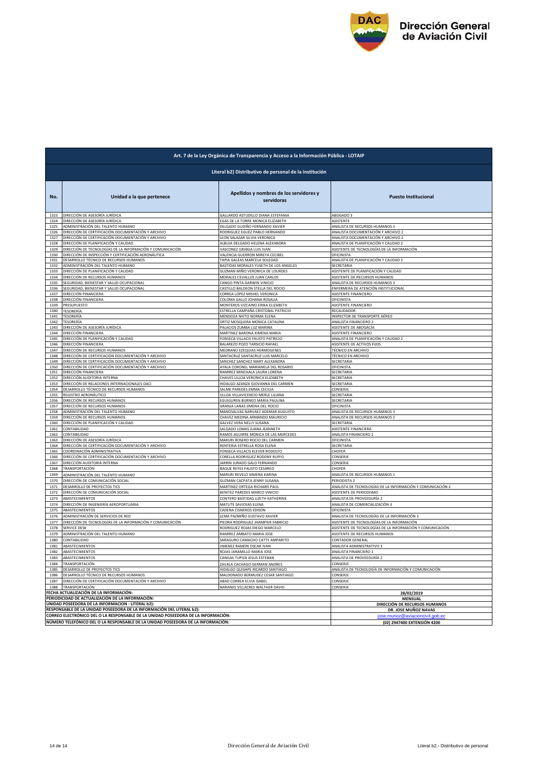## Art. 7 de la Ley Orgánica de Transparencia y Acceso a la Información Pública - LOTAIP

### Literal b2) Distributivo de personal de la institución

| No. | Unidad a la que pertenece | Apellidos y nombres de los servidores y servidoras | Puesto Institucional |
|---|---|---|---|
| 1323 | DIRECCIÓN DE ASESORÍA JURÍDICA | GALLARDO ASTUDILLO DIANA ESTEFANIA | ABOGADO 3 |
| 1324 | DIRECCIÓN DE ASESORÍA JURÍDICA | EGAS DE LA TORRE MONICA ELIZABETH | ASISTENTE |
| 1325 | ADMINISTRACIÓN DEL TALENTO HUMANO | DELGADO GUDIÑO FERNANDO XAVIER | ANALISTA DE RECURSOS HUMANOS 3 |
| 1326 | DIRECCIÓN DE CERTIFICACIÓN DOCUMENTACIÓN Y ARCHIVO | RODRIGUEZ EGUEZ PABLO HERNANDO | ANALISTA DOCUMENTACIÓN Y ARCHIVO 2 |
| 1327 | DIRECCIÓN DE CERTIFICACIÓN DOCUMENTACIÓN Y ARCHIVO | LEON SALAZAR SILVIA VERONICA | ANALISTA DOCUMENTACIÓN Y ARCHIVO 2 |
| 1328 | DIRECCIÓN DE PLANIFICACIÓN Y CALIDAD | ALBUJA DELGADO HELENA ALEXANDRA | ANALISTA DE PLANIFICACIÓN Y CALIDAD 2 |
| 1329 | DIRECCIÓN DE TECNOLOGÍAS DE LA INFORMACIÓN Y COMUNICACIÓN | VASCONEZ GRANJA LUIS IVAN | ASISTENTE DE TECNOLOGÍAS DE LA INFORMACIÓN |
| 1330 | DIRECCIÓN DE INSPECCIÓN Y CERTIFICACIÓN AERONÁUTICA | VALENCIA GUERRON MIREYA CECIBEL | OFICINISTA |
| 1331 | DESARROLLO TÉCNICO DE RECURSOS HUMANOS | TAPIA GALEAS MARCELA SOLEDAD | ANALISTA DE PLANIFICACIÓN Y CALIDAD 2 |
| 1332 | ADMINISTRACIÓN DEL TALENTO HUMANO | BASTIDAS MORALES YUSETH DE LOS ANGELES | SECRETARIA |
| 1333 | DIRECCIÓN DE PLANIFICACIÓN Y CALIDAD | GUZMAN MIÑO VERONICA DE LOURDES | ASISTENTE DE PLANIFICACIÓN Y CALIDAD |
| 1334 | DIRECCIÓN DE RECURSOS HUMANOS | MORALES CEVALLOS JUAN CARLOS | ASISTENTE DE RECURSOS HUMANOS |
| 1335 | SEGURIDAD, BIENESTAR Y SALUD OCUPACIONAL | CANGO PINTA DARWIN VINICIO | ANALISTA DE RECURSOS HUMANOS 3 |
| 1336 | SEGURIDAD, BIENESTAR Y SALUD OCUPACIONAL | CASTILLO BALDEON STELLA DEL ROCIO | ENFERMERA DE ATENCIÓN INSTITUCIONAL |
| 1337 | DIRECCIÓN FINANCIERA | CORREA LOPEZ MISHEL VERONICA | ASISTENTE FINANCIERO |
| 1338 | DIRECCIÓN FINANCIERA | COLOMA GALLO JOHANA ROSALIA | OFICINISTA |
| 1339 | PRESUPUESTO | MONTEROS VIZCAINO ERIKA ELIZABETH | ASISTENTE FINANCIERO |
| 1340 | TESORERÍA | ESTRELLA CAMPAÑA CRISTOBAL PATRICIO | RECAUDADOR |
| 1341 | TESORERÍA | MENDOZA NIETO NORMA ELENA | INSPECTOR DE TRANSPORTE AÉREO |
| 1342 | TESORERÍA | ORTIZ MOSQUERA MONICA CATALINA | ANALISTA FINANCIERO 2 |
| 1343 | DIRECCIÓN DE ASESORÍA JURÍDICA | PALACIOS ZUMBA LUZ MARINA | ASISTENTE DE ABOGACÍA |
| 1344 | DIRECCIÓN FINANCIERA | MARTINEZ BARONA XIMENA MARIA | ASISTENTE FINANCIERO |
| 1345 | DIRECCIÓN DE PLANIFICACIÓN Y CALIDAD | FONSECA VILLACIS FAUSTO PATRICIO | ANALISTA DE PLANIFICACIÓN Y CALIDAD 2 |
| 1346 | DIRECCIÓN FINANCIERA | BALAREZO POZO TARSICIO RAFAEL | ASISTENTE DE ACTIVOS FIJOS |
| 1347 | DIRECCIÓN DE RECURSOS HUMANOS | MEDRANO EZEQUIAS HERMOGENES | TÉCNICO EN ARCHIVO |
| 1348 | DIRECCIÓN DE CERTIFICACIÓN DOCUMENTACIÓN Y ARCHIVO | SANTACRUZ SANTACRUZ LUIS MARCELO | TÉCNICO EN ARCHIVO |
| 1349 | DIRECCIÓN DE CERTIFICACIÓN DOCUMENTACIÓN Y ARCHIVO | SANCHEZ SANCHEZ MARY ALEXANDRA | SECRETARIA |
| 1350 | DIRECCIÓN DE CERTIFICACIÓN DOCUMENTACIÓN Y ARCHIVO | AYALA CORONEL MARIANELA DEL ROSARIO | OFICINISTA |
| 1351 | DIRECCIÓN FINANCIERA | RAMIREZ MINCHALA LAURA LORENA | SECRETARIA |
| 1352 | DIRECCIÓN AUDITORIA INTERNA | CHAVES ULLOA VERONICA ELIZABETH | SECRETARIA |
| 1353 | DIRECCIÓN DE RELACIONES INTERNACIONALES OACI | HIDALGO AZANZA GIOVANNA DEL CARMEN | SECRETARIA |
| 1354 | DESARROLLO TÉCNICO DE RECURSOS HUMANOS | SALME PAREDES EMMA CECILIA | CONSERJE |
| 1355 | REGISTRO AERONÁUTICO | ULLOA VILLAVICENCIO MERLE LILIANA | SECRETARIA |
| 1356 | DIRECCIÓN DE RECURSOS HUMANOS | EGUIGUREN BURNEO MARIA PAULINA | SECRETARIA |
| 1357 | DIRECCIÓN DE RECURSOS HUMANOS | GRANJA LANAS JIMENA DEL ROCIO | OFICINISTA |
| 1358 | ADMINISTRACIÓN DEL TALENTO HUMANO | MANOSALVAS NARVAEZ ADEMAR AUGUSTO | ANALISTA DE RECURSOS HUMANOS 3 |
| 1359 | DIRECCIÓN DE RECURSOS HUMANOS | CHAVEZ MEDINA ARMANDO MAURICIO | ANALISTA DE RECURSOS HUMANOS 2 |
| 1360 | DIRECCIÓN DE PLANIFICACIÓN Y CALIDAD | GALVEZ VERA NELLY SUSANA | SECRETARIA |
| 1361 | CONTABILIDAD | SALGADO LOMAS JUANA JEANNETH | ASISTENTE FINANCIERA |
| 1362 | CONTABILIDAD | RAMOS AGUIRRE MONICA DE LAS MERCEDES | ANALISTA FINANCIERO 2 |
| 1363 | DIRECCIÓN DE ASESORÍA JURÍDICA | MARURI ROSERO ROCIO DEL CARMEN | OFICINISTA |
| 1364 | DIRECCIÓN DE CERTIFICACIÓN DOCUMENTACIÓN Y ARCHIVO | RENTERIA ESTRELLA ROSA ELENA | SECRETARIA |
| 1365 | COORDINACIÓN ADMINISTRATIVA | FONSECA VILLACIS KLEVER RODOLFO | CHOFER |
| 1366 | DIRECCIÓN DE CERTIFICACIÓN DOCUMENTACIÓN Y ARCHIVO | CORELLA RODRIGUEZ RODDNY RUFFO | CONSERJE |
| 1367 | DIRECCIÓN AUDITORIA INTERNA | JARRIN JURADO GALO FERNANDO | CONSERJE |
| 1368 | TRANSPORTACIÓN | BAQUE REYES FAUSTO CESAREO | CHOFER |
| 1369 | ADMINISTRACIÓN DEL TALENTO HUMANO | MARURI REVELO XIMENA KARINA | ANALISTA DE RECURSOS HUMANOS 1 |
| 1370 | DIRECCIÓN DE COMUNICACIÓN SOCIAL | GUZMAN CACPATA JENNY SUSANA | PERIODISTA 2 |
| 1371 | DESARROLLO DE PROYECTOS TICS | MARTINEZ ORTEGA RICHARD PAUL | ANALISTA DE TECNOLOGÍAS DE LA INFORMACIÓN Y COMUNICACIÓN 2 |
| 1372 | DIRECCIÓN DE COMUNICACIÓN SOCIAL | BENITEZ PAREDES MARCO VINICIO | ASISTENTE DE PERIODISMO |
| 1373 | ABASTECIMIENTOS | CONTERO BASTIDAS LIZETH KATHERINE | ANALISTA DE PROVEEDURÍA 2 |
| 1374 | DIRECCIÓN DE INGENIERÍA AEROPORTUARIA | MATUTE SAVICKAS ELENA | ANALISTA DE COMERCIALIZACIÓN 3 |
| 1375 | ABASTECIMIENTOS | CADENA CISNEROS EDISON | OFICINISTA |
| 1376 | ADMINISTRACIÓN DE SERVICIOS DE RED | LEMA PAZMIÑO GUSTAVO XAVIER | ANALISTA DE TECNOLOGÍAS DE LA INFORMACIÓN 3 |
| 1377 | DIRECCIÓN DE TECNOLOGÍAS DE LA INFORMACIÓN Y COMUNICACIÓN | PIEDRA RODRIGUEZ JHAMPIER FABRICIO | ASISTENTE DE TECNOLOGÍAS DE LA INFORMACIÓN |
| 1378 | SERVICE DESK | RODRIGUEZ ROJAS DIEGO MARCELO | ASISTENTE DE TECNOLOGÍAS DE LA INFORMACIÓN Y COMUNICACIÓN |
| 1379 | ADMINISTRACIÓN DEL TALENTO HUMANO | RAMIREZ AMBATO MARIA JOSE | ASISTENTE DE RECURSOS HUMANOS |
| 1380 | CONTABILIDAD | SARAGURO CAMACHO CATTY AMPARITO | CONTADOR GENERAL |
| 1381 | ABASTECIMIENTOS | JIMENEZ RAMON OSCAR IVAN | ANALISTA ADMINISTRATIVO 3 |
| 1382 | ABASTECIMIENTOS | ROJAS JARAMILLO MARIA JOSE | ANALISTA FINANCIERO 1 |
| 1383 | ABASTECIMIENTOS | CANGAS TUPIZA JESUS ESTEBAN | ANALISTA DE PROVEEDURÍA 2 |
| 1384 | TRANSPORTACIÓN | ZAVALA CACHAGO GERMAN ANDRES | CONSERJE |
| 1385 | DESARROLLO DE PROYECTOS TICS | HIDALGO QUISHPE RICARDO SANTIAGO | ANALISTA DE TECNOLOGÍA DE INFORMACIÓN Y COMUNICACIÓN |
| 1386 | DESARROLLO TÉCNICO DE RECURSOS HUMANOS | MALDONADO BERMUDEZ CESAR SANTIAGO | CONSERJE |
| 1387 | DIRECCIÓN DE CERTIFICACIÓN DOCUMENTACIÓN Y ARCHIVO | ABAD CORREA ELVIA ISABEL | CONSERJE |
| 1388 | TRANSPORTACIÓN | NARANJO VILLACRES WALTHER DAVID | CONSERJE |

| | |
|---|---|
| **FECHA ACTUALIZACIÓN DE LA INFORMACIÓN:** | **28/02/2019** |
| **PERIODICIDAD DE ACTUALIZACIÓN DE LA INFORMACIÓN:** | **MENSUAL** |
| **UNIDAD POSEEDORA DE LA INFORMACION - LITERAL b2):** | **DIRECCIÓN DE RECURSOS HUMANOS** |
| **RESPONSABLE DE LA UNIDAD POSEEDORA DE LA INFORMACIÓN DEL LITERAL b2):** | **DR. JOSE MUÑOZ NAVAS** |
| **CORREO ELECTRÓNICO DEL O LA RESPONSABLE DE LA UNIDAD POSEEDORA DE LA INFORMACIÓN:** | jose.munoz@aviacioncivil.gob.ec |
| **NÚMERO TELEFÓNICO DEL O LA RESPONSABLE DE LA UNIDAD POSEEDORA DE LA INFORMACIÓN:** | **(02) 2947400 EXTENSIÓN 4200** |